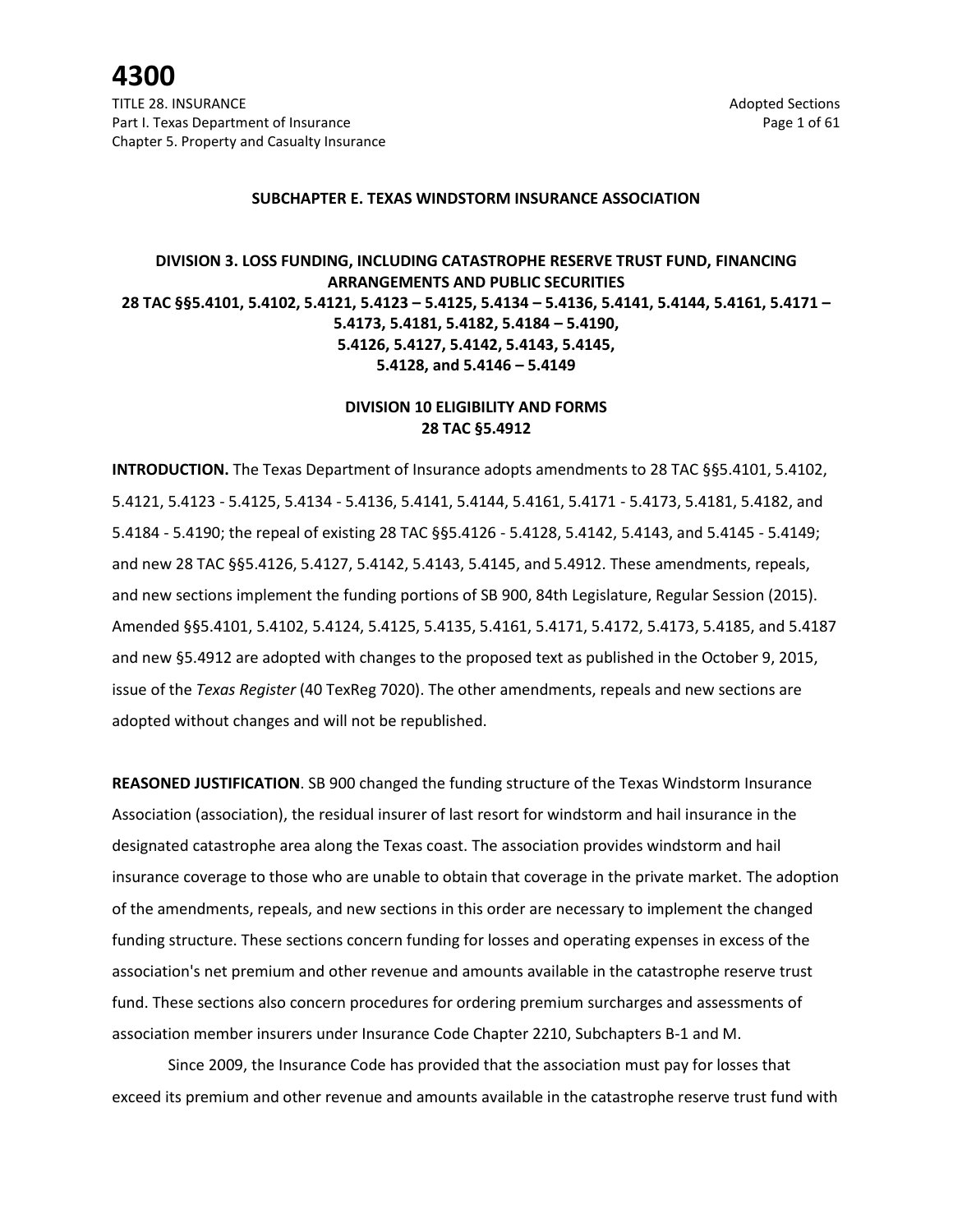# 4300

TITLE 28. INSURANCE
Part I. Texas Department of Insurance
Chapter 5. Property and Casualty Insurance

Adopted Sections

## SUBCHAPTER E. TEXAS WINDSTORM INSURANCE ASSOCIATION

### DIVISION 3. LOSS FUNDING, INCLUDING CATASTROPHE RESERVE TRUST FUND, FINANCING ARRANGEMENTS AND PUBLIC SECURITIES

### 28 TAC §§5.4101, 5.4102, 5.4121, 5.4123 – 5.4125, 5.4134 – 5.4136, 5.4141, 5.4144, 5.4161, 5.4171 – 5.4173, 5.4181, 5.4182, 5.4184 – 5.4190, 5.4126, 5.4127, 5.4142, 5.4143, 5.4145, 5.4128, and 5.4146 – 5.4149

### DIVISION 10 ELIGIBILITY AND FORMS

### 28 TAC §5.4912

**INTRODUCTION.** The Texas Department of Insurance adopts amendments to 28 TAC §§5.4101, 5.4102, 5.4121, 5.4123 - 5.4125, 5.4134 - 5.4136, 5.4141, 5.4144, 5.4161, 5.4171 - 5.4173, 5.4181, 5.4182, and 5.4184 - 5.4190; the repeal of existing 28 TAC §§5.4126 - 5.4128, 5.4142, 5.4143, and 5.4145 - 5.4149; and new 28 TAC §§5.4126, 5.4127, 5.4142, 5.4143, 5.4145, and 5.4912. These amendments, repeals, and new sections implement the funding portions of SB 900, 84th Legislature, Regular Session (2015). Amended §§5.4101, 5.4102, 5.4124, 5.4125, 5.4135, 5.4161, 5.4171, 5.4172, 5.4173, 5.4185, and 5.4187 and new §5.4912 are adopted with changes to the proposed text as published in the October 9, 2015, issue of the *Texas Register* (40 TexReg 7020). The other amendments, repeals and new sections are adopted without changes and will not be republished.

**REASONED JUSTIFICATION**. SB 900 changed the funding structure of the Texas Windstorm Insurance Association (association), the residual insurer of last resort for windstorm and hail insurance in the designated catastrophe area along the Texas coast. The association provides windstorm and hail insurance coverage to those who are unable to obtain that coverage in the private market. The adoption of the amendments, repeals, and new sections in this order are necessary to implement the changed funding structure. These sections concern funding for losses and operating expenses in excess of the association's net premium and other revenue and amounts available in the catastrophe reserve trust fund. These sections also concern procedures for ordering premium surcharges and assessments of association member insurers under Insurance Code Chapter 2210, Subchapters B-1 and M.

Since 2009, the Insurance Code has provided that the association must pay for losses that exceed its premium and other revenue and amounts available in the catastrophe reserve trust fund with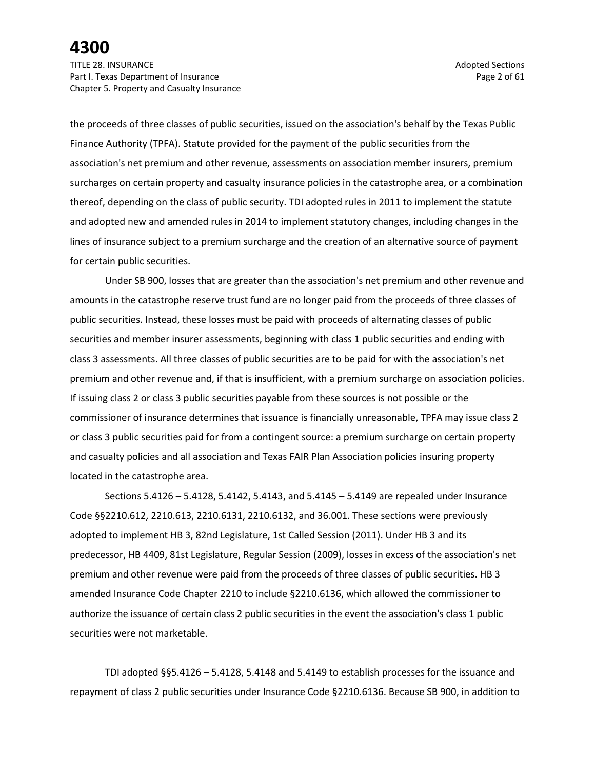the proceeds of three classes of public securities, issued on the association's behalf by the Texas Public Finance Authority (TPFA). Statute provided for the payment of the public securities from the association's net premium and other revenue, assessments on association member insurers, premium surcharges on certain property and casualty insurance policies in the catastrophe area, or a combination thereof, depending on the class of public security. TDI adopted rules in 2011 to implement the statute and adopted new and amended rules in 2014 to implement statutory changes, including changes in the lines of insurance subject to a premium surcharge and the creation of an alternative source of payment for certain public securities.

Under SB 900, losses that are greater than the association's net premium and other revenue and amounts in the catastrophe reserve trust fund are no longer paid from the proceeds of three classes of public securities. Instead, these losses must be paid with proceeds of alternating classes of public securities and member insurer assessments, beginning with class 1 public securities and ending with class 3 assessments. All three classes of public securities are to be paid for with the association's net premium and other revenue and, if that is insufficient, with a premium surcharge on association policies. If issuing class 2 or class 3 public securities payable from these sources is not possible or the commissioner of insurance determines that issuance is financially unreasonable, TPFA may issue class 2 or class 3 public securities paid for from a contingent source: a premium surcharge on certain property and casualty policies and all association and Texas FAIR Plan Association policies insuring property located in the catastrophe area.

Sections 5.4126 – 5.4128, 5.4142, 5.4143, and 5.4145 – 5.4149 are repealed under Insurance Code §§2210.612, 2210.613, 2210.6131, 2210.6132, and 36.001. These sections were previously adopted to implement HB 3, 82nd Legislature, 1st Called Session (2011). Under HB 3 and its predecessor, HB 4409, 81st Legislature, Regular Session (2009), losses in excess of the association's net premium and other revenue were paid from the proceeds of three classes of public securities. HB 3 amended Insurance Code Chapter 2210 to include §2210.6136, which allowed the commissioner to authorize the issuance of certain class 2 public securities in the event the association's class 1 public securities were not marketable.

TDI adopted §§5.4126 – 5.4128, 5.4148 and 5.4149 to establish processes for the issuance and repayment of class 2 public securities under Insurance Code §2210.6136. Because SB 900, in addition to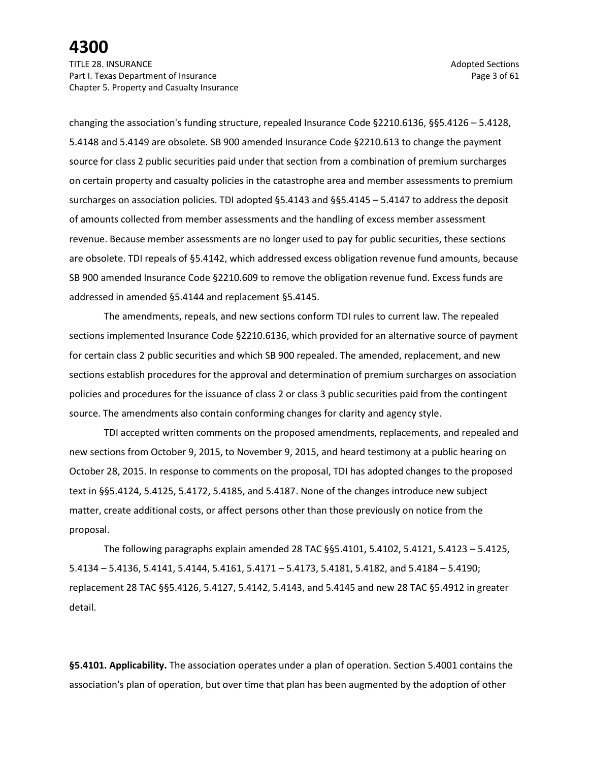changing the association's funding structure, repealed Insurance Code §2210.6136, §§5.4126 – 5.4128, 5.4148 and 5.4149 are obsolete. SB 900 amended Insurance Code §2210.613 to change the payment source for class 2 public securities paid under that section from a combination of premium surcharges on certain property and casualty policies in the catastrophe area and member assessments to premium surcharges on association policies. TDI adopted §5.4143 and §§5.4145 – 5.4147 to address the deposit of amounts collected from member assessments and the handling of excess member assessment revenue. Because member assessments are no longer used to pay for public securities, these sections are obsolete. TDI repeals of §5.4142, which addressed excess obligation revenue fund amounts, because SB 900 amended Insurance Code §2210.609 to remove the obligation revenue fund. Excess funds are addressed in amended §5.4144 and replacement §5.4145.

The amendments, repeals, and new sections conform TDI rules to current law. The repealed sections implemented Insurance Code §2210.6136, which provided for an alternative source of payment for certain class 2 public securities and which SB 900 repealed. The amended, replacement, and new sections establish procedures for the approval and determination of premium surcharges on association policies and procedures for the issuance of class 2 or class 3 public securities paid from the contingent source. The amendments also contain conforming changes for clarity and agency style.

TDI accepted written comments on the proposed amendments, replacements, and repealed and new sections from October 9, 2015, to November 9, 2015, and heard testimony at a public hearing on October 28, 2015. In response to comments on the proposal, TDI has adopted changes to the proposed text in §§5.4124, 5.4125, 5.4172, 5.4185, and 5.4187. None of the changes introduce new subject matter, create additional costs, or affect persons other than those previously on notice from the proposal.

The following paragraphs explain amended 28 TAC §§5.4101, 5.4102, 5.4121, 5.4123 – 5.4125, 5.4134 – 5.4136, 5.4141, 5.4144, 5.4161, 5.4171 – 5.4173, 5.4181, 5.4182, and 5.4184 – 5.4190; replacement 28 TAC §§5.4126, 5.4127, 5.4142, 5.4143, and 5.4145 and new 28 TAC §5.4912 in greater detail.

**§5.4101. Applicability.** The association operates under a plan of operation. Section 5.4001 contains the association's plan of operation, but over time that plan has been augmented by the adoption of other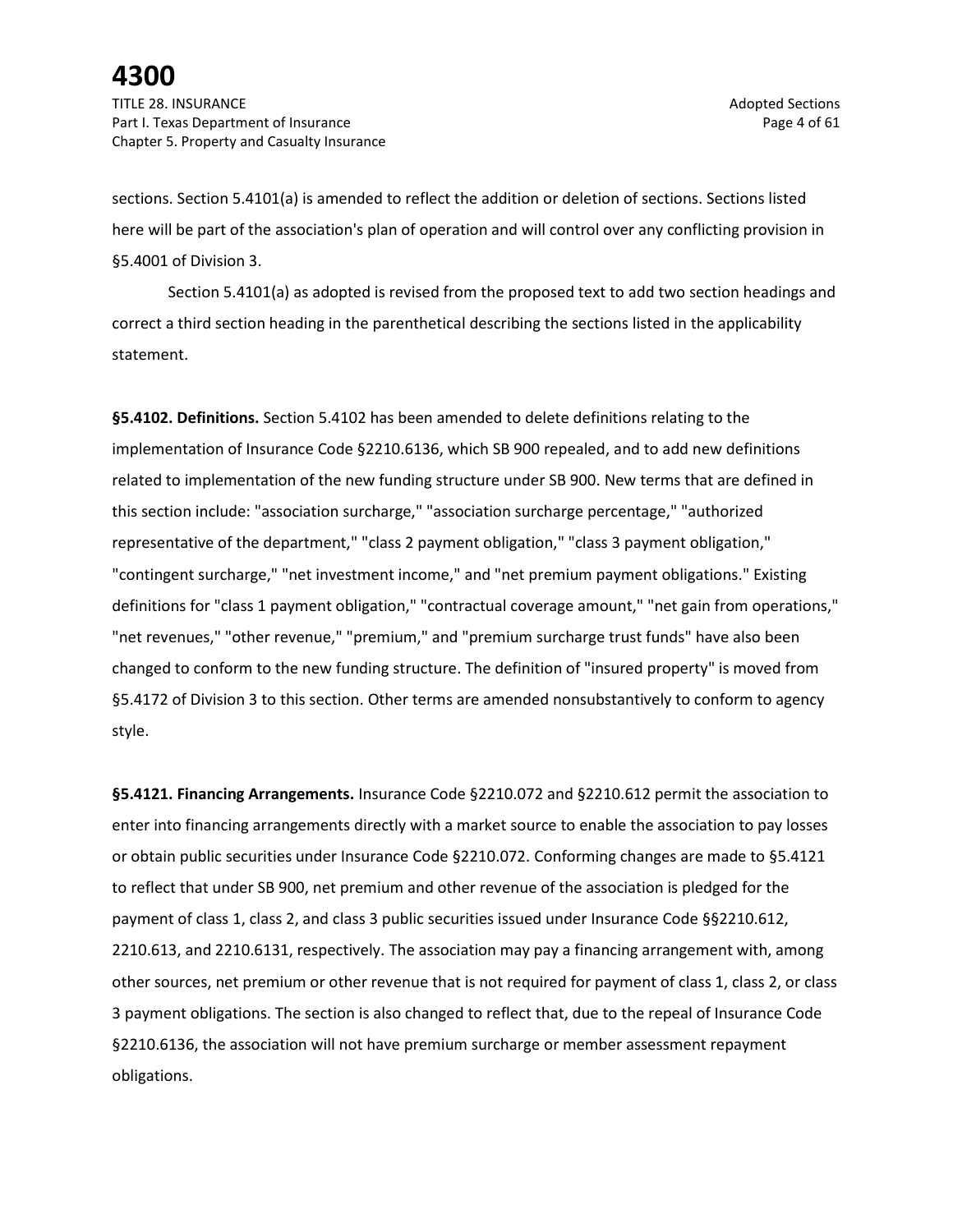sections. Section 5.4101(a) is amended to reflect the addition or deletion of sections. Sections listed here will be part of the association's plan of operation and will control over any conflicting provision in §5.4001 of Division 3.

Section 5.4101(a) as adopted is revised from the proposed text to add two section headings and correct a third section heading in the parenthetical describing the sections listed in the applicability statement.

**§5.4102. Definitions.** Section 5.4102 has been amended to delete definitions relating to the implementation of Insurance Code §2210.6136, which SB 900 repealed, and to add new definitions related to implementation of the new funding structure under SB 900. New terms that are defined in this section include: "association surcharge," "association surcharge percentage," "authorized representative of the department," "class 2 payment obligation," "class 3 payment obligation," "contingent surcharge," "net investment income," and "net premium payment obligations." Existing definitions for "class 1 payment obligation," "contractual coverage amount," "net gain from operations," "net revenues," "other revenue," "premium," and "premium surcharge trust funds" have also been changed to conform to the new funding structure. The definition of "insured property" is moved from §5.4172 of Division 3 to this section. Other terms are amended nonsubstantively to conform to agency style.

**§5.4121. Financing Arrangements.** Insurance Code §2210.072 and §2210.612 permit the association to enter into financing arrangements directly with a market source to enable the association to pay losses or obtain public securities under Insurance Code §2210.072. Conforming changes are made to §5.4121 to reflect that under SB 900, net premium and other revenue of the association is pledged for the payment of class 1, class 2, and class 3 public securities issued under Insurance Code §§2210.612, 2210.613, and 2210.6131, respectively. The association may pay a financing arrangement with, among other sources, net premium or other revenue that is not required for payment of class 1, class 2, or class 3 payment obligations. The section is also changed to reflect that, due to the repeal of Insurance Code §2210.6136, the association will not have premium surcharge or member assessment repayment obligations.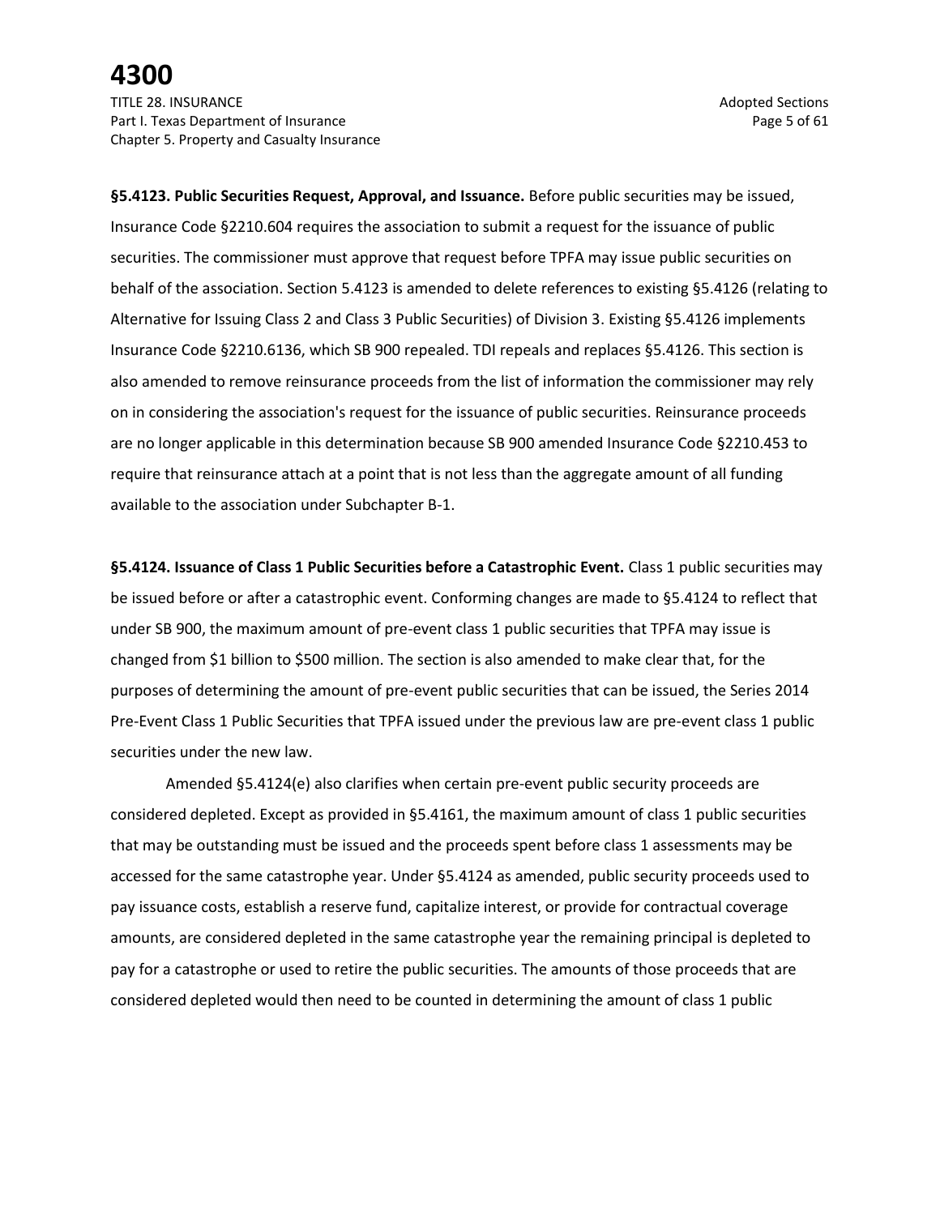**§5.4123. Public Securities Request, Approval, and Issuance.** Before public securities may be issued, Insurance Code §2210.604 requires the association to submit a request for the issuance of public securities. The commissioner must approve that request before TPFA may issue public securities on behalf of the association. Section 5.4123 is amended to delete references to existing §5.4126 (relating to Alternative for Issuing Class 2 and Class 3 Public Securities) of Division 3. Existing §5.4126 implements Insurance Code §2210.6136, which SB 900 repealed. TDI repeals and replaces §5.4126. This section is also amended to remove reinsurance proceeds from the list of information the commissioner may rely on in considering the association's request for the issuance of public securities. Reinsurance proceeds are no longer applicable in this determination because SB 900 amended Insurance Code §2210.453 to require that reinsurance attach at a point that is not less than the aggregate amount of all funding available to the association under Subchapter B-1.

**§5.4124. Issuance of Class 1 Public Securities before a Catastrophic Event.** Class 1 public securities may be issued before or after a catastrophic event. Conforming changes are made to §5.4124 to reflect that under SB 900, the maximum amount of pre-event class 1 public securities that TPFA may issue is changed from $1 billion to $500 million. The section is also amended to make clear that, for the purposes of determining the amount of pre-event public securities that can be issued, the Series 2014 Pre-Event Class 1 Public Securities that TPFA issued under the previous law are pre-event class 1 public securities under the new law.

Amended §5.4124(e) also clarifies when certain pre-event public security proceeds are considered depleted. Except as provided in §5.4161, the maximum amount of class 1 public securities that may be outstanding must be issued and the proceeds spent before class 1 assessments may be accessed for the same catastrophe year. Under §5.4124 as amended, public security proceeds used to pay issuance costs, establish a reserve fund, capitalize interest, or provide for contractual coverage amounts, are considered depleted in the same catastrophe year the remaining principal is depleted to pay for a catastrophe or used to retire the public securities. The amounts of those proceeds that are considered depleted would then need to be counted in determining the amount of class 1 public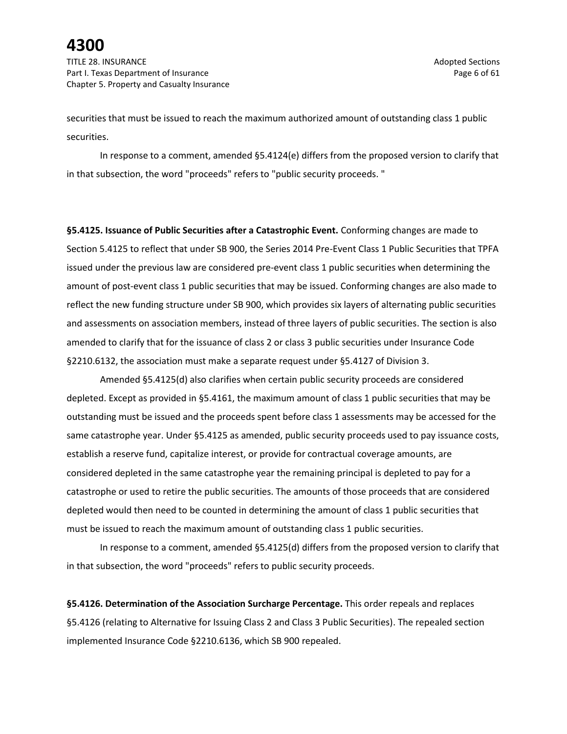securities that must be issued to reach the maximum authorized amount of outstanding class 1 public securities.

In response to a comment, amended §5.4124(e) differs from the proposed version to clarify that in that subsection, the word "proceeds" refers to "public security proceeds. "

**§5.4125. Issuance of Public Securities after a Catastrophic Event.** Conforming changes are made to Section 5.4125 to reflect that under SB 900, the Series 2014 Pre-Event Class 1 Public Securities that TPFA issued under the previous law are considered pre-event class 1 public securities when determining the amount of post-event class 1 public securities that may be issued. Conforming changes are also made to reflect the new funding structure under SB 900, which provides six layers of alternating public securities and assessments on association members, instead of three layers of public securities. The section is also amended to clarify that for the issuance of class 2 or class 3 public securities under Insurance Code §2210.6132, the association must make a separate request under §5.4127 of Division 3.

Amended §5.4125(d) also clarifies when certain public security proceeds are considered depleted. Except as provided in §5.4161, the maximum amount of class 1 public securities that may be outstanding must be issued and the proceeds spent before class 1 assessments may be accessed for the same catastrophe year. Under §5.4125 as amended, public security proceeds used to pay issuance costs, establish a reserve fund, capitalize interest, or provide for contractual coverage amounts, are considered depleted in the same catastrophe year the remaining principal is depleted to pay for a catastrophe or used to retire the public securities. The amounts of those proceeds that are considered depleted would then need to be counted in determining the amount of class 1 public securities that must be issued to reach the maximum amount of outstanding class 1 public securities.

In response to a comment, amended §5.4125(d) differs from the proposed version to clarify that in that subsection, the word "proceeds" refers to public security proceeds.

**§5.4126. Determination of the Association Surcharge Percentage.** This order repeals and replaces §5.4126 (relating to Alternative for Issuing Class 2 and Class 3 Public Securities). The repealed section implemented Insurance Code §2210.6136, which SB 900 repealed.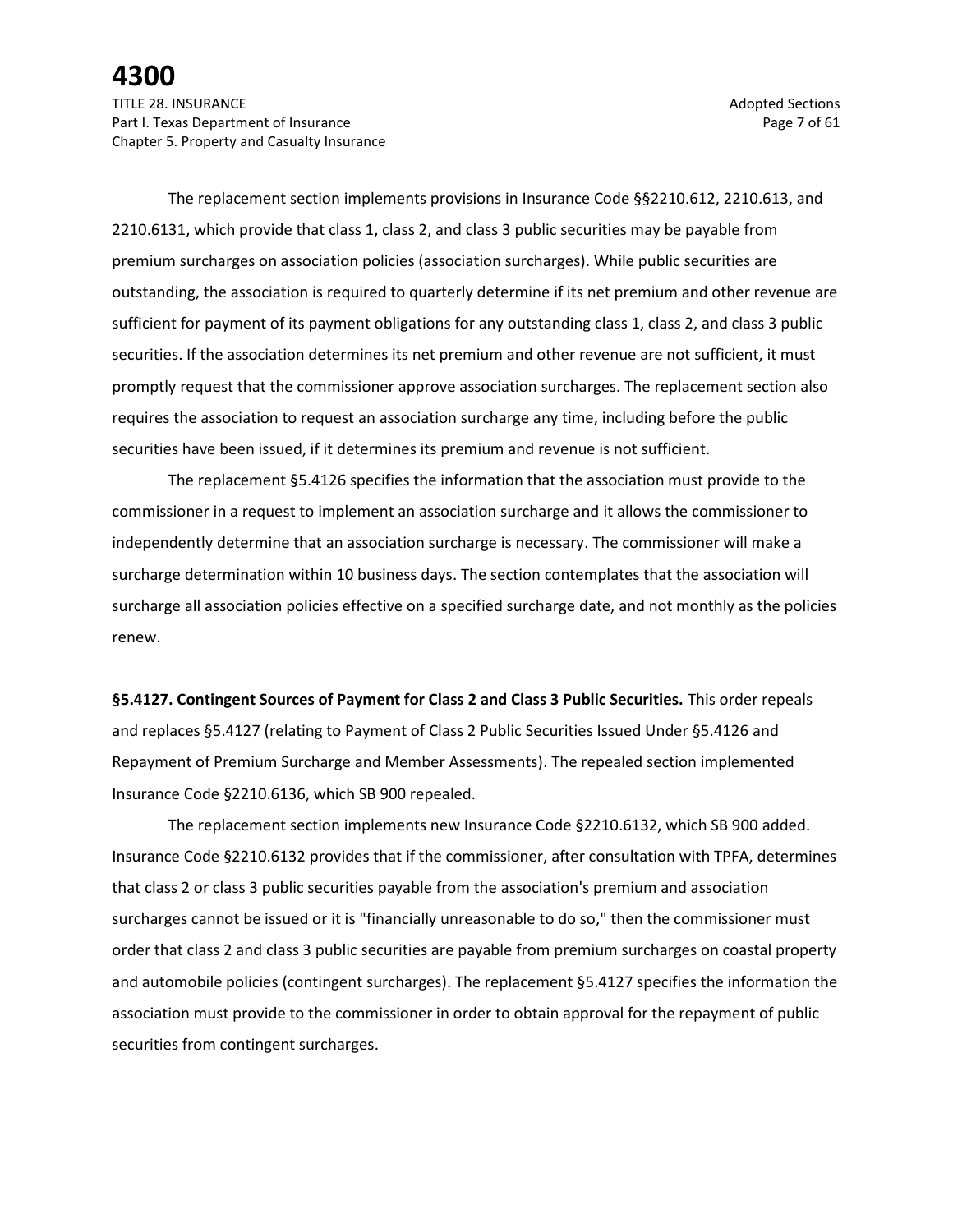The replacement section implements provisions in Insurance Code §§2210.612, 2210.613, and 2210.6131, which provide that class 1, class 2, and class 3 public securities may be payable from premium surcharges on association policies (association surcharges). While public securities are outstanding, the association is required to quarterly determine if its net premium and other revenue are sufficient for payment of its payment obligations for any outstanding class 1, class 2, and class 3 public securities. If the association determines its net premium and other revenue are not sufficient, it must promptly request that the commissioner approve association surcharges. The replacement section also requires the association to request an association surcharge any time, including before the public securities have been issued, if it determines its premium and revenue is not sufficient.

The replacement §5.4126 specifies the information that the association must provide to the commissioner in a request to implement an association surcharge and it allows the commissioner to independently determine that an association surcharge is necessary. The commissioner will make a surcharge determination within 10 business days. The section contemplates that the association will surcharge all association policies effective on a specified surcharge date, and not monthly as the policies renew.

**§5.4127. Contingent Sources of Payment for Class 2 and Class 3 Public Securities.** This order repeals and replaces §5.4127 (relating to Payment of Class 2 Public Securities Issued Under §5.4126 and Repayment of Premium Surcharge and Member Assessments). The repealed section implemented Insurance Code §2210.6136, which SB 900 repealed.

The replacement section implements new Insurance Code §2210.6132, which SB 900 added. Insurance Code §2210.6132 provides that if the commissioner, after consultation with TPFA, determines that class 2 or class 3 public securities payable from the association's premium and association surcharges cannot be issued or it is "financially unreasonable to do so," then the commissioner must order that class 2 and class 3 public securities are payable from premium surcharges on coastal property and automobile policies (contingent surcharges). The replacement §5.4127 specifies the information the association must provide to the commissioner in order to obtain approval for the repayment of public securities from contingent surcharges.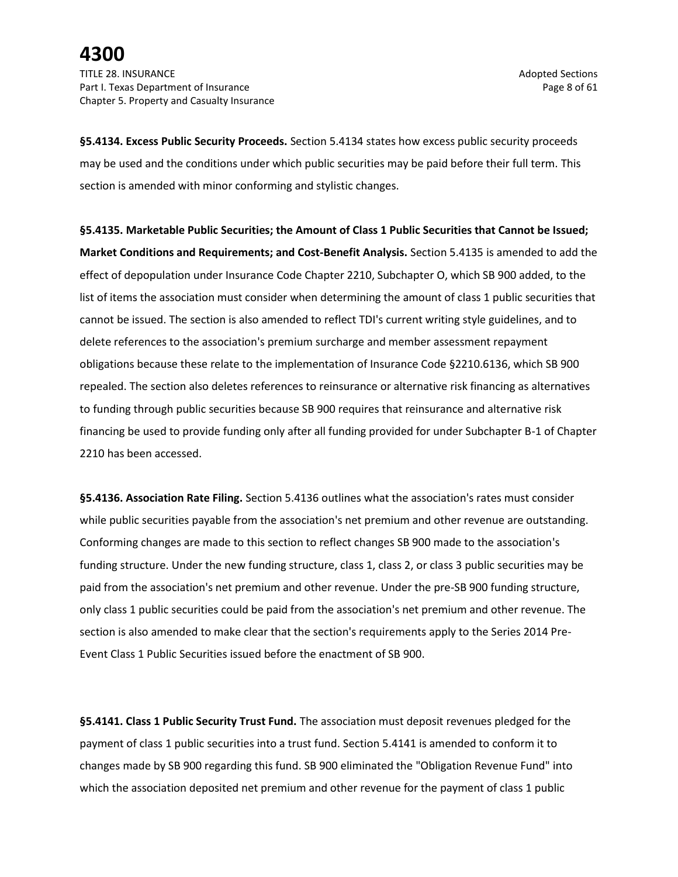**§5.4134. Excess Public Security Proceeds.** Section 5.4134 states how excess public security proceeds may be used and the conditions under which public securities may be paid before their full term. This section is amended with minor conforming and stylistic changes.

**§5.4135. Marketable Public Securities; the Amount of Class 1 Public Securities that Cannot be Issued; Market Conditions and Requirements; and Cost-Benefit Analysis.** Section 5.4135 is amended to add the effect of depopulation under Insurance Code Chapter 2210, Subchapter O, which SB 900 added, to the list of items the association must consider when determining the amount of class 1 public securities that cannot be issued. The section is also amended to reflect TDI's current writing style guidelines, and to delete references to the association's premium surcharge and member assessment repayment obligations because these relate to the implementation of Insurance Code §2210.6136, which SB 900 repealed. The section also deletes references to reinsurance or alternative risk financing as alternatives to funding through public securities because SB 900 requires that reinsurance and alternative risk financing be used to provide funding only after all funding provided for under Subchapter B-1 of Chapter 2210 has been accessed.

**§5.4136. Association Rate Filing.** Section 5.4136 outlines what the association's rates must consider while public securities payable from the association's net premium and other revenue are outstanding. Conforming changes are made to this section to reflect changes SB 900 made to the association's funding structure. Under the new funding structure, class 1, class 2, or class 3 public securities may be paid from the association's net premium and other revenue. Under the pre-SB 900 funding structure, only class 1 public securities could be paid from the association's net premium and other revenue. The section is also amended to make clear that the section's requirements apply to the Series 2014 Pre-Event Class 1 Public Securities issued before the enactment of SB 900.

**§5.4141. Class 1 Public Security Trust Fund.** The association must deposit revenues pledged for the payment of class 1 public securities into a trust fund. Section 5.4141 is amended to conform it to changes made by SB 900 regarding this fund. SB 900 eliminated the "Obligation Revenue Fund" into which the association deposited net premium and other revenue for the payment of class 1 public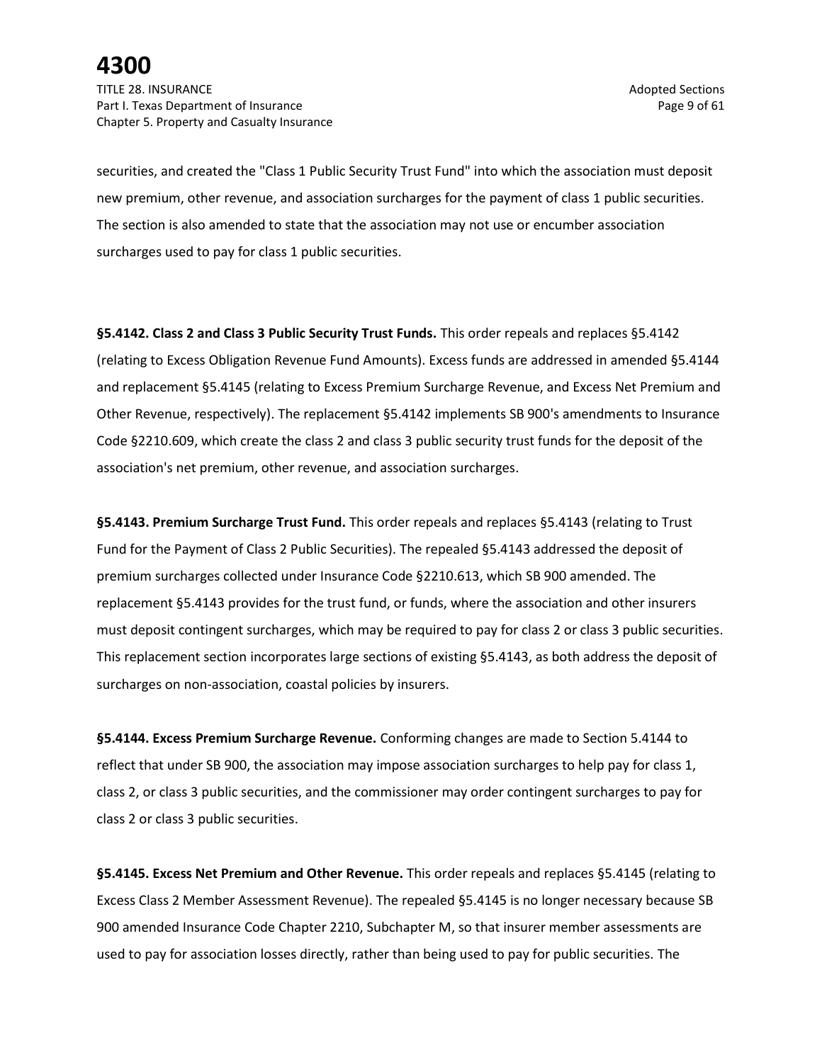securities, and created the "Class 1 Public Security Trust Fund" into which the association must deposit new premium, other revenue, and association surcharges for the payment of class 1 public securities. The section is also amended to state that the association may not use or encumber association surcharges used to pay for class 1 public securities.

**§5.4142. Class 2 and Class 3 Public Security Trust Funds.** This order repeals and replaces §5.4142 (relating to Excess Obligation Revenue Fund Amounts). Excess funds are addressed in amended §5.4144 and replacement §5.4145 (relating to Excess Premium Surcharge Revenue, and Excess Net Premium and Other Revenue, respectively). The replacement §5.4142 implements SB 900's amendments to Insurance Code §2210.609, which create the class 2 and class 3 public security trust funds for the deposit of the association's net premium, other revenue, and association surcharges.

**§5.4143. Premium Surcharge Trust Fund.** This order repeals and replaces §5.4143 (relating to Trust Fund for the Payment of Class 2 Public Securities). The repealed §5.4143 addressed the deposit of premium surcharges collected under Insurance Code §2210.613, which SB 900 amended. The replacement §5.4143 provides for the trust fund, or funds, where the association and other insurers must deposit contingent surcharges, which may be required to pay for class 2 or class 3 public securities. This replacement section incorporates large sections of existing §5.4143, as both address the deposit of surcharges on non-association, coastal policies by insurers.

**§5.4144. Excess Premium Surcharge Revenue.** Conforming changes are made to Section 5.4144 to reflect that under SB 900, the association may impose association surcharges to help pay for class 1, class 2, or class 3 public securities, and the commissioner may order contingent surcharges to pay for class 2 or class 3 public securities.

**§5.4145. Excess Net Premium and Other Revenue.** This order repeals and replaces §5.4145 (relating to Excess Class 2 Member Assessment Revenue). The repealed §5.4145 is no longer necessary because SB 900 amended Insurance Code Chapter 2210, Subchapter M, so that insurer member assessments are used to pay for association losses directly, rather than being used to pay for public securities. The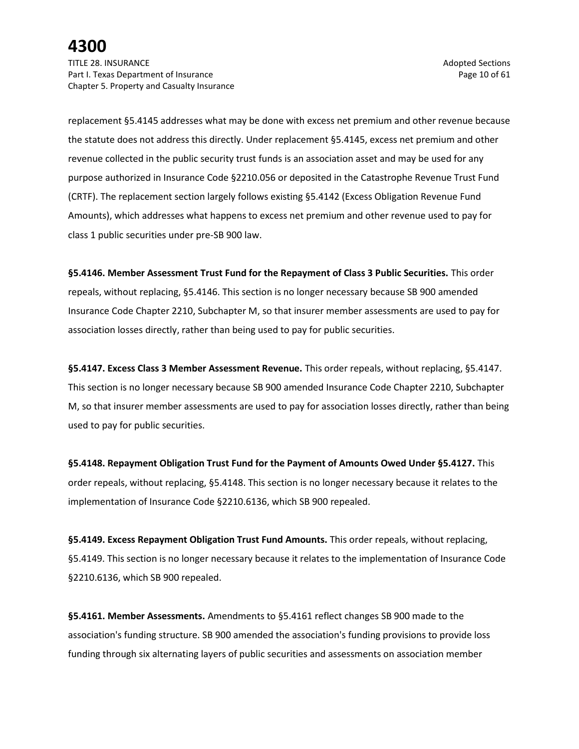replacement §5.4145 addresses what may be done with excess net premium and other revenue because the statute does not address this directly. Under replacement §5.4145, excess net premium and other revenue collected in the public security trust funds is an association asset and may be used for any purpose authorized in Insurance Code §2210.056 or deposited in the Catastrophe Revenue Trust Fund (CRTF). The replacement section largely follows existing §5.4142 (Excess Obligation Revenue Fund Amounts), which addresses what happens to excess net premium and other revenue used to pay for class 1 public securities under pre-SB 900 law.

**§5.4146. Member Assessment Trust Fund for the Repayment of Class 3 Public Securities.** This order repeals, without replacing, §5.4146. This section is no longer necessary because SB 900 amended Insurance Code Chapter 2210, Subchapter M, so that insurer member assessments are used to pay for association losses directly, rather than being used to pay for public securities.

**§5.4147. Excess Class 3 Member Assessment Revenue.** This order repeals, without replacing, §5.4147. This section is no longer necessary because SB 900 amended Insurance Code Chapter 2210, Subchapter M, so that insurer member assessments are used to pay for association losses directly, rather than being used to pay for public securities.

**§5.4148. Repayment Obligation Trust Fund for the Payment of Amounts Owed Under §5.4127.** This order repeals, without replacing, §5.4148. This section is no longer necessary because it relates to the implementation of Insurance Code §2210.6136, which SB 900 repealed.

**§5.4149. Excess Repayment Obligation Trust Fund Amounts.** This order repeals, without replacing, §5.4149. This section is no longer necessary because it relates to the implementation of Insurance Code §2210.6136, which SB 900 repealed.

**§5.4161. Member Assessments.** Amendments to §5.4161 reflect changes SB 900 made to the association's funding structure. SB 900 amended the association's funding provisions to provide loss funding through six alternating layers of public securities and assessments on association member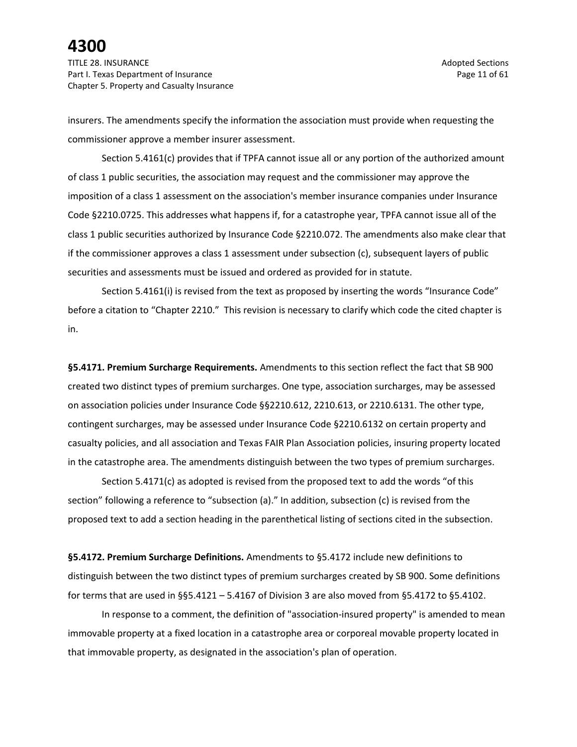insurers. The amendments specify the information the association must provide when requesting the commissioner approve a member insurer assessment.

Section 5.4161(c) provides that if TPFA cannot issue all or any portion of the authorized amount of class 1 public securities, the association may request and the commissioner may approve the imposition of a class 1 assessment on the association's member insurance companies under Insurance Code §2210.0725. This addresses what happens if, for a catastrophe year, TPFA cannot issue all of the class 1 public securities authorized by Insurance Code §2210.072. The amendments also make clear that if the commissioner approves a class 1 assessment under subsection (c), subsequent layers of public securities and assessments must be issued and ordered as provided for in statute.

Section 5.4161(i) is revised from the text as proposed by inserting the words "Insurance Code" before a citation to "Chapter 2210." This revision is necessary to clarify which code the cited chapter is in.

**§5.4171. Premium Surcharge Requirements.** Amendments to this section reflect the fact that SB 900 created two distinct types of premium surcharges. One type, association surcharges, may be assessed on association policies under Insurance Code §§2210.612, 2210.613, or 2210.6131. The other type, contingent surcharges, may be assessed under Insurance Code §2210.6132 on certain property and casualty policies, and all association and Texas FAIR Plan Association policies, insuring property located in the catastrophe area. The amendments distinguish between the two types of premium surcharges.

Section 5.4171(c) as adopted is revised from the proposed text to add the words "of this section" following a reference to "subsection (a)." In addition, subsection (c) is revised from the proposed text to add a section heading in the parenthetical listing of sections cited in the subsection.

**§5.4172. Premium Surcharge Definitions.** Amendments to §5.4172 include new definitions to distinguish between the two distinct types of premium surcharges created by SB 900. Some definitions for terms that are used in §§5.4121 – 5.4167 of Division 3 are also moved from §5.4172 to §5.4102.

In response to a comment, the definition of "association-insured property" is amended to mean immovable property at a fixed location in a catastrophe area or corporeal movable property located in that immovable property, as designated in the association's plan of operation.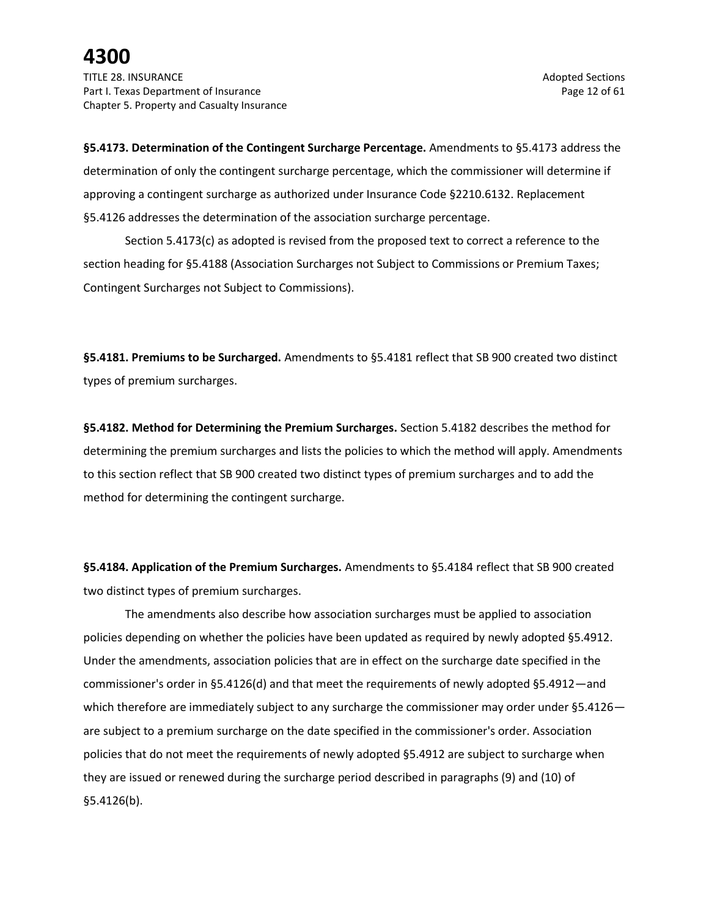**§5.4173. Determination of the Contingent Surcharge Percentage.** Amendments to §5.4173 address the determination of only the contingent surcharge percentage, which the commissioner will determine if approving a contingent surcharge as authorized under Insurance Code §2210.6132. Replacement §5.4126 addresses the determination of the association surcharge percentage.

Section 5.4173(c) as adopted is revised from the proposed text to correct a reference to the section heading for §5.4188 (Association Surcharges not Subject to Commissions or Premium Taxes; Contingent Surcharges not Subject to Commissions).

**§5.4181. Premiums to be Surcharged.** Amendments to §5.4181 reflect that SB 900 created two distinct types of premium surcharges.

**§5.4182. Method for Determining the Premium Surcharges.** Section 5.4182 describes the method for determining the premium surcharges and lists the policies to which the method will apply. Amendments to this section reflect that SB 900 created two distinct types of premium surcharges and to add the method for determining the contingent surcharge.

**§5.4184. Application of the Premium Surcharges.** Amendments to §5.4184 reflect that SB 900 created two distinct types of premium surcharges.

The amendments also describe how association surcharges must be applied to association policies depending on whether the policies have been updated as required by newly adopted §5.4912. Under the amendments, association policies that are in effect on the surcharge date specified in the commissioner's order in §5.4126(d) and that meet the requirements of newly adopted §5.4912—and which therefore are immediately subject to any surcharge the commissioner may order under §5.4126—are subject to a premium surcharge on the date specified in the commissioner's order. Association policies that do not meet the requirements of newly adopted §5.4912 are subject to surcharge when they are issued or renewed during the surcharge period described in paragraphs (9) and (10) of §5.4126(b).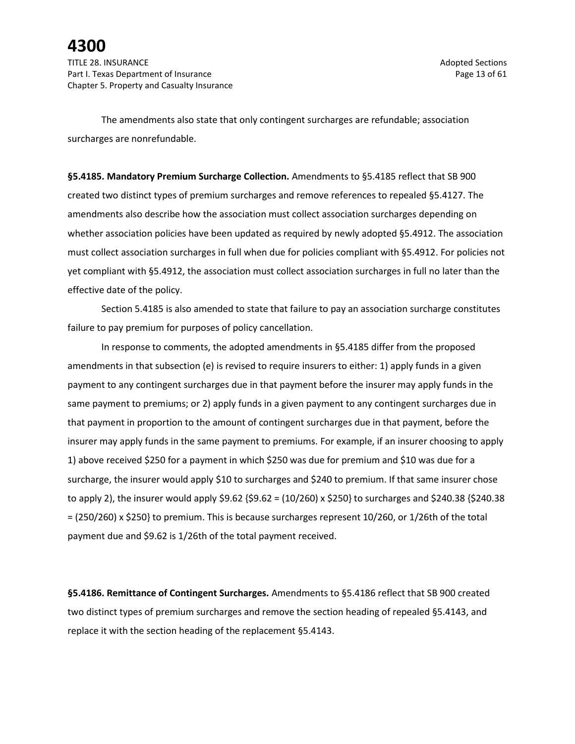The amendments also state that only contingent surcharges are refundable; association surcharges are nonrefundable.

**§5.4185. Mandatory Premium Surcharge Collection.** Amendments to §5.4185 reflect that SB 900 created two distinct types of premium surcharges and remove references to repealed §5.4127. The amendments also describe how the association must collect association surcharges depending on whether association policies have been updated as required by newly adopted §5.4912. The association must collect association surcharges in full when due for policies compliant with §5.4912. For policies not yet compliant with §5.4912, the association must collect association surcharges in full no later than the effective date of the policy.

Section 5.4185 is also amended to state that failure to pay an association surcharge constitutes failure to pay premium for purposes of policy cancellation.

In response to comments, the adopted amendments in §5.4185 differ from the proposed amendments in that subsection (e) is revised to require insurers to either: 1) apply funds in a given payment to any contingent surcharges due in that payment before the insurer may apply funds in the same payment to premiums; or 2) apply funds in a given payment to any contingent surcharges due in that payment in proportion to the amount of contingent surcharges due in that payment, before the insurer may apply funds in the same payment to premiums. For example, if an insurer choosing to apply 1) above received $250 for a payment in which $250 was due for premium and $10 was due for a surcharge, the insurer would apply $10 to surcharges and $240 to premium. If that same insurer chose to apply 2), the insurer would apply $9.62 {$9.62 = (10/260) x $250} to surcharges and $240.38 {$240.38 = (250/260) x $250} to premium. This is because surcharges represent 10/260, or 1/26th of the total payment due and $9.62 is 1/26th of the total payment received.

**§5.4186. Remittance of Contingent Surcharges.** Amendments to §5.4186 reflect that SB 900 created two distinct types of premium surcharges and remove the section heading of repealed §5.4143, and replace it with the section heading of the replacement §5.4143.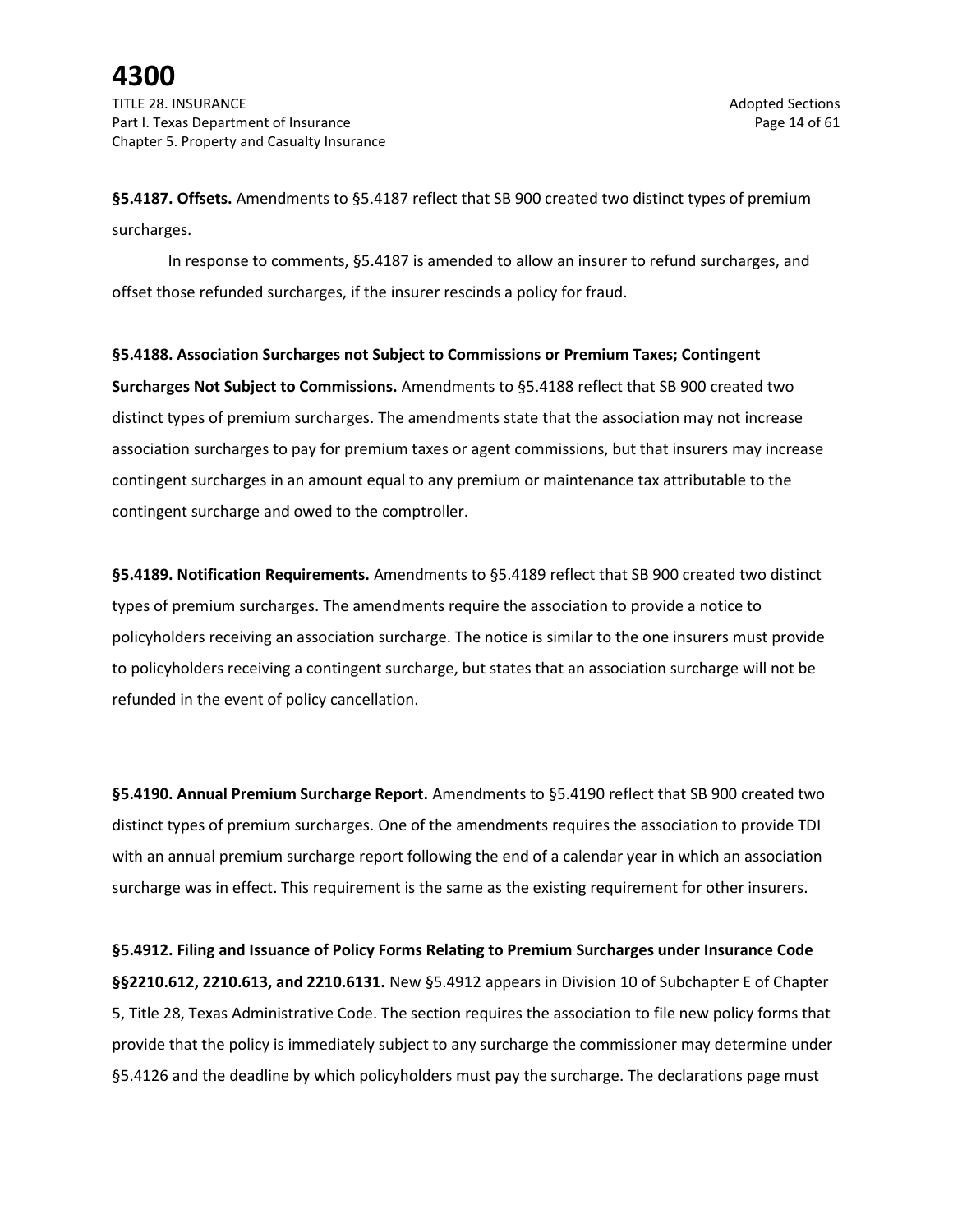**§5.4187. Offsets.** Amendments to §5.4187 reflect that SB 900 created two distinct types of premium surcharges.

In response to comments, §5.4187 is amended to allow an insurer to refund surcharges, and offset those refunded surcharges, if the insurer rescinds a policy for fraud.

**§5.4188. Association Surcharges not Subject to Commissions or Premium Taxes; Contingent Surcharges Not Subject to Commissions.** Amendments to §5.4188 reflect that SB 900 created two distinct types of premium surcharges. The amendments state that the association may not increase association surcharges to pay for premium taxes or agent commissions, but that insurers may increase contingent surcharges in an amount equal to any premium or maintenance tax attributable to the contingent surcharge and owed to the comptroller.

**§5.4189. Notification Requirements.** Amendments to §5.4189 reflect that SB 900 created two distinct types of premium surcharges. The amendments require the association to provide a notice to policyholders receiving an association surcharge. The notice is similar to the one insurers must provide to policyholders receiving a contingent surcharge, but states that an association surcharge will not be refunded in the event of policy cancellation.

**§5.4190. Annual Premium Surcharge Report.** Amendments to §5.4190 reflect that SB 900 created two distinct types of premium surcharges. One of the amendments requires the association to provide TDI with an annual premium surcharge report following the end of a calendar year in which an association surcharge was in effect. This requirement is the same as the existing requirement for other insurers.

**§5.4912. Filing and Issuance of Policy Forms Relating to Premium Surcharges under Insurance Code §§2210.612, 2210.613, and 2210.6131.** New §5.4912 appears in Division 10 of Subchapter E of Chapter 5, Title 28, Texas Administrative Code. The section requires the association to file new policy forms that provide that the policy is immediately subject to any surcharge the commissioner may determine under §5.4126 and the deadline by which policyholders must pay the surcharge. The declarations page must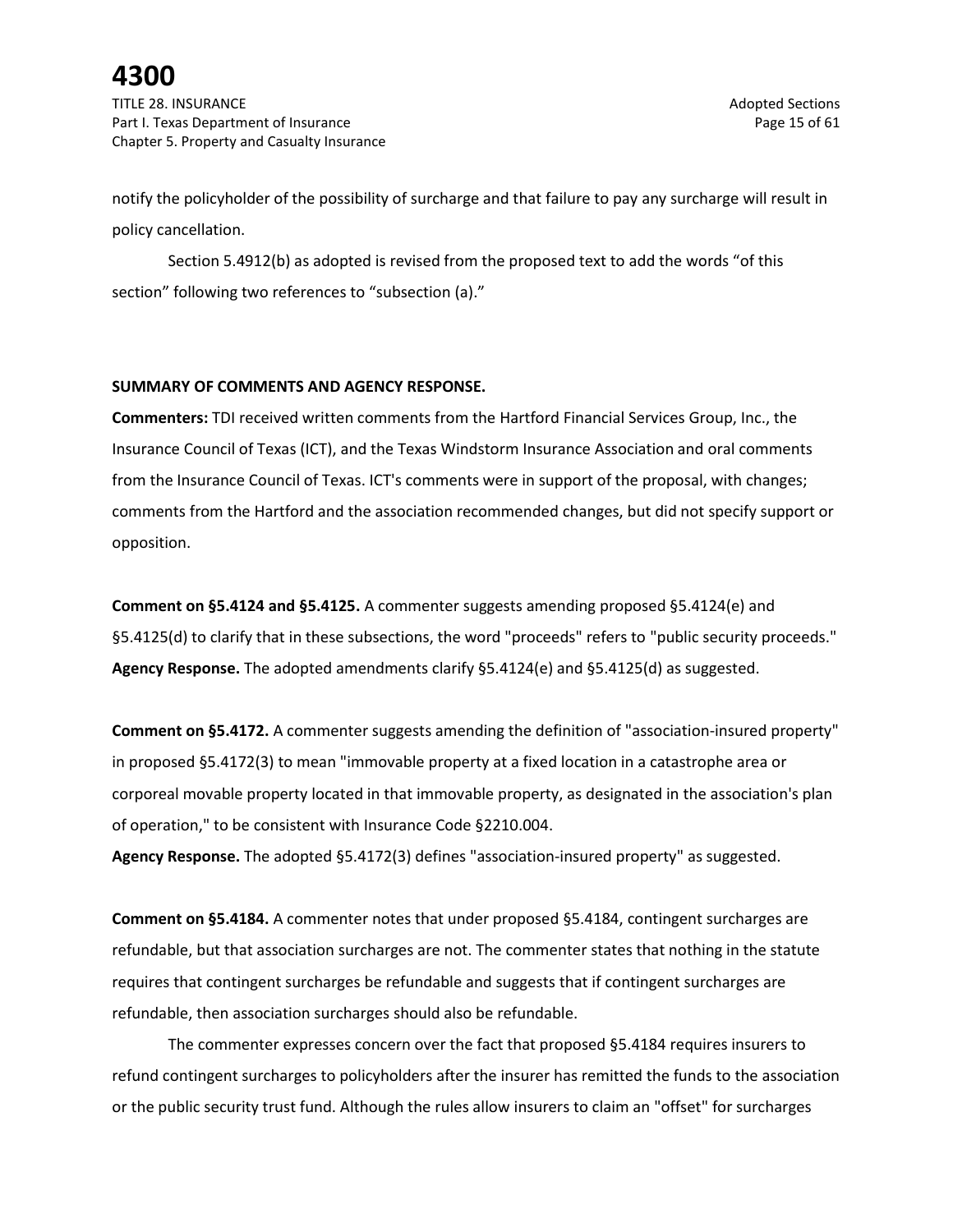notify the policyholder of the possibility of surcharge and that failure to pay any surcharge will result in policy cancellation.

Section 5.4912(b) as adopted is revised from the proposed text to add the words "of this section" following two references to "subsection (a)."

**SUMMARY OF COMMENTS AND AGENCY RESPONSE.**

**Commenters:** TDI received written comments from the Hartford Financial Services Group, Inc., the Insurance Council of Texas (ICT), and the Texas Windstorm Insurance Association and oral comments from the Insurance Council of Texas. ICT's comments were in support of the proposal, with changes; comments from the Hartford and the association recommended changes, but did not specify support or opposition.

**Comment on §5.4124 and §5.4125.** A commenter suggests amending proposed §5.4124(e) and §5.4125(d) to clarify that in these subsections, the word "proceeds" refers to "public security proceeds."

**Agency Response.** The adopted amendments clarify §5.4124(e) and §5.4125(d) as suggested.

**Comment on §5.4172.** A commenter suggests amending the definition of "association-insured property" in proposed §5.4172(3) to mean "immovable property at a fixed location in a catastrophe area or corporeal movable property located in that immovable property, as designated in the association's plan of operation," to be consistent with Insurance Code §2210.004.

**Agency Response.** The adopted §5.4172(3) defines "association-insured property" as suggested.

**Comment on §5.4184.** A commenter notes that under proposed §5.4184, contingent surcharges are refundable, but that association surcharges are not. The commenter states that nothing in the statute requires that contingent surcharges be refundable and suggests that if contingent surcharges are refundable, then association surcharges should also be refundable.

The commenter expresses concern over the fact that proposed §5.4184 requires insurers to refund contingent surcharges to policyholders after the insurer has remitted the funds to the association or the public security trust fund. Although the rules allow insurers to claim an "offset" for surcharges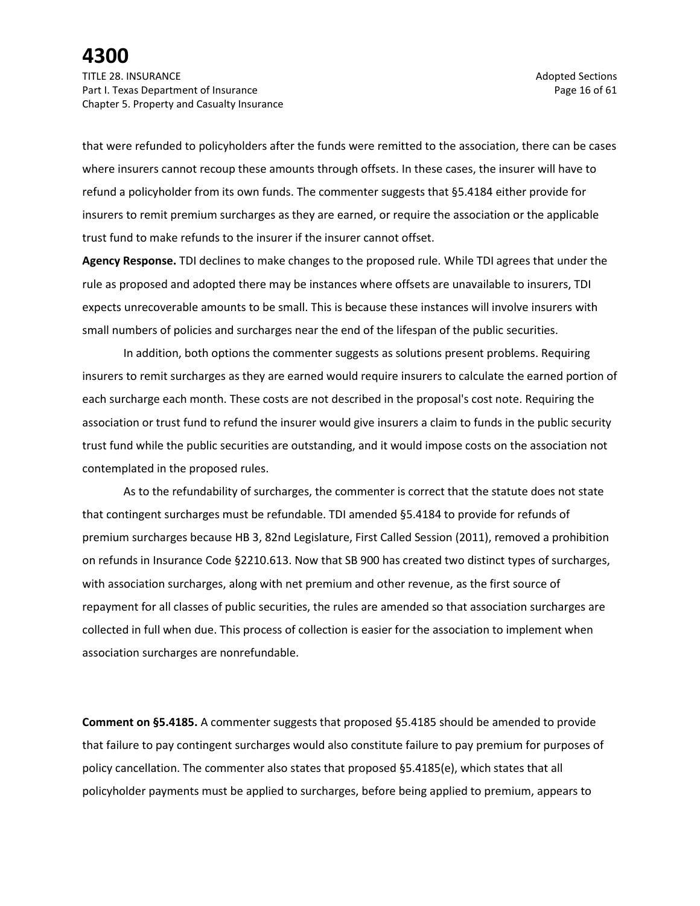that were refunded to policyholders after the funds were remitted to the association, there can be cases where insurers cannot recoup these amounts through offsets. In these cases, the insurer will have to refund a policyholder from its own funds. The commenter suggests that §5.4184 either provide for insurers to remit premium surcharges as they are earned, or require the association or the applicable trust fund to make refunds to the insurer if the insurer cannot offset.

**Agency Response.** TDI declines to make changes to the proposed rule. While TDI agrees that under the rule as proposed and adopted there may be instances where offsets are unavailable to insurers, TDI expects unrecoverable amounts to be small. This is because these instances will involve insurers with small numbers of policies and surcharges near the end of the lifespan of the public securities.

In addition, both options the commenter suggests as solutions present problems. Requiring insurers to remit surcharges as they are earned would require insurers to calculate the earned portion of each surcharge each month. These costs are not described in the proposal's cost note. Requiring the association or trust fund to refund the insurer would give insurers a claim to funds in the public security trust fund while the public securities are outstanding, and it would impose costs on the association not contemplated in the proposed rules.

As to the refundability of surcharges, the commenter is correct that the statute does not state that contingent surcharges must be refundable. TDI amended §5.4184 to provide for refunds of premium surcharges because HB 3, 82nd Legislature, First Called Session (2011), removed a prohibition on refunds in Insurance Code §2210.613. Now that SB 900 has created two distinct types of surcharges, with association surcharges, along with net premium and other revenue, as the first source of repayment for all classes of public securities, the rules are amended so that association surcharges are collected in full when due. This process of collection is easier for the association to implement when association surcharges are nonrefundable.

**Comment on §5.4185.** A commenter suggests that proposed §5.4185 should be amended to provide that failure to pay contingent surcharges would also constitute failure to pay premium for purposes of policy cancellation. The commenter also states that proposed §5.4185(e), which states that all policyholder payments must be applied to surcharges, before being applied to premium, appears to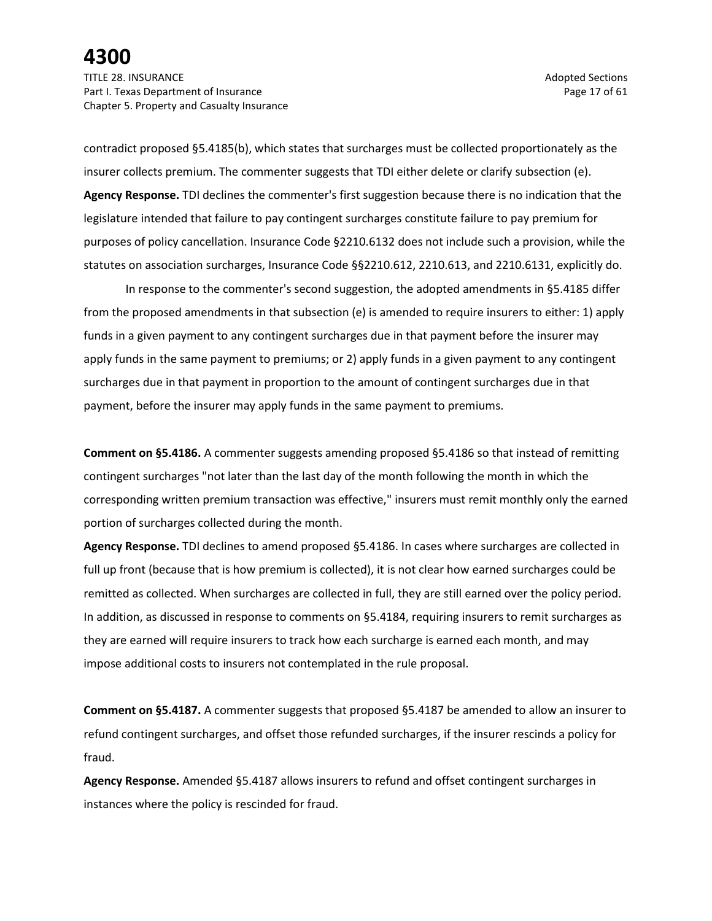contradict proposed §5.4185(b), which states that surcharges must be collected proportionately as the insurer collects premium. The commenter suggests that TDI either delete or clarify subsection (e).

**Agency Response.** TDI declines the commenter's first suggestion because there is no indication that the legislature intended that failure to pay contingent surcharges constitute failure to pay premium for purposes of policy cancellation. Insurance Code §2210.6132 does not include such a provision, while the statutes on association surcharges, Insurance Code §§2210.612, 2210.613, and 2210.6131, explicitly do.

In response to the commenter's second suggestion, the adopted amendments in §5.4185 differ from the proposed amendments in that subsection (e) is amended to require insurers to either: 1) apply funds in a given payment to any contingent surcharges due in that payment before the insurer may apply funds in the same payment to premiums; or 2) apply funds in a given payment to any contingent surcharges due in that payment in proportion to the amount of contingent surcharges due in that payment, before the insurer may apply funds in the same payment to premiums.

**Comment on §5.4186.** A commenter suggests amending proposed §5.4186 so that instead of remitting contingent surcharges "not later than the last day of the month following the month in which the corresponding written premium transaction was effective," insurers must remit monthly only the earned portion of surcharges collected during the month.

**Agency Response.** TDI declines to amend proposed §5.4186. In cases where surcharges are collected in full up front (because that is how premium is collected), it is not clear how earned surcharges could be remitted as collected. When surcharges are collected in full, they are still earned over the policy period. In addition, as discussed in response to comments on §5.4184, requiring insurers to remit surcharges as they are earned will require insurers to track how each surcharge is earned each month, and may impose additional costs to insurers not contemplated in the rule proposal.

**Comment on §5.4187.** A commenter suggests that proposed §5.4187 be amended to allow an insurer to refund contingent surcharges, and offset those refunded surcharges, if the insurer rescinds a policy for fraud.

**Agency Response.** Amended §5.4187 allows insurers to refund and offset contingent surcharges in instances where the policy is rescinded for fraud.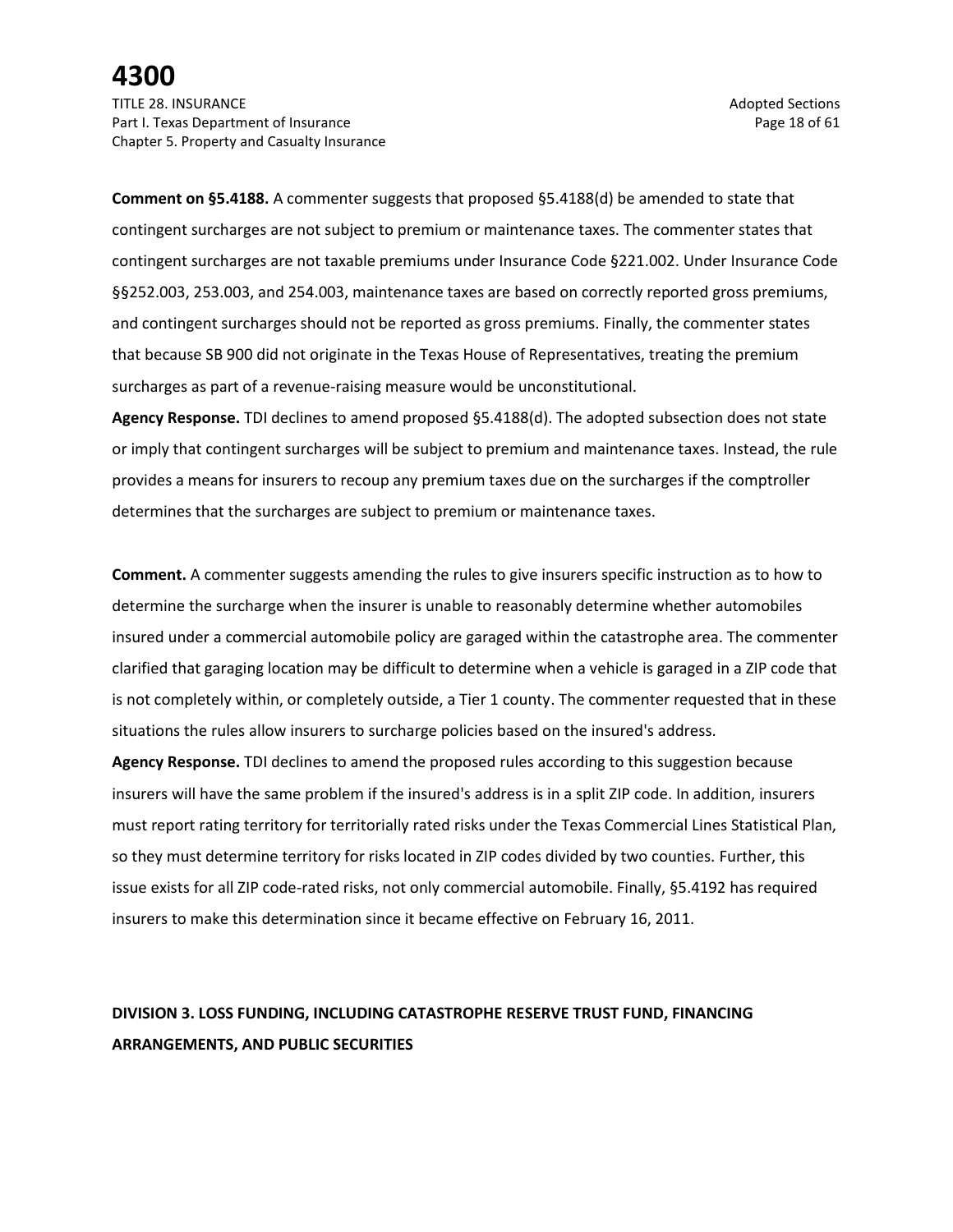**Comment on §5.4188.** A commenter suggests that proposed §5.4188(d) be amended to state that contingent surcharges are not subject to premium or maintenance taxes. The commenter states that contingent surcharges are not taxable premiums under Insurance Code §221.002. Under Insurance Code §§252.003, 253.003, and 254.003, maintenance taxes are based on correctly reported gross premiums, and contingent surcharges should not be reported as gross premiums. Finally, the commenter states that because SB 900 did not originate in the Texas House of Representatives, treating the premium surcharges as part of a revenue-raising measure would be unconstitutional.

**Agency Response.** TDI declines to amend proposed §5.4188(d). The adopted subsection does not state or imply that contingent surcharges will be subject to premium and maintenance taxes. Instead, the rule provides a means for insurers to recoup any premium taxes due on the surcharges if the comptroller determines that the surcharges are subject to premium or maintenance taxes.

**Comment.** A commenter suggests amending the rules to give insurers specific instruction as to how to determine the surcharge when the insurer is unable to reasonably determine whether automobiles insured under a commercial automobile policy are garaged within the catastrophe area. The commenter clarified that garaging location may be difficult to determine when a vehicle is garaged in a ZIP code that is not completely within, or completely outside, a Tier 1 county. The commenter requested that in these situations the rules allow insurers to surcharge policies based on the insured's address.

**Agency Response.** TDI declines to amend the proposed rules according to this suggestion because insurers will have the same problem if the insured's address is in a split ZIP code. In addition, insurers must report rating territory for territorially rated risks under the Texas Commercial Lines Statistical Plan, so they must determine territory for risks located in ZIP codes divided by two counties. Further, this issue exists for all ZIP code-rated risks, not only commercial automobile. Finally, §5.4192 has required insurers to make this determination since it became effective on February 16, 2011.

## DIVISION 3. LOSS FUNDING, INCLUDING CATASTROPHE RESERVE TRUST FUND, FINANCING ARRANGEMENTS, AND PUBLIC SECURITIES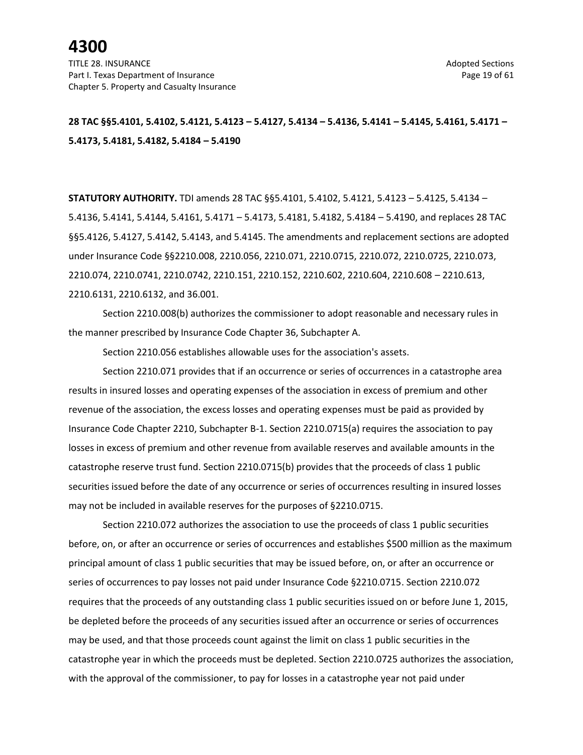**28 TAC §§5.4101, 5.4102, 5.4121, 5.4123 – 5.4127, 5.4134 – 5.4136, 5.4141 – 5.4145, 5.4161, 5.4171 – 5.4173, 5.4181, 5.4182, 5.4184 – 5.4190**

**STATUTORY AUTHORITY.** TDI amends 28 TAC §§5.4101, 5.4102, 5.4121, 5.4123 – 5.4125, 5.4134 – 5.4136, 5.4141, 5.4144, 5.4161, 5.4171 – 5.4173, 5.4181, 5.4182, 5.4184 – 5.4190, and replaces 28 TAC §§5.4126, 5.4127, 5.4142, 5.4143, and 5.4145. The amendments and replacement sections are adopted under Insurance Code §§2210.008, 2210.056, 2210.071, 2210.0715, 2210.072, 2210.0725, 2210.073, 2210.074, 2210.0741, 2210.0742, 2210.151, 2210.152, 2210.602, 2210.604, 2210.608 – 2210.613, 2210.6131, 2210.6132, and 36.001.

Section 2210.008(b) authorizes the commissioner to adopt reasonable and necessary rules in the manner prescribed by Insurance Code Chapter 36, Subchapter A.

Section 2210.056 establishes allowable uses for the association's assets.

Section 2210.071 provides that if an occurrence or series of occurrences in a catastrophe area results in insured losses and operating expenses of the association in excess of premium and other revenue of the association, the excess losses and operating expenses must be paid as provided by Insurance Code Chapter 2210, Subchapter B-1. Section 2210.0715(a) requires the association to pay losses in excess of premium and other revenue from available reserves and available amounts in the catastrophe reserve trust fund. Section 2210.0715(b) provides that the proceeds of class 1 public securities issued before the date of any occurrence or series of occurrences resulting in insured losses may not be included in available reserves for the purposes of §2210.0715.

Section 2210.072 authorizes the association to use the proceeds of class 1 public securities before, on, or after an occurrence or series of occurrences and establishes $500 million as the maximum principal amount of class 1 public securities that may be issued before, on, or after an occurrence or series of occurrences to pay losses not paid under Insurance Code §2210.0715. Section 2210.072 requires that the proceeds of any outstanding class 1 public securities issued on or before June 1, 2015, be depleted before the proceeds of any securities issued after an occurrence or series of occurrences may be used, and that those proceeds count against the limit on class 1 public securities in the catastrophe year in which the proceeds must be depleted. Section 2210.0725 authorizes the association, with the approval of the commissioner, to pay for losses in a catastrophe year not paid under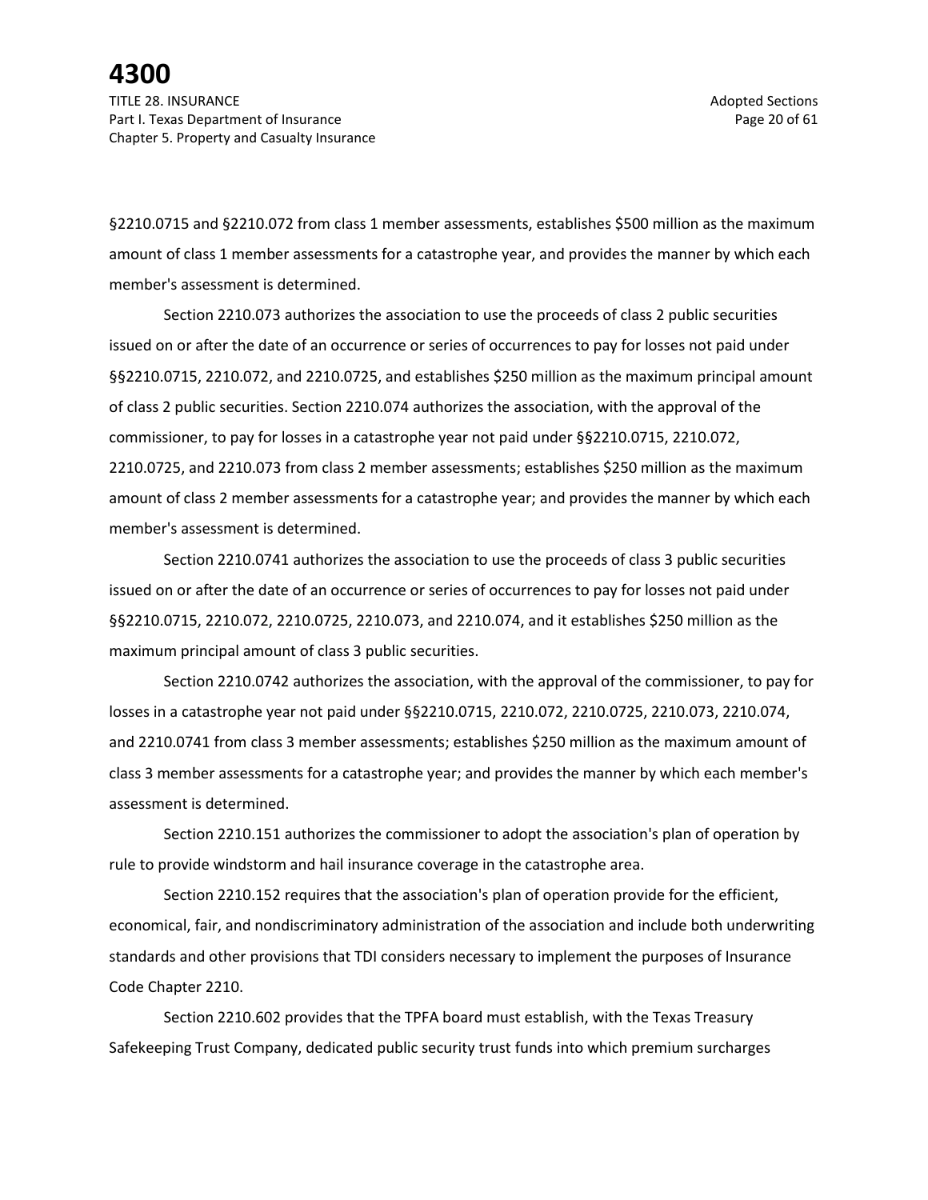§2210.0715 and §2210.072 from class 1 member assessments, establishes $500 million as the maximum amount of class 1 member assessments for a catastrophe year, and provides the manner by which each member's assessment is determined.

Section 2210.073 authorizes the association to use the proceeds of class 2 public securities issued on or after the date of an occurrence or series of occurrences to pay for losses not paid under §§2210.0715, 2210.072, and 2210.0725, and establishes $250 million as the maximum principal amount of class 2 public securities. Section 2210.074 authorizes the association, with the approval of the commissioner, to pay for losses in a catastrophe year not paid under §§2210.0715, 2210.072, 2210.0725, and 2210.073 from class 2 member assessments; establishes $250 million as the maximum amount of class 2 member assessments for a catastrophe year; and provides the manner by which each member's assessment is determined.

Section 2210.0741 authorizes the association to use the proceeds of class 3 public securities issued on or after the date of an occurrence or series of occurrences to pay for losses not paid under §§2210.0715, 2210.072, 2210.0725, 2210.073, and 2210.074, and it establishes $250 million as the maximum principal amount of class 3 public securities.

Section 2210.0742 authorizes the association, with the approval of the commissioner, to pay for losses in a catastrophe year not paid under §§2210.0715, 2210.072, 2210.0725, 2210.073, 2210.074, and 2210.0741 from class 3 member assessments; establishes $250 million as the maximum amount of class 3 member assessments for a catastrophe year; and provides the manner by which each member's assessment is determined.

Section 2210.151 authorizes the commissioner to adopt the association's plan of operation by rule to provide windstorm and hail insurance coverage in the catastrophe area.

Section 2210.152 requires that the association's plan of operation provide for the efficient, economical, fair, and nondiscriminatory administration of the association and include both underwriting standards and other provisions that TDI considers necessary to implement the purposes of Insurance Code Chapter 2210.

Section 2210.602 provides that the TPFA board must establish, with the Texas Treasury Safekeeping Trust Company, dedicated public security trust funds into which premium surcharges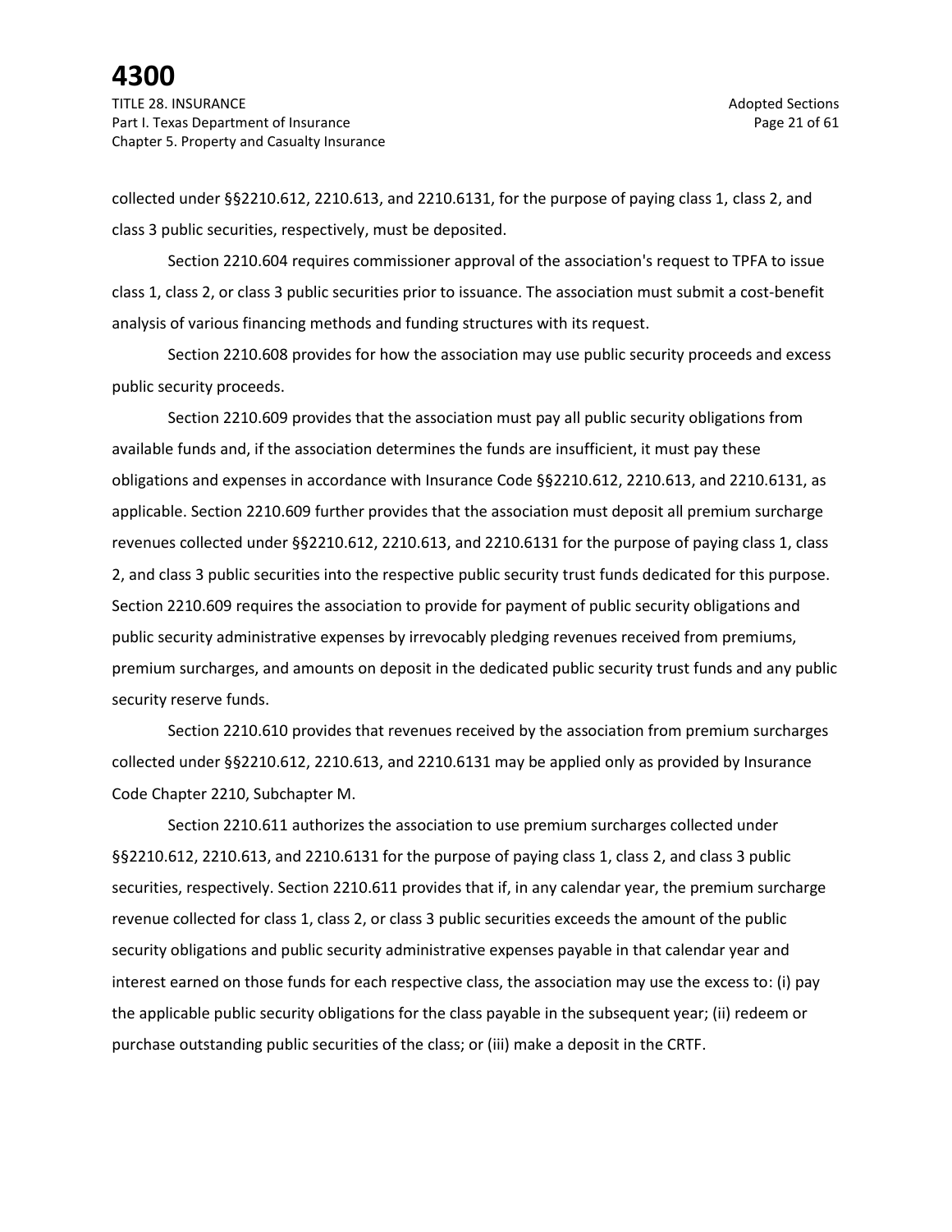collected under §§2210.612, 2210.613, and 2210.6131, for the purpose of paying class 1, class 2, and class 3 public securities, respectively, must be deposited.

Section 2210.604 requires commissioner approval of the association's request to TPFA to issue class 1, class 2, or class 3 public securities prior to issuance. The association must submit a cost-benefit analysis of various financing methods and funding structures with its request.

Section 2210.608 provides for how the association may use public security proceeds and excess public security proceeds.

Section 2210.609 provides that the association must pay all public security obligations from available funds and, if the association determines the funds are insufficient, it must pay these obligations and expenses in accordance with Insurance Code §§2210.612, 2210.613, and 2210.6131, as applicable. Section 2210.609 further provides that the association must deposit all premium surcharge revenues collected under §§2210.612, 2210.613, and 2210.6131 for the purpose of paying class 1, class 2, and class 3 public securities into the respective public security trust funds dedicated for this purpose. Section 2210.609 requires the association to provide for payment of public security obligations and public security administrative expenses by irrevocably pledging revenues received from premiums, premium surcharges, and amounts on deposit in the dedicated public security trust funds and any public security reserve funds.

Section 2210.610 provides that revenues received by the association from premium surcharges collected under §§2210.612, 2210.613, and 2210.6131 may be applied only as provided by Insurance Code Chapter 2210, Subchapter M.

Section 2210.611 authorizes the association to use premium surcharges collected under §§2210.612, 2210.613, and 2210.6131 for the purpose of paying class 1, class 2, and class 3 public securities, respectively. Section 2210.611 provides that if, in any calendar year, the premium surcharge revenue collected for class 1, class 2, or class 3 public securities exceeds the amount of the public security obligations and public security administrative expenses payable in that calendar year and interest earned on those funds for each respective class, the association may use the excess to: (i) pay the applicable public security obligations for the class payable in the subsequent year; (ii) redeem or purchase outstanding public securities of the class; or (iii) make a deposit in the CRTF.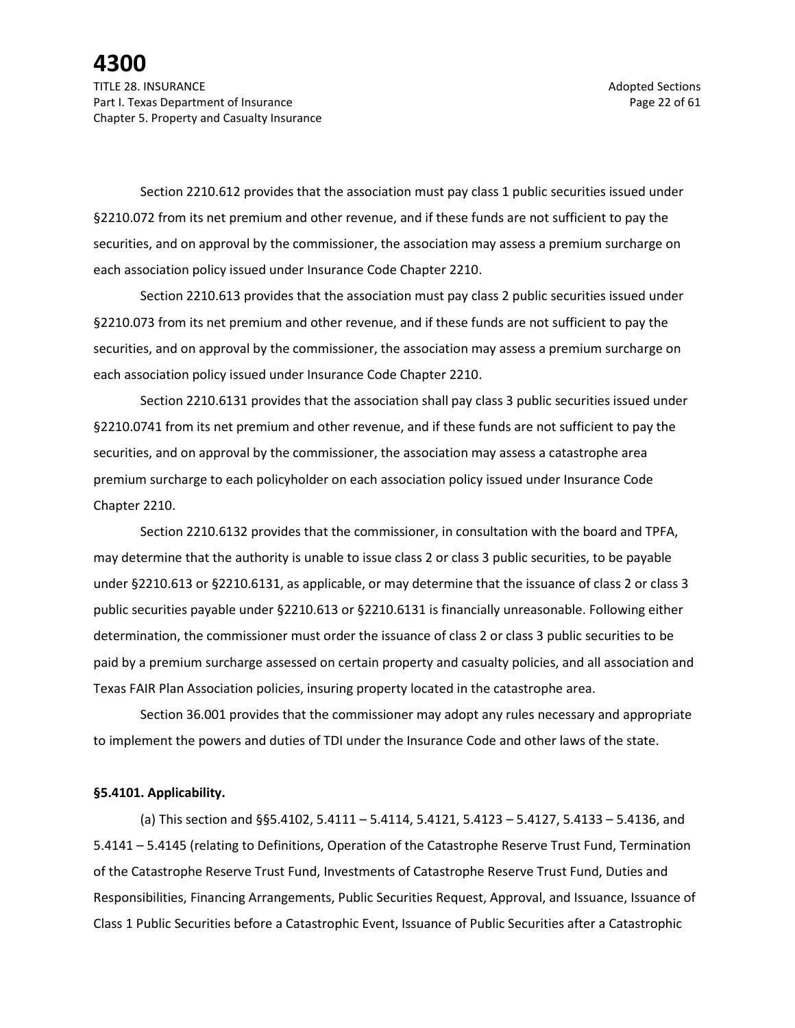Section 2210.612 provides that the association must pay class 1 public securities issued under §2210.072 from its net premium and other revenue, and if these funds are not sufficient to pay the securities, and on approval by the commissioner, the association may assess a premium surcharge on each association policy issued under Insurance Code Chapter 2210.

Section 2210.613 provides that the association must pay class 2 public securities issued under §2210.073 from its net premium and other revenue, and if these funds are not sufficient to pay the securities, and on approval by the commissioner, the association may assess a premium surcharge on each association policy issued under Insurance Code Chapter 2210.

Section 2210.6131 provides that the association shall pay class 3 public securities issued under §2210.0741 from its net premium and other revenue, and if these funds are not sufficient to pay the securities, and on approval by the commissioner, the association may assess a catastrophe area premium surcharge to each policyholder on each association policy issued under Insurance Code Chapter 2210.

Section 2210.6132 provides that the commissioner, in consultation with the board and TPFA, may determine that the authority is unable to issue class 2 or class 3 public securities, to be payable under §2210.613 or §2210.6131, as applicable, or may determine that the issuance of class 2 or class 3 public securities payable under §2210.613 or §2210.6131 is financially unreasonable. Following either determination, the commissioner must order the issuance of class 2 or class 3 public securities to be paid by a premium surcharge assessed on certain property and casualty policies, and all association and Texas FAIR Plan Association policies, insuring property located in the catastrophe area.

Section 36.001 provides that the commissioner may adopt any rules necessary and appropriate to implement the powers and duties of TDI under the Insurance Code and other laws of the state.

**§5.4101. Applicability.**

(a) This section and §§5.4102, 5.4111 – 5.4114, 5.4121, 5.4123 – 5.4127, 5.4133 – 5.4136, and 5.4141 – 5.4145 (relating to Definitions, Operation of the Catastrophe Reserve Trust Fund, Termination of the Catastrophe Reserve Trust Fund, Investments of Catastrophe Reserve Trust Fund, Duties and Responsibilities, Financing Arrangements, Public Securities Request, Approval, and Issuance, Issuance of Class 1 Public Securities before a Catastrophic Event, Issuance of Public Securities after a Catastrophic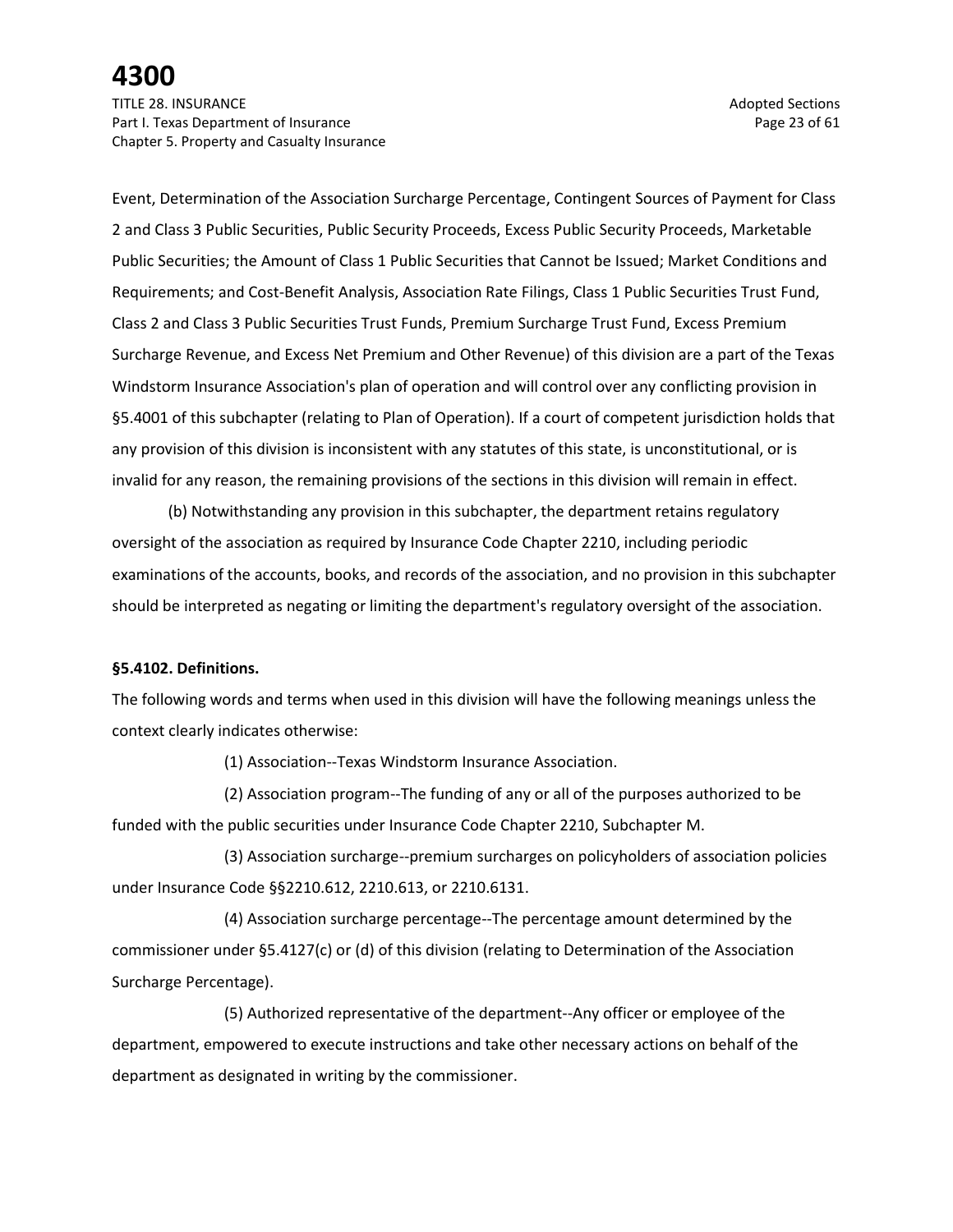Event, Determination of the Association Surcharge Percentage, Contingent Sources of Payment for Class 2 and Class 3 Public Securities, Public Security Proceeds, Excess Public Security Proceeds, Marketable Public Securities; the Amount of Class 1 Public Securities that Cannot be Issued; Market Conditions and Requirements; and Cost-Benefit Analysis, Association Rate Filings, Class 1 Public Securities Trust Fund, Class 2 and Class 3 Public Securities Trust Funds, Premium Surcharge Trust Fund, Excess Premium Surcharge Revenue, and Excess Net Premium and Other Revenue) of this division are a part of the Texas Windstorm Insurance Association's plan of operation and will control over any conflicting provision in §5.4001 of this subchapter (relating to Plan of Operation). If a court of competent jurisdiction holds that any provision of this division is inconsistent with any statutes of this state, is unconstitutional, or is invalid for any reason, the remaining provisions of the sections in this division will remain in effect.

(b) Notwithstanding any provision in this subchapter, the department retains regulatory oversight of the association as required by Insurance Code Chapter 2210, including periodic examinations of the accounts, books, and records of the association, and no provision in this subchapter should be interpreted as negating or limiting the department's regulatory oversight of the association.

**§5.4102. Definitions.**

The following words and terms when used in this division will have the following meanings unless the context clearly indicates otherwise:

(1) Association--Texas Windstorm Insurance Association.

(2) Association program--The funding of any or all of the purposes authorized to be funded with the public securities under Insurance Code Chapter 2210, Subchapter M.

(3) Association surcharge--premium surcharges on policyholders of association policies under Insurance Code §§2210.612, 2210.613, or 2210.6131.

(4) Association surcharge percentage--The percentage amount determined by the commissioner under §5.4127(c) or (d) of this division (relating to Determination of the Association Surcharge Percentage).

(5) Authorized representative of the department--Any officer or employee of the department, empowered to execute instructions and take other necessary actions on behalf of the department as designated in writing by the commissioner.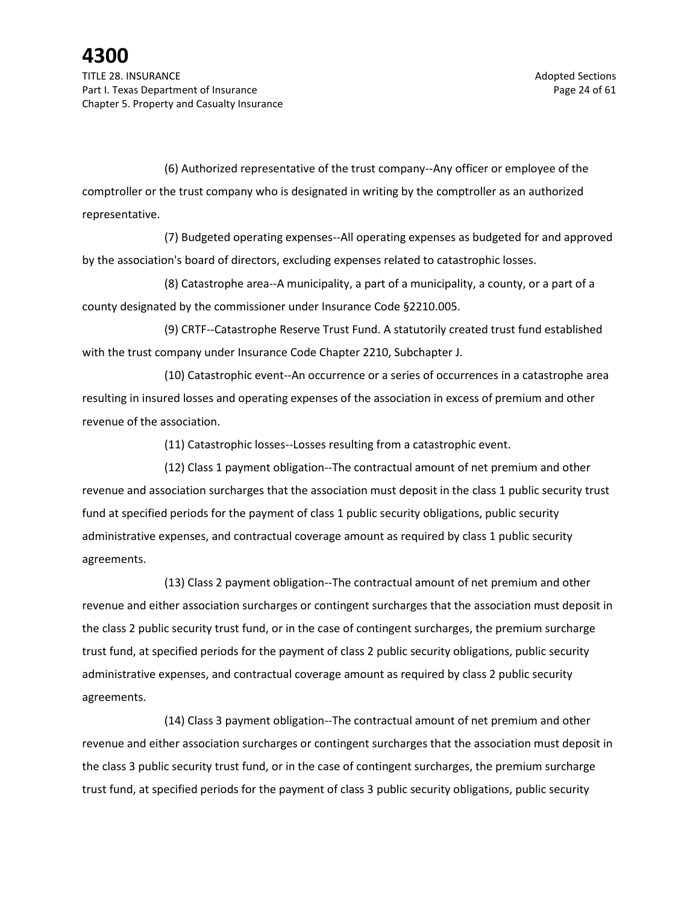(6) Authorized representative of the trust company--Any officer or employee of the comptroller or the trust company who is designated in writing by the comptroller as an authorized representative.

(7) Budgeted operating expenses--All operating expenses as budgeted for and approved by the association's board of directors, excluding expenses related to catastrophic losses.

(8) Catastrophe area--A municipality, a part of a municipality, a county, or a part of a county designated by the commissioner under Insurance Code §2210.005.

(9) CRTF--Catastrophe Reserve Trust Fund. A statutorily created trust fund established with the trust company under Insurance Code Chapter 2210, Subchapter J.

(10) Catastrophic event--An occurrence or a series of occurrences in a catastrophe area resulting in insured losses and operating expenses of the association in excess of premium and other revenue of the association.

(11) Catastrophic losses--Losses resulting from a catastrophic event.

(12) Class 1 payment obligation--The contractual amount of net premium and other revenue and association surcharges that the association must deposit in the class 1 public security trust fund at specified periods for the payment of class 1 public security obligations, public security administrative expenses, and contractual coverage amount as required by class 1 public security agreements.

(13) Class 2 payment obligation--The contractual amount of net premium and other revenue and either association surcharges or contingent surcharges that the association must deposit in the class 2 public security trust fund, or in the case of contingent surcharges, the premium surcharge trust fund, at specified periods for the payment of class 2 public security obligations, public security administrative expenses, and contractual coverage amount as required by class 2 public security agreements.

(14) Class 3 payment obligation--The contractual amount of net premium and other revenue and either association surcharges or contingent surcharges that the association must deposit in the class 3 public security trust fund, or in the case of contingent surcharges, the premium surcharge trust fund, at specified periods for the payment of class 3 public security obligations, public security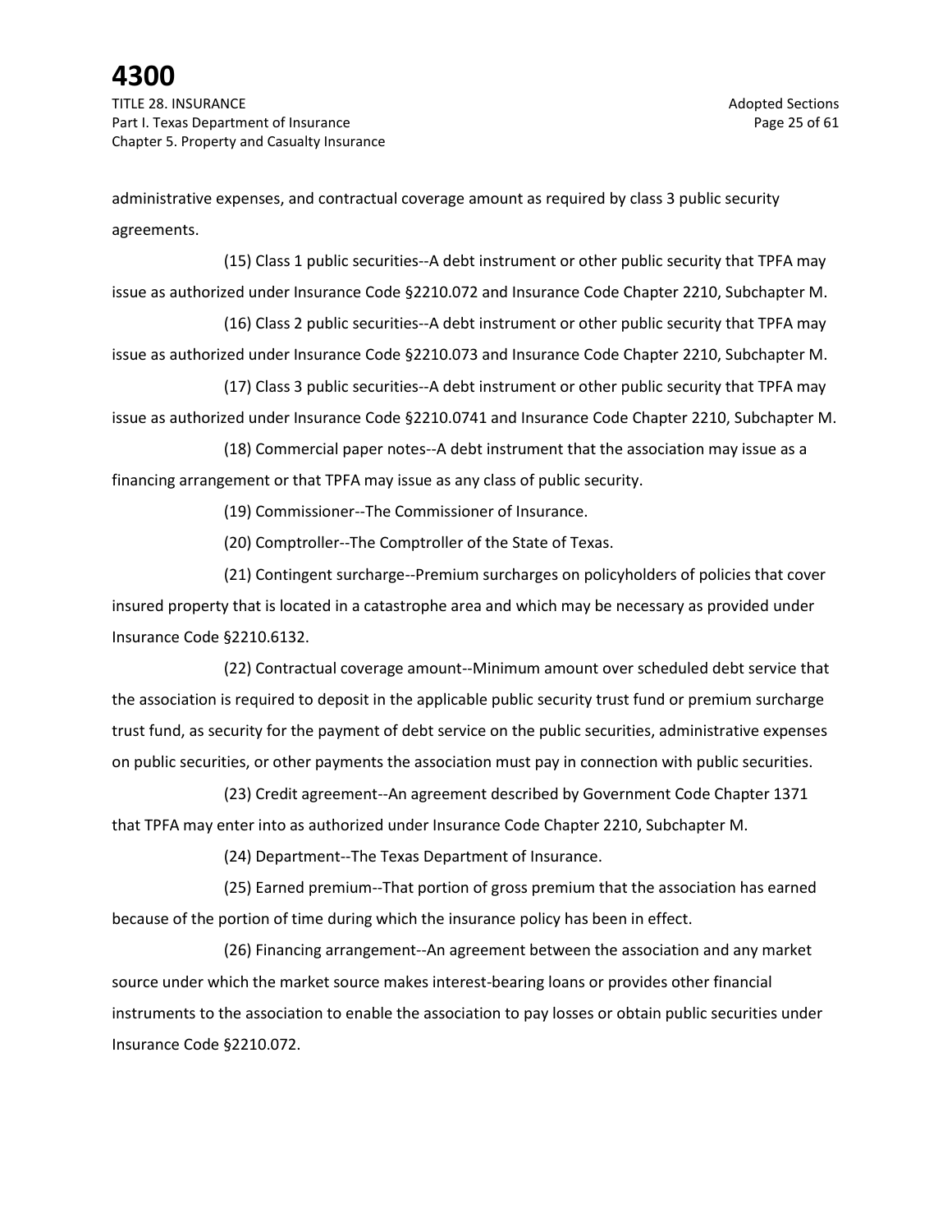administrative expenses, and contractual coverage amount as required by class 3 public security agreements.

(15) Class 1 public securities--A debt instrument or other public security that TPFA may issue as authorized under Insurance Code §2210.072 and Insurance Code Chapter 2210, Subchapter M.

(16) Class 2 public securities--A debt instrument or other public security that TPFA may issue as authorized under Insurance Code §2210.073 and Insurance Code Chapter 2210, Subchapter M.

(17) Class 3 public securities--A debt instrument or other public security that TPFA may issue as authorized under Insurance Code §2210.0741 and Insurance Code Chapter 2210, Subchapter M.

(18) Commercial paper notes--A debt instrument that the association may issue as a financing arrangement or that TPFA may issue as any class of public security.

(19) Commissioner--The Commissioner of Insurance.

(20) Comptroller--The Comptroller of the State of Texas.

(21) Contingent surcharge--Premium surcharges on policyholders of policies that cover insured property that is located in a catastrophe area and which may be necessary as provided under Insurance Code §2210.6132.

(22) Contractual coverage amount--Minimum amount over scheduled debt service that the association is required to deposit in the applicable public security trust fund or premium surcharge trust fund, as security for the payment of debt service on the public securities, administrative expenses on public securities, or other payments the association must pay in connection with public securities.

(23) Credit agreement--An agreement described by Government Code Chapter 1371 that TPFA may enter into as authorized under Insurance Code Chapter 2210, Subchapter M.

(24) Department--The Texas Department of Insurance.

(25) Earned premium--That portion of gross premium that the association has earned because of the portion of time during which the insurance policy has been in effect.

(26) Financing arrangement--An agreement between the association and any market source under which the market source makes interest-bearing loans or provides other financial instruments to the association to enable the association to pay losses or obtain public securities under Insurance Code §2210.072.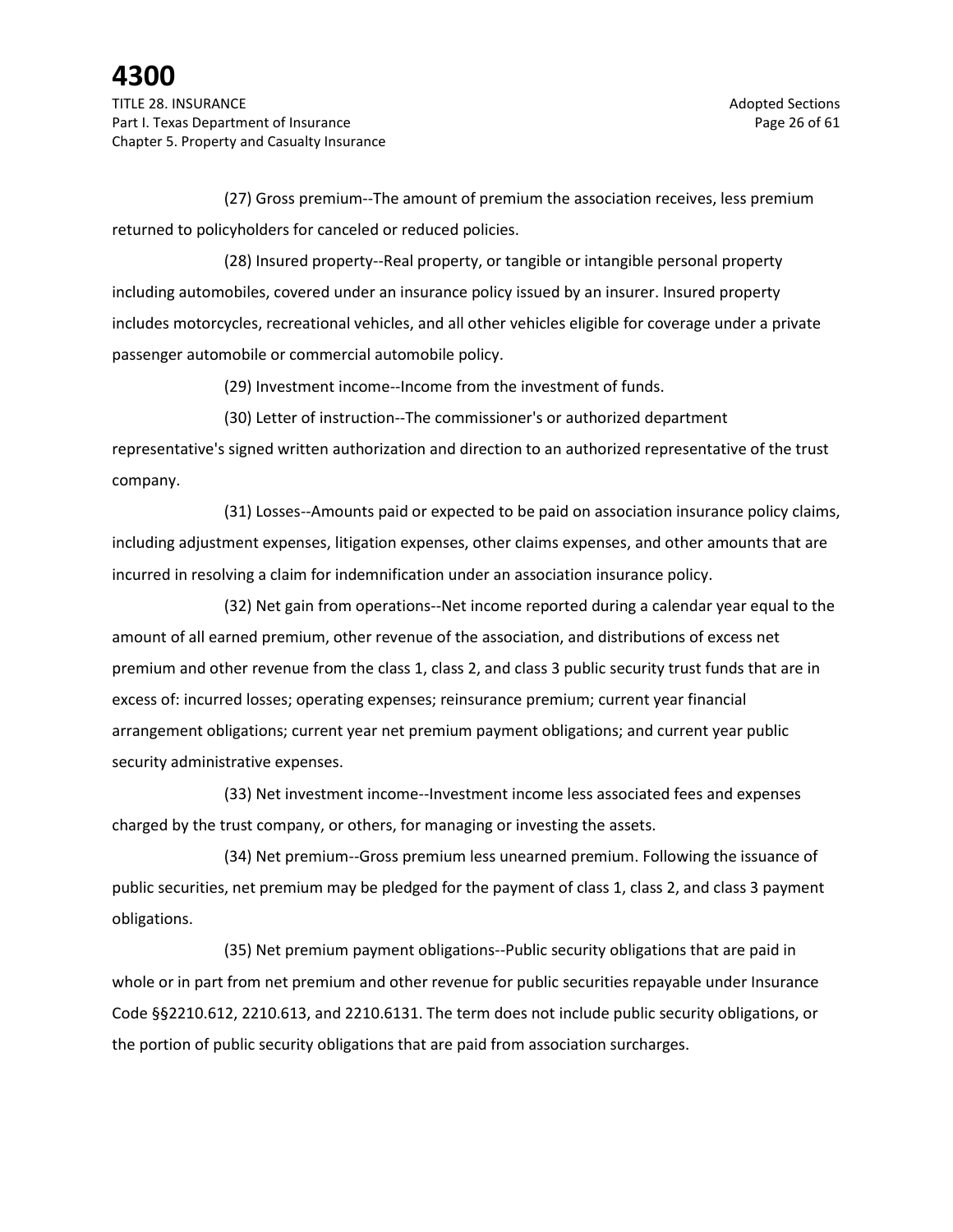(27) Gross premium--The amount of premium the association receives, less premium returned to policyholders for canceled or reduced policies.

(28) Insured property--Real property, or tangible or intangible personal property including automobiles, covered under an insurance policy issued by an insurer. Insured property includes motorcycles, recreational vehicles, and all other vehicles eligible for coverage under a private passenger automobile or commercial automobile policy.

(29) Investment income--Income from the investment of funds.

(30) Letter of instruction--The commissioner's or authorized department representative's signed written authorization and direction to an authorized representative of the trust company.

(31) Losses--Amounts paid or expected to be paid on association insurance policy claims, including adjustment expenses, litigation expenses, other claims expenses, and other amounts that are incurred in resolving a claim for indemnification under an association insurance policy.

(32) Net gain from operations--Net income reported during a calendar year equal to the amount of all earned premium, other revenue of the association, and distributions of excess net premium and other revenue from the class 1, class 2, and class 3 public security trust funds that are in excess of: incurred losses; operating expenses; reinsurance premium; current year financial arrangement obligations; current year net premium payment obligations; and current year public security administrative expenses.

(33) Net investment income--Investment income less associated fees and expenses charged by the trust company, or others, for managing or investing the assets.

(34) Net premium--Gross premium less unearned premium. Following the issuance of public securities, net premium may be pledged for the payment of class 1, class 2, and class 3 payment obligations.

(35) Net premium payment obligations--Public security obligations that are paid in whole or in part from net premium and other revenue for public securities repayable under Insurance Code §§2210.612, 2210.613, and 2210.6131. The term does not include public security obligations, or the portion of public security obligations that are paid from association surcharges.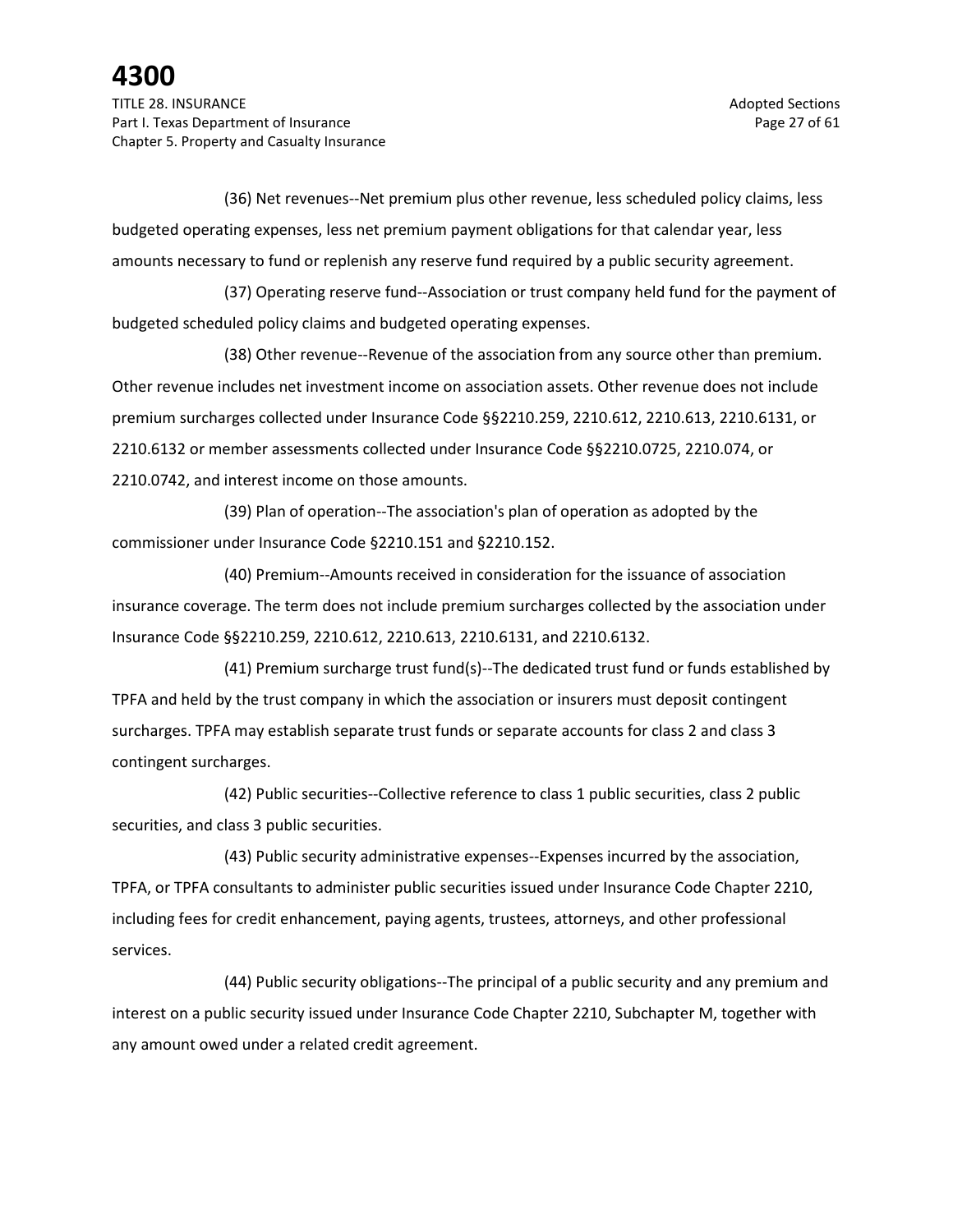(36) Net revenues--Net premium plus other revenue, less scheduled policy claims, less budgeted operating expenses, less net premium payment obligations for that calendar year, less amounts necessary to fund or replenish any reserve fund required by a public security agreement.

(37) Operating reserve fund--Association or trust company held fund for the payment of budgeted scheduled policy claims and budgeted operating expenses.

(38) Other revenue--Revenue of the association from any source other than premium. Other revenue includes net investment income on association assets. Other revenue does not include premium surcharges collected under Insurance Code §§2210.259, 2210.612, 2210.613, 2210.6131, or 2210.6132 or member assessments collected under Insurance Code §§2210.0725, 2210.074, or 2210.0742, and interest income on those amounts.

(39) Plan of operation--The association's plan of operation as adopted by the commissioner under Insurance Code §2210.151 and §2210.152.

(40) Premium--Amounts received in consideration for the issuance of association insurance coverage. The term does not include premium surcharges collected by the association under Insurance Code §§2210.259, 2210.612, 2210.613, 2210.6131, and 2210.6132.

(41) Premium surcharge trust fund(s)--The dedicated trust fund or funds established by TPFA and held by the trust company in which the association or insurers must deposit contingent surcharges. TPFA may establish separate trust funds or separate accounts for class 2 and class 3 contingent surcharges.

(42) Public securities--Collective reference to class 1 public securities, class 2 public securities, and class 3 public securities.

(43) Public security administrative expenses--Expenses incurred by the association, TPFA, or TPFA consultants to administer public securities issued under Insurance Code Chapter 2210, including fees for credit enhancement, paying agents, trustees, attorneys, and other professional services.

(44) Public security obligations--The principal of a public security and any premium and interest on a public security issued under Insurance Code Chapter 2210, Subchapter M, together with any amount owed under a related credit agreement.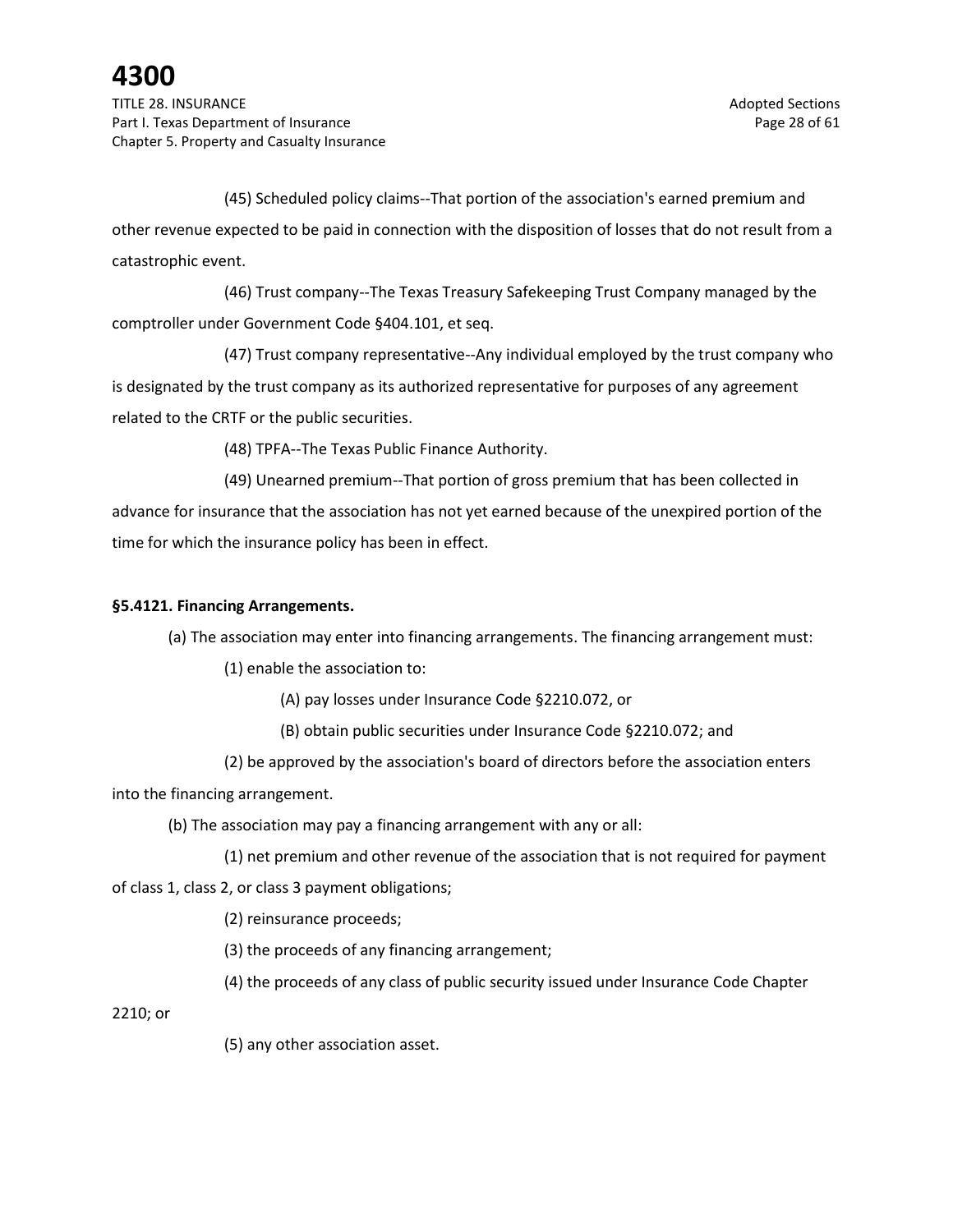(45) Scheduled policy claims--That portion of the association's earned premium and other revenue expected to be paid in connection with the disposition of losses that do not result from a catastrophic event.

(46) Trust company--The Texas Treasury Safekeeping Trust Company managed by the comptroller under Government Code §404.101, et seq.

(47) Trust company representative--Any individual employed by the trust company who is designated by the trust company as its authorized representative for purposes of any agreement related to the CRTF or the public securities.

(48) TPFA--The Texas Public Finance Authority.

(49) Unearned premium--That portion of gross premium that has been collected in advance for insurance that the association has not yet earned because of the unexpired portion of the time for which the insurance policy has been in effect.

**§5.4121. Financing Arrangements.**

(a) The association may enter into financing arrangements. The financing arrangement must:

(1) enable the association to:

(A) pay losses under Insurance Code §2210.072, or

(B) obtain public securities under Insurance Code §2210.072; and

(2) be approved by the association's board of directors before the association enters into the financing arrangement.

(b) The association may pay a financing arrangement with any or all:

(1) net premium and other revenue of the association that is not required for payment of class 1, class 2, or class 3 payment obligations;

(2) reinsurance proceeds;

(3) the proceeds of any financing arrangement;

(4) the proceeds of any class of public security issued under Insurance Code Chapter 2210; or

(5) any other association asset.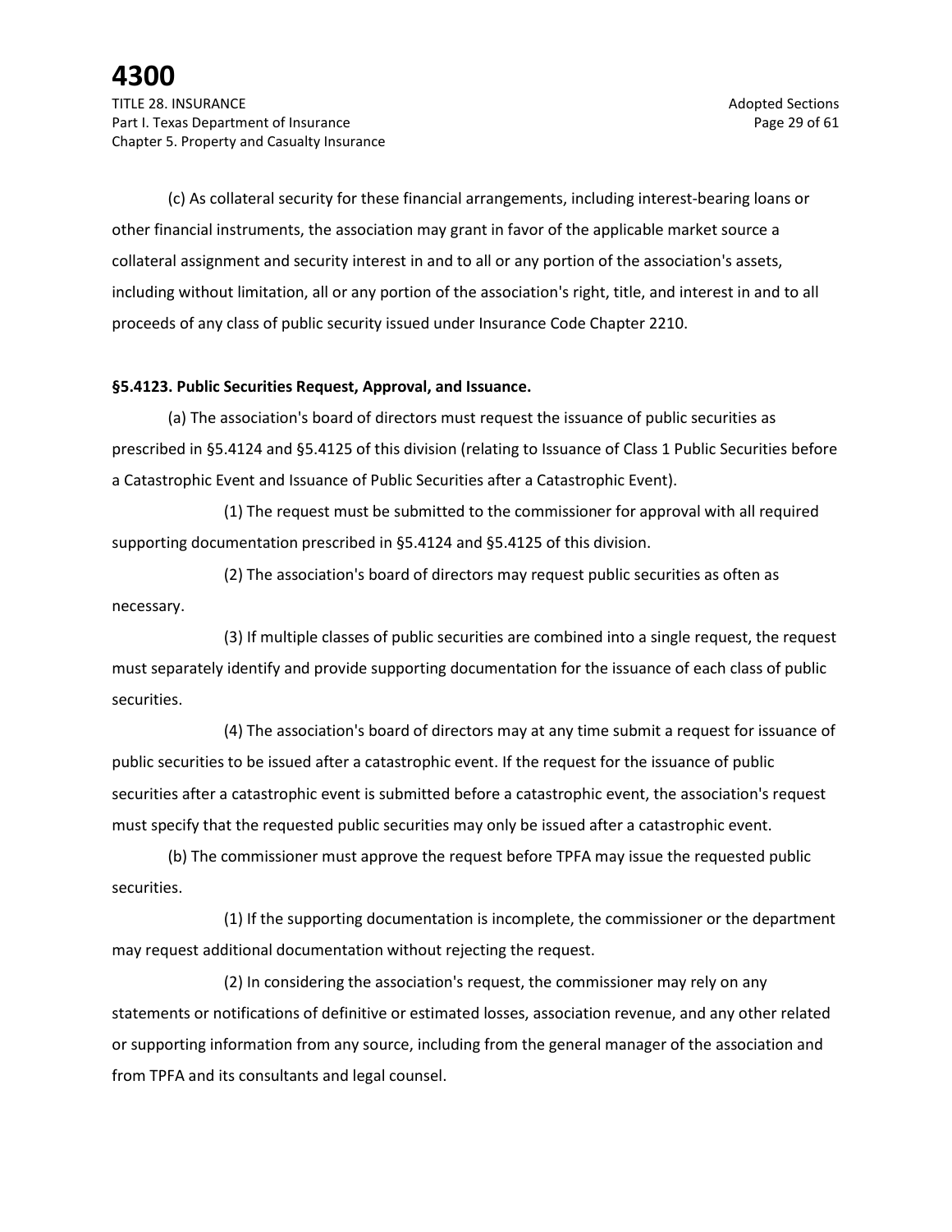(c) As collateral security for these financial arrangements, including interest-bearing loans or other financial instruments, the association may grant in favor of the applicable market source a collateral assignment and security interest in and to all or any portion of the association's assets, including without limitation, all or any portion of the association's right, title, and interest in and to all proceeds of any class of public security issued under Insurance Code Chapter 2210.

**§5.4123. Public Securities Request, Approval, and Issuance.**

(a) The association's board of directors must request the issuance of public securities as prescribed in §5.4124 and §5.4125 of this division (relating to Issuance of Class 1 Public Securities before a Catastrophic Event and Issuance of Public Securities after a Catastrophic Event).

(1) The request must be submitted to the commissioner for approval with all required supporting documentation prescribed in §5.4124 and §5.4125 of this division.

(2) The association's board of directors may request public securities as often as necessary.

(3) If multiple classes of public securities are combined into a single request, the request must separately identify and provide supporting documentation for the issuance of each class of public securities.

(4) The association's board of directors may at any time submit a request for issuance of public securities to be issued after a catastrophic event. If the request for the issuance of public securities after a catastrophic event is submitted before a catastrophic event, the association's request must specify that the requested public securities may only be issued after a catastrophic event.

(b) The commissioner must approve the request before TPFA may issue the requested public securities.

(1) If the supporting documentation is incomplete, the commissioner or the department may request additional documentation without rejecting the request.

(2) In considering the association's request, the commissioner may rely on any statements or notifications of definitive or estimated losses, association revenue, and any other related or supporting information from any source, including from the general manager of the association and from TPFA and its consultants and legal counsel.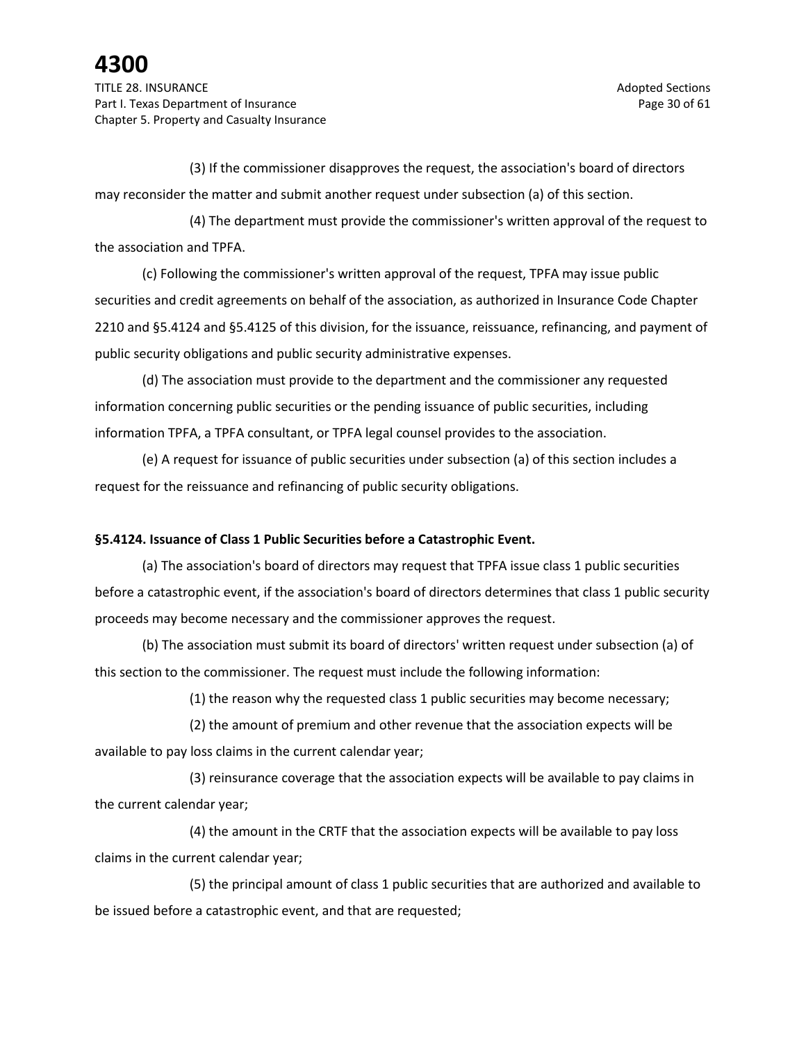(3) If the commissioner disapproves the request, the association's board of directors may reconsider the matter and submit another request under subsection (a) of this section.

(4) The department must provide the commissioner's written approval of the request to the association and TPFA.

(c) Following the commissioner's written approval of the request, TPFA may issue public securities and credit agreements on behalf of the association, as authorized in Insurance Code Chapter 2210 and §5.4124 and §5.4125 of this division, for the issuance, reissuance, refinancing, and payment of public security obligations and public security administrative expenses.

(d) The association must provide to the department and the commissioner any requested information concerning public securities or the pending issuance of public securities, including information TPFA, a TPFA consultant, or TPFA legal counsel provides to the association.

(e) A request for issuance of public securities under subsection (a) of this section includes a request for the reissuance and refinancing of public security obligations.

**§5.4124. Issuance of Class 1 Public Securities before a Catastrophic Event.**

(a) The association's board of directors may request that TPFA issue class 1 public securities before a catastrophic event, if the association's board of directors determines that class 1 public security proceeds may become necessary and the commissioner approves the request.

(b) The association must submit its board of directors' written request under subsection (a) of this section to the commissioner. The request must include the following information:

(1) the reason why the requested class 1 public securities may become necessary;

(2) the amount of premium and other revenue that the association expects will be available to pay loss claims in the current calendar year;

(3) reinsurance coverage that the association expects will be available to pay claims in the current calendar year;

(4) the amount in the CRTF that the association expects will be available to pay loss claims in the current calendar year;

(5) the principal amount of class 1 public securities that are authorized and available to be issued before a catastrophic event, and that are requested;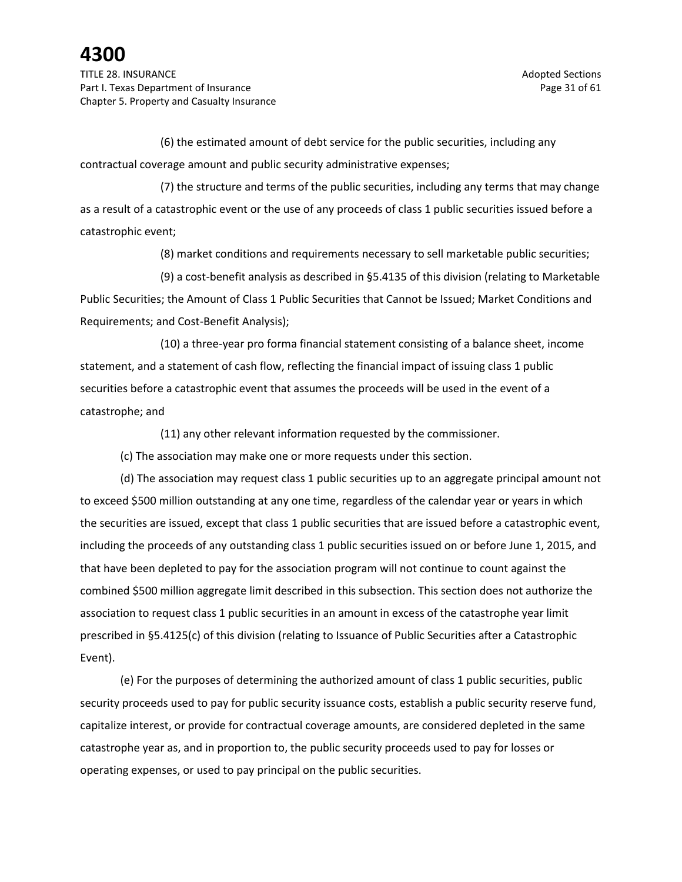(6) the estimated amount of debt service for the public securities, including any contractual coverage amount and public security administrative expenses;

(7) the structure and terms of the public securities, including any terms that may change as a result of a catastrophic event or the use of any proceeds of class 1 public securities issued before a catastrophic event;

(8) market conditions and requirements necessary to sell marketable public securities;

(9) a cost-benefit analysis as described in §5.4135 of this division (relating to Marketable Public Securities; the Amount of Class 1 Public Securities that Cannot be Issued; Market Conditions and Requirements; and Cost-Benefit Analysis);

(10) a three-year pro forma financial statement consisting of a balance sheet, income statement, and a statement of cash flow, reflecting the financial impact of issuing class 1 public securities before a catastrophic event that assumes the proceeds will be used in the event of a catastrophe; and

(11) any other relevant information requested by the commissioner.

(c) The association may make one or more requests under this section.

(d) The association may request class 1 public securities up to an aggregate principal amount not to exceed $500 million outstanding at any one time, regardless of the calendar year or years in which the securities are issued, except that class 1 public securities that are issued before a catastrophic event, including the proceeds of any outstanding class 1 public securities issued on or before June 1, 2015, and that have been depleted to pay for the association program will not continue to count against the combined $500 million aggregate limit described in this subsection. This section does not authorize the association to request class 1 public securities in an amount in excess of the catastrophe year limit prescribed in §5.4125(c) of this division (relating to Issuance of Public Securities after a Catastrophic Event).

(e) For the purposes of determining the authorized amount of class 1 public securities, public security proceeds used to pay for public security issuance costs, establish a public security reserve fund, capitalize interest, or provide for contractual coverage amounts, are considered depleted in the same catastrophe year as, and in proportion to, the public security proceeds used to pay for losses or operating expenses, or used to pay principal on the public securities.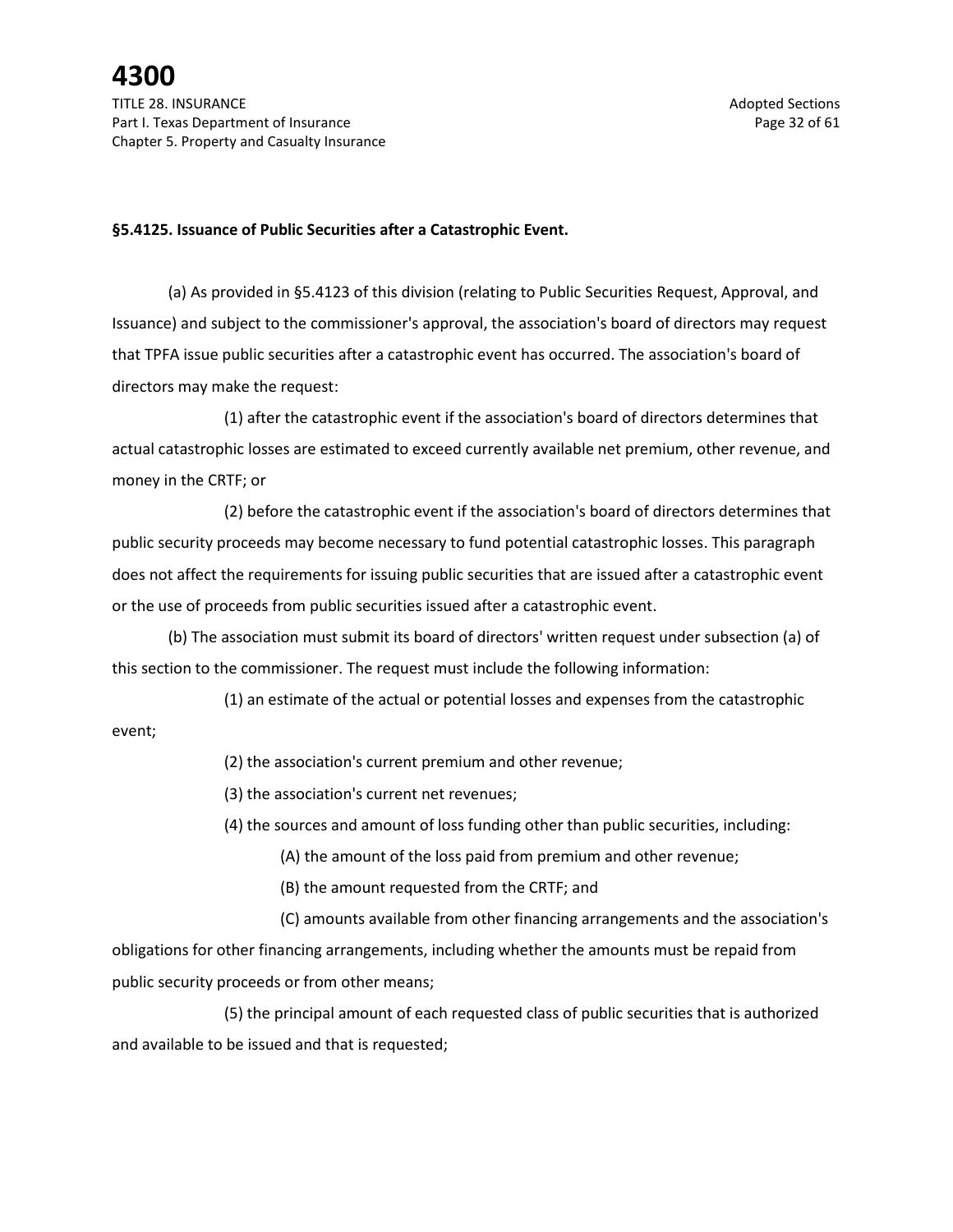**§5.4125. Issuance of Public Securities after a Catastrophic Event.**

(a) As provided in §5.4123 of this division (relating to Public Securities Request, Approval, and Issuance) and subject to the commissioner's approval, the association's board of directors may request that TPFA issue public securities after a catastrophic event has occurred. The association's board of directors may make the request:

(1) after the catastrophic event if the association's board of directors determines that actual catastrophic losses are estimated to exceed currently available net premium, other revenue, and money in the CRTF; or

(2) before the catastrophic event if the association's board of directors determines that public security proceeds may become necessary to fund potential catastrophic losses. This paragraph does not affect the requirements for issuing public securities that are issued after a catastrophic event or the use of proceeds from public securities issued after a catastrophic event.

(b) The association must submit its board of directors' written request under subsection (a) of this section to the commissioner. The request must include the following information:

(1) an estimate of the actual or potential losses and expenses from the catastrophic event;

(2) the association's current premium and other revenue;

(3) the association's current net revenues;

(4) the sources and amount of loss funding other than public securities, including:

(A) the amount of the loss paid from premium and other revenue;

(B) the amount requested from the CRTF; and

(C) amounts available from other financing arrangements and the association's obligations for other financing arrangements, including whether the amounts must be repaid from public security proceeds or from other means;

(5) the principal amount of each requested class of public securities that is authorized and available to be issued and that is requested;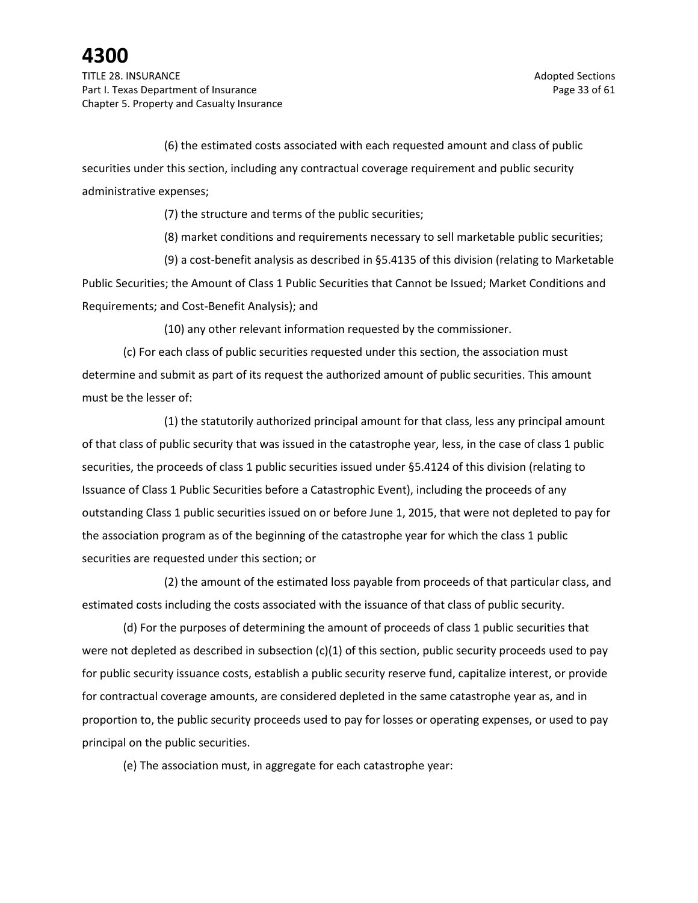(6) the estimated costs associated with each requested amount and class of public securities under this section, including any contractual coverage requirement and public security administrative expenses;

(7) the structure and terms of the public securities;

(8) market conditions and requirements necessary to sell marketable public securities;

(9) a cost-benefit analysis as described in §5.4135 of this division (relating to Marketable Public Securities; the Amount of Class 1 Public Securities that Cannot be Issued; Market Conditions and Requirements; and Cost-Benefit Analysis); and

(10) any other relevant information requested by the commissioner.

(c) For each class of public securities requested under this section, the association must determine and submit as part of its request the authorized amount of public securities. This amount must be the lesser of:

(1) the statutorily authorized principal amount for that class, less any principal amount of that class of public security that was issued in the catastrophe year, less, in the case of class 1 public securities, the proceeds of class 1 public securities issued under §5.4124 of this division (relating to Issuance of Class 1 Public Securities before a Catastrophic Event), including the proceeds of any outstanding Class 1 public securities issued on or before June 1, 2015, that were not depleted to pay for the association program as of the beginning of the catastrophe year for which the class 1 public securities are requested under this section; or

(2) the amount of the estimated loss payable from proceeds of that particular class, and estimated costs including the costs associated with the issuance of that class of public security.

(d) For the purposes of determining the amount of proceeds of class 1 public securities that were not depleted as described in subsection (c)(1) of this section, public security proceeds used to pay for public security issuance costs, establish a public security reserve fund, capitalize interest, or provide for contractual coverage amounts, are considered depleted in the same catastrophe year as, and in proportion to, the public security proceeds used to pay for losses or operating expenses, or used to pay principal on the public securities.

(e) The association must, in aggregate for each catastrophe year: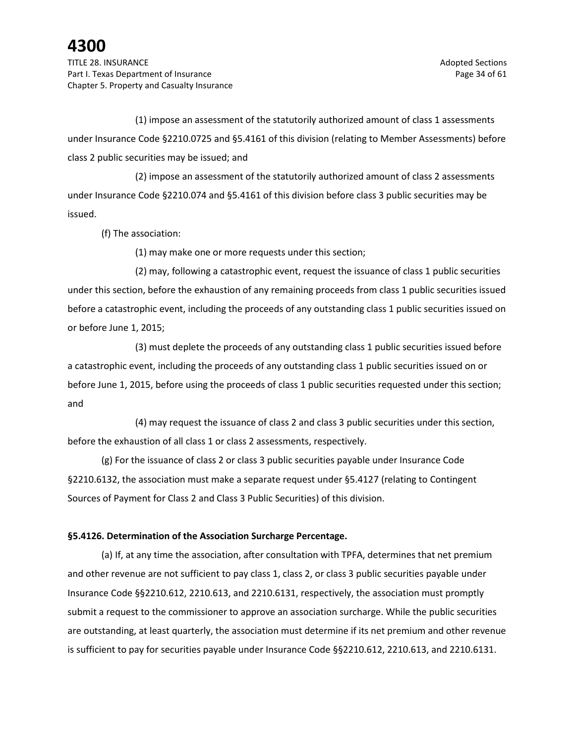(1) impose an assessment of the statutorily authorized amount of class 1 assessments under Insurance Code §2210.0725 and §5.4161 of this division (relating to Member Assessments) before class 2 public securities may be issued; and

(2) impose an assessment of the statutorily authorized amount of class 2 assessments under Insurance Code §2210.074 and §5.4161 of this division before class 3 public securities may be issued.

(f) The association:

(1) may make one or more requests under this section;

(2) may, following a catastrophic event, request the issuance of class 1 public securities under this section, before the exhaustion of any remaining proceeds from class 1 public securities issued before a catastrophic event, including the proceeds of any outstanding class 1 public securities issued on or before June 1, 2015;

(3) must deplete the proceeds of any outstanding class 1 public securities issued before a catastrophic event, including the proceeds of any outstanding class 1 public securities issued on or before June 1, 2015, before using the proceeds of class 1 public securities requested under this section; and

(4) may request the issuance of class 2 and class 3 public securities under this section, before the exhaustion of all class 1 or class 2 assessments, respectively.

(g) For the issuance of class 2 or class 3 public securities payable under Insurance Code §2210.6132, the association must make a separate request under §5.4127 (relating to Contingent Sources of Payment for Class 2 and Class 3 Public Securities) of this division.

**§5.4126. Determination of the Association Surcharge Percentage.**

(a) If, at any time the association, after consultation with TPFA, determines that net premium and other revenue are not sufficient to pay class 1, class 2, or class 3 public securities payable under Insurance Code §§2210.612, 2210.613, and 2210.6131, respectively, the association must promptly submit a request to the commissioner to approve an association surcharge. While the public securities are outstanding, at least quarterly, the association must determine if its net premium and other revenue is sufficient to pay for securities payable under Insurance Code §§2210.612, 2210.613, and 2210.6131.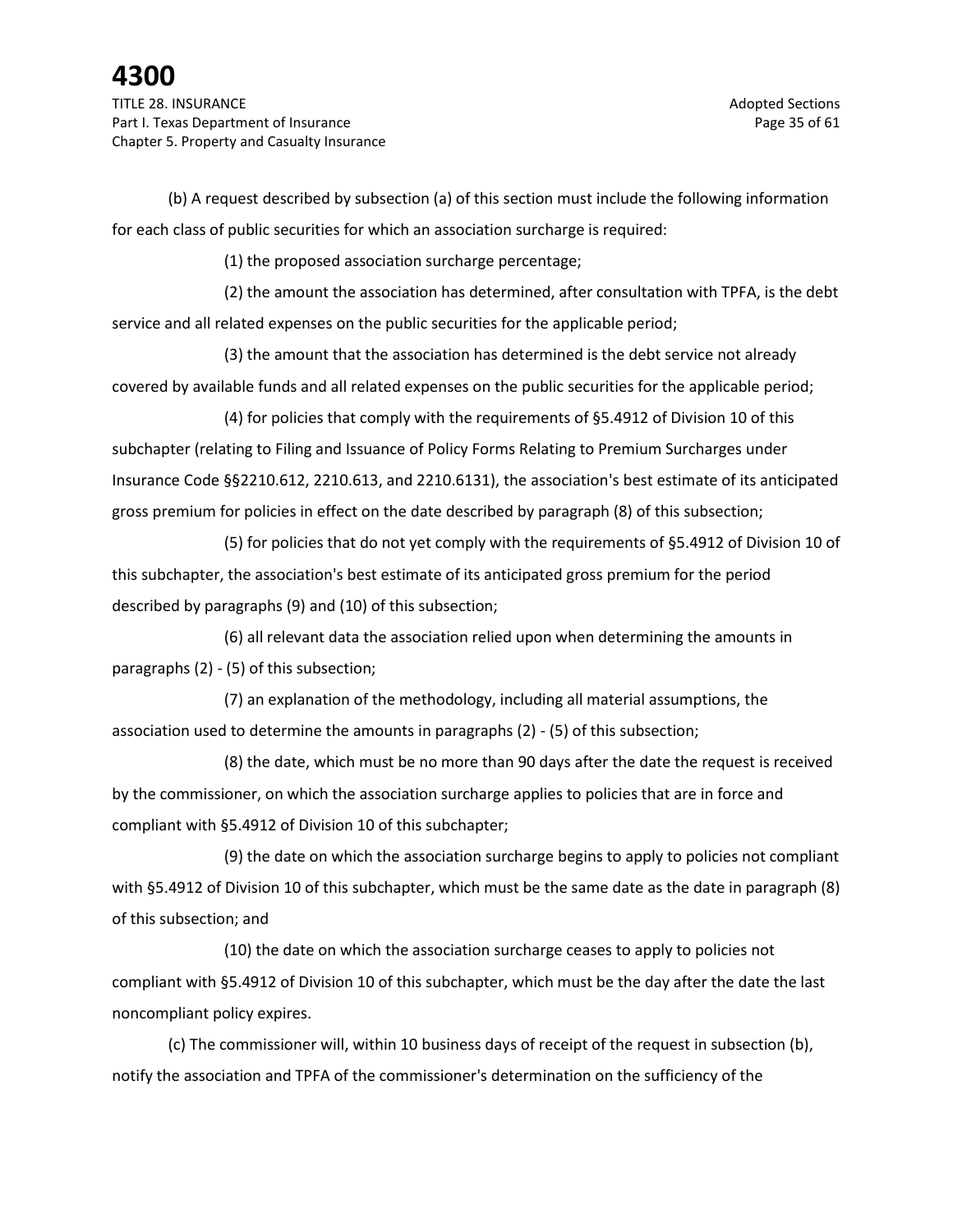(b) A request described by subsection (a) of this section must include the following information for each class of public securities for which an association surcharge is required:

(1) the proposed association surcharge percentage;

(2) the amount the association has determined, after consultation with TPFA, is the debt service and all related expenses on the public securities for the applicable period;

(3) the amount that the association has determined is the debt service not already covered by available funds and all related expenses on the public securities for the applicable period;

(4) for policies that comply with the requirements of §5.4912 of Division 10 of this subchapter (relating to Filing and Issuance of Policy Forms Relating to Premium Surcharges under Insurance Code §§2210.612, 2210.613, and 2210.6131), the association's best estimate of its anticipated gross premium for policies in effect on the date described by paragraph (8) of this subsection;

(5) for policies that do not yet comply with the requirements of §5.4912 of Division 10 of this subchapter, the association's best estimate of its anticipated gross premium for the period described by paragraphs (9) and (10) of this subsection;

(6) all relevant data the association relied upon when determining the amounts in paragraphs (2) - (5) of this subsection;

(7) an explanation of the methodology, including all material assumptions, the association used to determine the amounts in paragraphs (2) - (5) of this subsection;

(8) the date, which must be no more than 90 days after the date the request is received by the commissioner, on which the association surcharge applies to policies that are in force and compliant with §5.4912 of Division 10 of this subchapter;

(9) the date on which the association surcharge begins to apply to policies not compliant with §5.4912 of Division 10 of this subchapter, which must be the same date as the date in paragraph (8) of this subsection; and

(10) the date on which the association surcharge ceases to apply to policies not compliant with §5.4912 of Division 10 of this subchapter, which must be the day after the date the last noncompliant policy expires.

(c) The commissioner will, within 10 business days of receipt of the request in subsection (b), notify the association and TPFA of the commissioner's determination on the sufficiency of the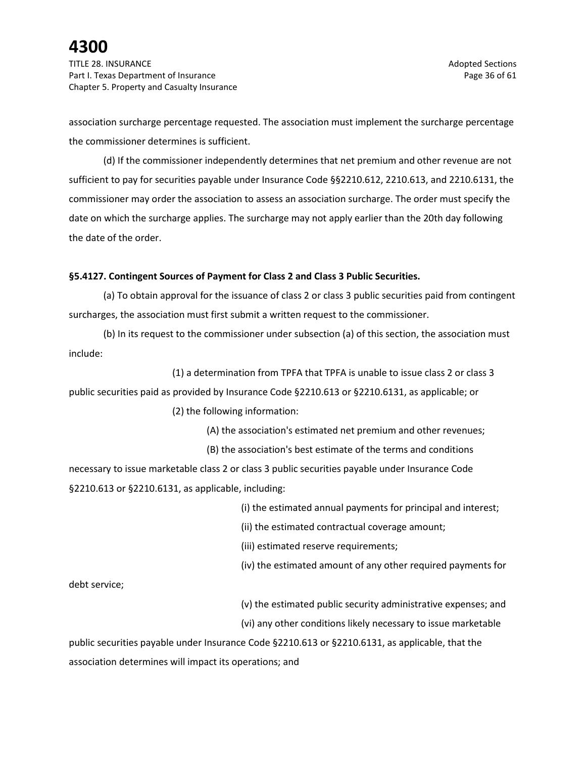association surcharge percentage requested. The association must implement the surcharge percentage the commissioner determines is sufficient.

(d) If the commissioner independently determines that net premium and other revenue are not sufficient to pay for securities payable under Insurance Code §§2210.612, 2210.613, and 2210.6131, the commissioner may order the association to assess an association surcharge. The order must specify the date on which the surcharge applies. The surcharge may not apply earlier than the 20th day following the date of the order.

**§5.4127. Contingent Sources of Payment for Class 2 and Class 3 Public Securities.**

(a) To obtain approval for the issuance of class 2 or class 3 public securities paid from contingent surcharges, the association must first submit a written request to the commissioner.

(b) In its request to the commissioner under subsection (a) of this section, the association must include:

(1) a determination from TPFA that TPFA is unable to issue class 2 or class 3 public securities paid as provided by Insurance Code §2210.613 or §2210.6131, as applicable; or

(2) the following information:

(A) the association's estimated net premium and other revenues;

(B) the association's best estimate of the terms and conditions necessary to issue marketable class 2 or class 3 public securities payable under Insurance Code §2210.613 or §2210.6131, as applicable, including:

(i) the estimated annual payments for principal and interest;

(ii) the estimated contractual coverage amount;

(iii) estimated reserve requirements;

(iv) the estimated amount of any other required payments for debt service;

(v) the estimated public security administrative expenses; and

(vi) any other conditions likely necessary to issue marketable public securities payable under Insurance Code §2210.613 or §2210.6131, as applicable, that the association determines will impact its operations; and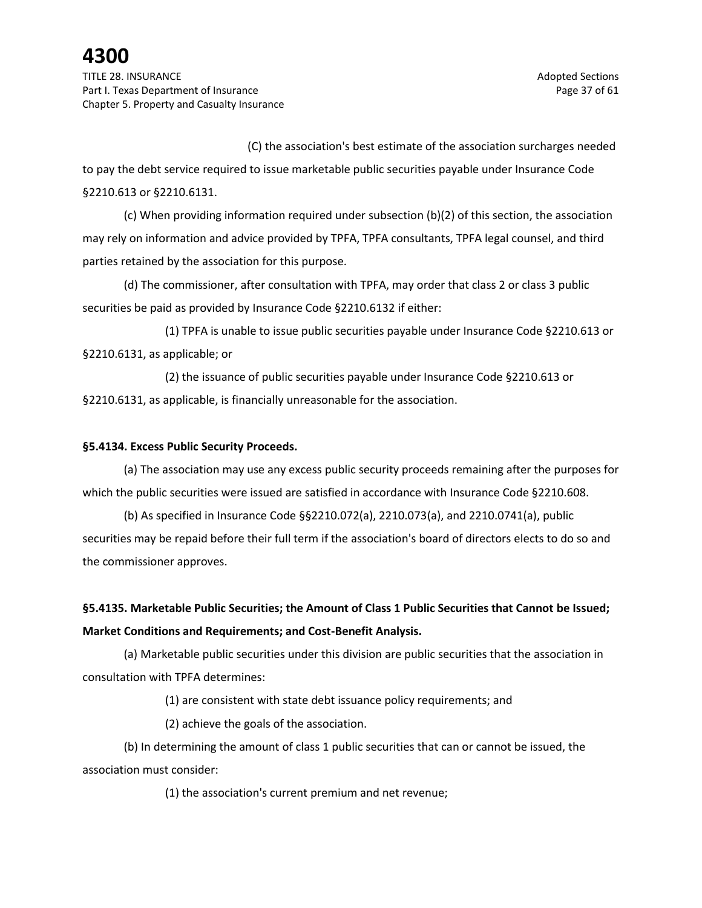(C) the association's best estimate of the association surcharges needed to pay the debt service required to issue marketable public securities payable under Insurance Code §2210.613 or §2210.6131.

(c) When providing information required under subsection (b)(2) of this section, the association may rely on information and advice provided by TPFA, TPFA consultants, TPFA legal counsel, and third parties retained by the association for this purpose.

(d) The commissioner, after consultation with TPFA, may order that class 2 or class 3 public securities be paid as provided by Insurance Code §2210.6132 if either:

(1) TPFA is unable to issue public securities payable under Insurance Code §2210.613 or §2210.6131, as applicable; or

(2) the issuance of public securities payable under Insurance Code §2210.613 or §2210.6131, as applicable, is financially unreasonable for the association.

**§5.4134. Excess Public Security Proceeds.**

(a) The association may use any excess public security proceeds remaining after the purposes for which the public securities were issued are satisfied in accordance with Insurance Code §2210.608.

(b) As specified in Insurance Code §§2210.072(a), 2210.073(a), and 2210.0741(a), public securities may be repaid before their full term if the association's board of directors elects to do so and the commissioner approves.

**§5.4135. Marketable Public Securities; the Amount of Class 1 Public Securities that Cannot be Issued; Market Conditions and Requirements; and Cost-Benefit Analysis.**

(a) Marketable public securities under this division are public securities that the association in consultation with TPFA determines:

(1) are consistent with state debt issuance policy requirements; and

(2) achieve the goals of the association.

(b) In determining the amount of class 1 public securities that can or cannot be issued, the association must consider:

(1) the association's current premium and net revenue;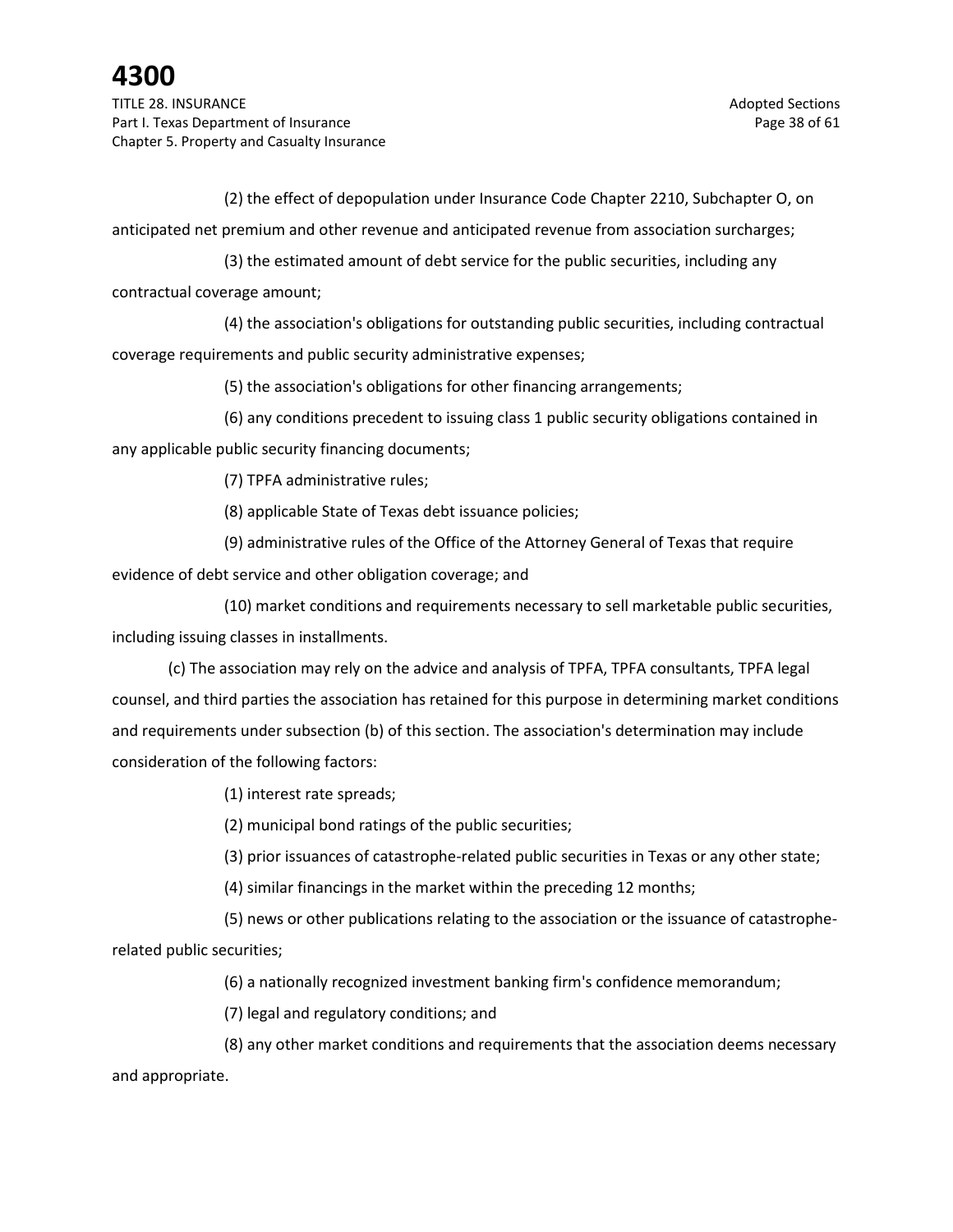(2) the effect of depopulation under Insurance Code Chapter 2210, Subchapter O, on anticipated net premium and other revenue and anticipated revenue from association surcharges;

(3) the estimated amount of debt service for the public securities, including any contractual coverage amount;

(4) the association's obligations for outstanding public securities, including contractual coverage requirements and public security administrative expenses;

(5) the association's obligations for other financing arrangements;

(6) any conditions precedent to issuing class 1 public security obligations contained in any applicable public security financing documents;

(7) TPFA administrative rules;

(8) applicable State of Texas debt issuance policies;

(9) administrative rules of the Office of the Attorney General of Texas that require evidence of debt service and other obligation coverage; and

(10) market conditions and requirements necessary to sell marketable public securities, including issuing classes in installments.

(c) The association may rely on the advice and analysis of TPFA, TPFA consultants, TPFA legal counsel, and third parties the association has retained for this purpose in determining market conditions and requirements under subsection (b) of this section. The association's determination may include consideration of the following factors:

(1) interest rate spreads;

(2) municipal bond ratings of the public securities;

(3) prior issuances of catastrophe-related public securities in Texas or any other state;

(4) similar financings in the market within the preceding 12 months;

(5) news or other publications relating to the association or the issuance of catastrophe-related public securities;

(6) a nationally recognized investment banking firm's confidence memorandum;

(7) legal and regulatory conditions; and

(8) any other market conditions and requirements that the association deems necessary and appropriate.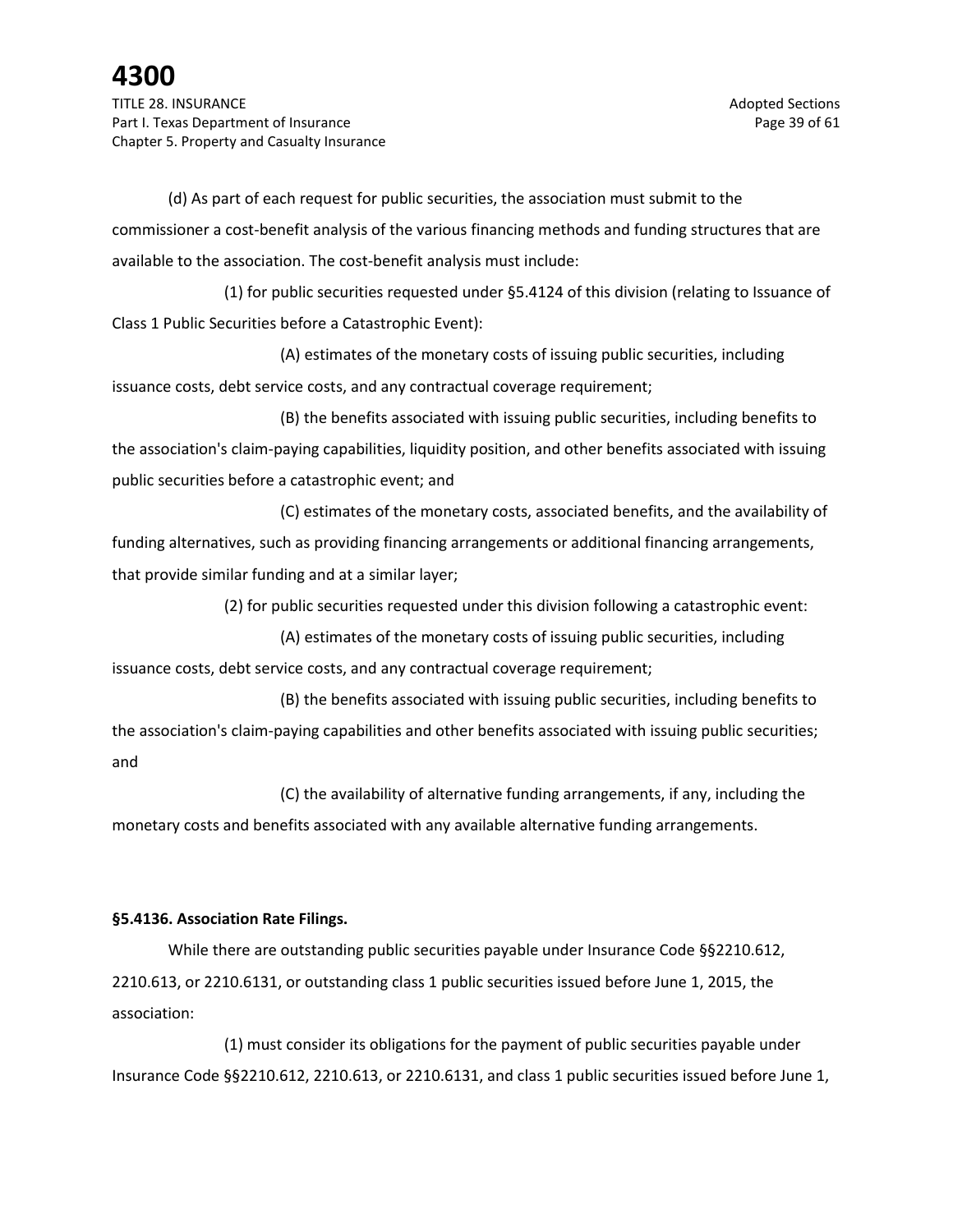(d) As part of each request for public securities, the association must submit to the commissioner a cost-benefit analysis of the various financing methods and funding structures that are available to the association. The cost-benefit analysis must include:

(1) for public securities requested under §5.4124 of this division (relating to Issuance of Class 1 Public Securities before a Catastrophic Event):

(A) estimates of the monetary costs of issuing public securities, including issuance costs, debt service costs, and any contractual coverage requirement;

(B) the benefits associated with issuing public securities, including benefits to the association's claim-paying capabilities, liquidity position, and other benefits associated with issuing public securities before a catastrophic event; and

(C) estimates of the monetary costs, associated benefits, and the availability of funding alternatives, such as providing financing arrangements or additional financing arrangements, that provide similar funding and at a similar layer;

(2) for public securities requested under this division following a catastrophic event:

(A) estimates of the monetary costs of issuing public securities, including issuance costs, debt service costs, and any contractual coverage requirement;

(B) the benefits associated with issuing public securities, including benefits to the association's claim-paying capabilities and other benefits associated with issuing public securities; and

(C) the availability of alternative funding arrangements, if any, including the monetary costs and benefits associated with any available alternative funding arrangements.

**§5.4136. Association Rate Filings.**

While there are outstanding public securities payable under Insurance Code §§2210.612, 2210.613, or 2210.6131, or outstanding class 1 public securities issued before June 1, 2015, the association:

(1) must consider its obligations for the payment of public securities payable under Insurance Code §§2210.612, 2210.613, or 2210.6131, and class 1 public securities issued before June 1,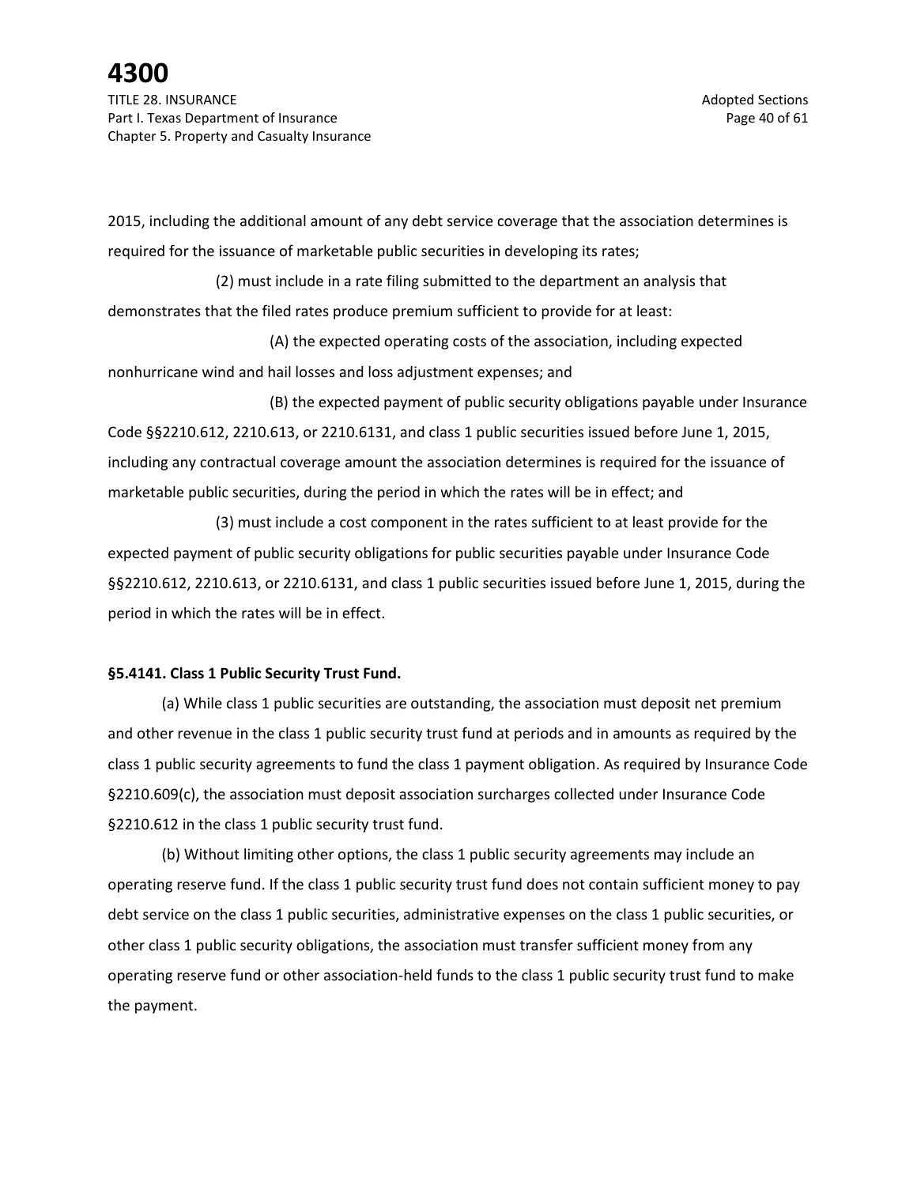2015, including the additional amount of any debt service coverage that the association determines is required for the issuance of marketable public securities in developing its rates;

(2) must include in a rate filing submitted to the department an analysis that demonstrates that the filed rates produce premium sufficient to provide for at least:

(A) the expected operating costs of the association, including expected nonhurricane wind and hail losses and loss adjustment expenses; and

(B) the expected payment of public security obligations payable under Insurance Code §§2210.612, 2210.613, or 2210.6131, and class 1 public securities issued before June 1, 2015, including any contractual coverage amount the association determines is required for the issuance of marketable public securities, during the period in which the rates will be in effect; and

(3) must include a cost component in the rates sufficient to at least provide for the expected payment of public security obligations for public securities payable under Insurance Code §§2210.612, 2210.613, or 2210.6131, and class 1 public securities issued before June 1, 2015, during the period in which the rates will be in effect.

**§5.4141. Class 1 Public Security Trust Fund.**

(a) While class 1 public securities are outstanding, the association must deposit net premium and other revenue in the class 1 public security trust fund at periods and in amounts as required by the class 1 public security agreements to fund the class 1 payment obligation. As required by Insurance Code §2210.609(c), the association must deposit association surcharges collected under Insurance Code §2210.612 in the class 1 public security trust fund.

(b) Without limiting other options, the class 1 public security agreements may include an operating reserve fund. If the class 1 public security trust fund does not contain sufficient money to pay debt service on the class 1 public securities, administrative expenses on the class 1 public securities, or other class 1 public security obligations, the association must transfer sufficient money from any operating reserve fund or other association-held funds to the class 1 public security trust fund to make the payment.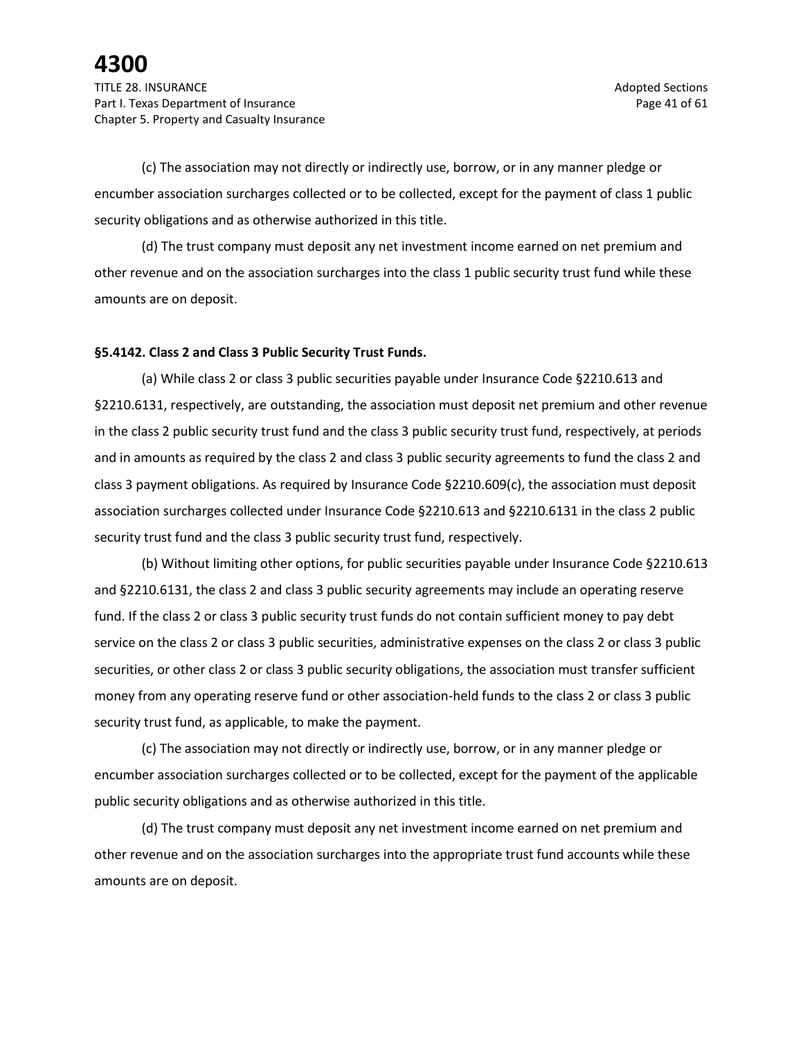(c) The association may not directly or indirectly use, borrow, or in any manner pledge or encumber association surcharges collected or to be collected, except for the payment of class 1 public security obligations and as otherwise authorized in this title.

(d) The trust company must deposit any net investment income earned on net premium and other revenue and on the association surcharges into the class 1 public security trust fund while these amounts are on deposit.

**§5.4142. Class 2 and Class 3 Public Security Trust Funds.**

(a) While class 2 or class 3 public securities payable under Insurance Code §2210.613 and §2210.6131, respectively, are outstanding, the association must deposit net premium and other revenue in the class 2 public security trust fund and the class 3 public security trust fund, respectively, at periods and in amounts as required by the class 2 and class 3 public security agreements to fund the class 2 and class 3 payment obligations. As required by Insurance Code §2210.609(c), the association must deposit association surcharges collected under Insurance Code §2210.613 and §2210.6131 in the class 2 public security trust fund and the class 3 public security trust fund, respectively.

(b) Without limiting other options, for public securities payable under Insurance Code §2210.613 and §2210.6131, the class 2 and class 3 public security agreements may include an operating reserve fund. If the class 2 or class 3 public security trust funds do not contain sufficient money to pay debt service on the class 2 or class 3 public securities, administrative expenses on the class 2 or class 3 public securities, or other class 2 or class 3 public security obligations, the association must transfer sufficient money from any operating reserve fund or other association-held funds to the class 2 or class 3 public security trust fund, as applicable, to make the payment.

(c) The association may not directly or indirectly use, borrow, or in any manner pledge or encumber association surcharges collected or to be collected, except for the payment of the applicable public security obligations and as otherwise authorized in this title.

(d) The trust company must deposit any net investment income earned on net premium and other revenue and on the association surcharges into the appropriate trust fund accounts while these amounts are on deposit.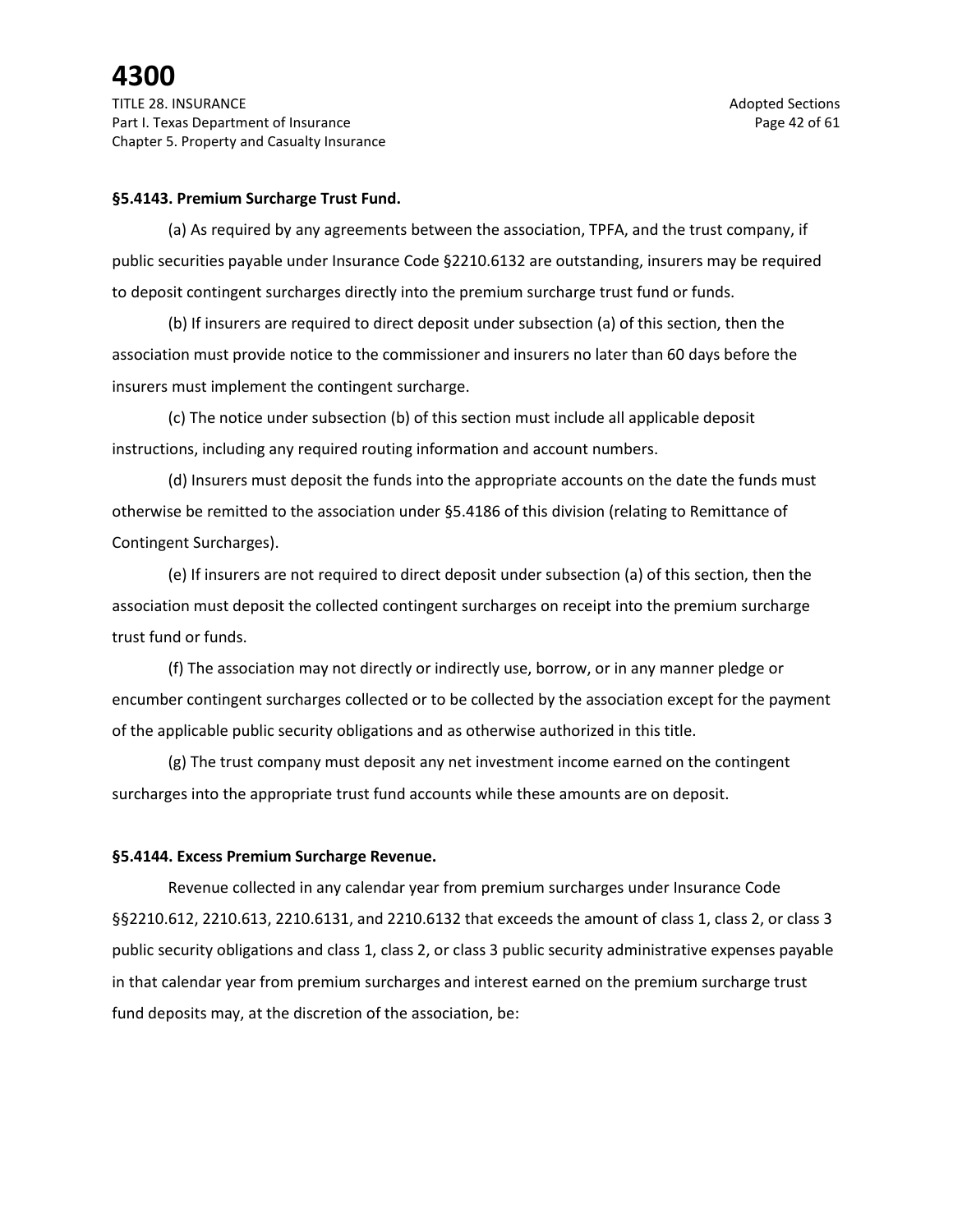**§5.4143. Premium Surcharge Trust Fund.**

(a) As required by any agreements between the association, TPFA, and the trust company, if public securities payable under Insurance Code §2210.6132 are outstanding, insurers may be required to deposit contingent surcharges directly into the premium surcharge trust fund or funds.

(b) If insurers are required to direct deposit under subsection (a) of this section, then the association must provide notice to the commissioner and insurers no later than 60 days before the insurers must implement the contingent surcharge.

(c) The notice under subsection (b) of this section must include all applicable deposit instructions, including any required routing information and account numbers.

(d) Insurers must deposit the funds into the appropriate accounts on the date the funds must otherwise be remitted to the association under §5.4186 of this division (relating to Remittance of Contingent Surcharges).

(e) If insurers are not required to direct deposit under subsection (a) of this section, then the association must deposit the collected contingent surcharges on receipt into the premium surcharge trust fund or funds.

(f) The association may not directly or indirectly use, borrow, or in any manner pledge or encumber contingent surcharges collected or to be collected by the association except for the payment of the applicable public security obligations and as otherwise authorized in this title.

(g) The trust company must deposit any net investment income earned on the contingent surcharges into the appropriate trust fund accounts while these amounts are on deposit.

**§5.4144. Excess Premium Surcharge Revenue.**

Revenue collected in any calendar year from premium surcharges under Insurance Code §§2210.612, 2210.613, 2210.6131, and 2210.6132 that exceeds the amount of class 1, class 2, or class 3 public security obligations and class 1, class 2, or class 3 public security administrative expenses payable in that calendar year from premium surcharges and interest earned on the premium surcharge trust fund deposits may, at the discretion of the association, be: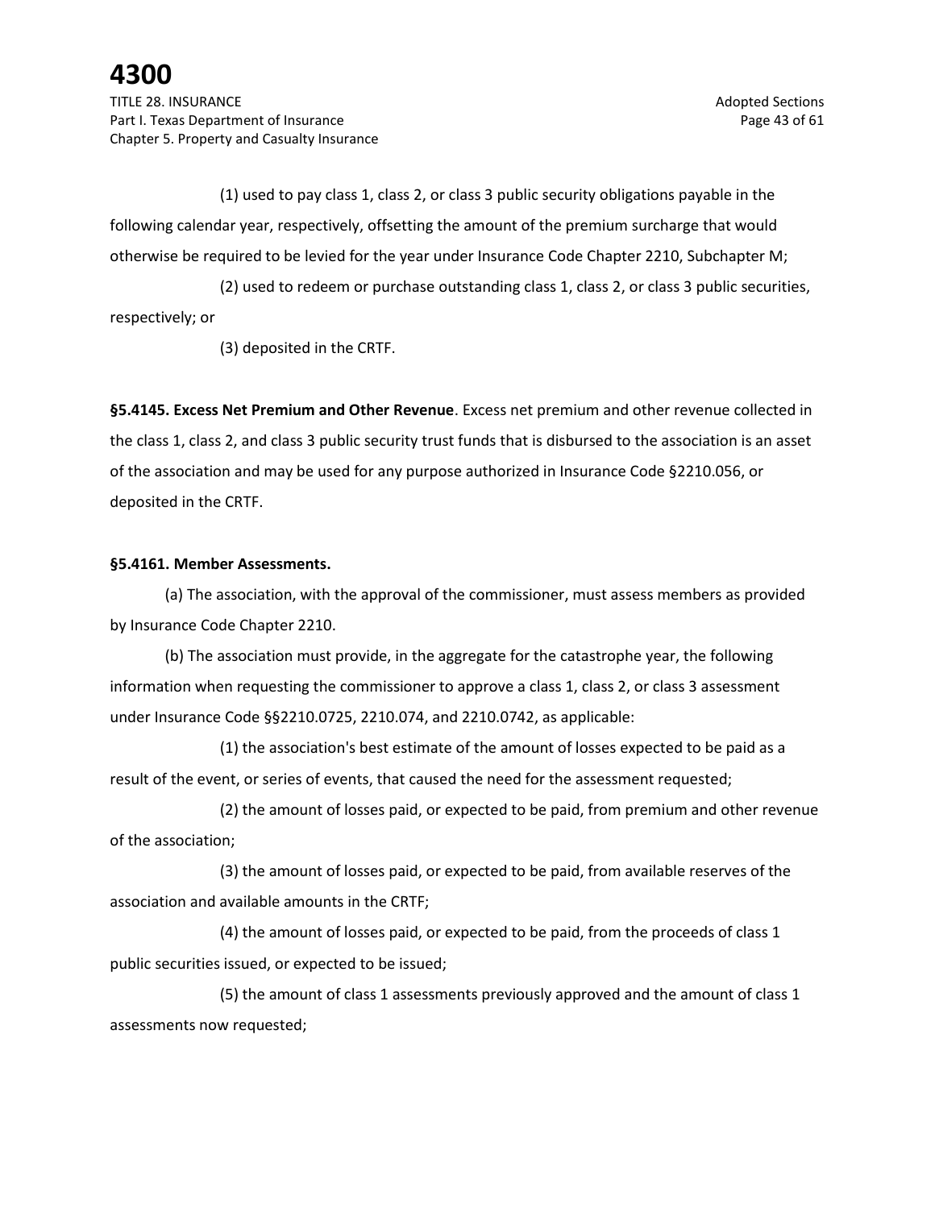(1) used to pay class 1, class 2, or class 3 public security obligations payable in the following calendar year, respectively, offsetting the amount of the premium surcharge that would otherwise be required to be levied for the year under Insurance Code Chapter 2210, Subchapter M;

(2) used to redeem or purchase outstanding class 1, class 2, or class 3 public securities, respectively; or

(3) deposited in the CRTF.

**§5.4145. Excess Net Premium and Other Revenue**. Excess net premium and other revenue collected in the class 1, class 2, and class 3 public security trust funds that is disbursed to the association is an asset of the association and may be used for any purpose authorized in Insurance Code §2210.056, or deposited in the CRTF.

**§5.4161. Member Assessments.**

(a) The association, with the approval of the commissioner, must assess members as provided by Insurance Code Chapter 2210.

(b) The association must provide, in the aggregate for the catastrophe year, the following information when requesting the commissioner to approve a class 1, class 2, or class 3 assessment under Insurance Code §§2210.0725, 2210.074, and 2210.0742, as applicable:

(1) the association's best estimate of the amount of losses expected to be paid as a result of the event, or series of events, that caused the need for the assessment requested;

(2) the amount of losses paid, or expected to be paid, from premium and other revenue of the association;

(3) the amount of losses paid, or expected to be paid, from available reserves of the association and available amounts in the CRTF;

(4) the amount of losses paid, or expected to be paid, from the proceeds of class 1 public securities issued, or expected to be issued;

(5) the amount of class 1 assessments previously approved and the amount of class 1 assessments now requested;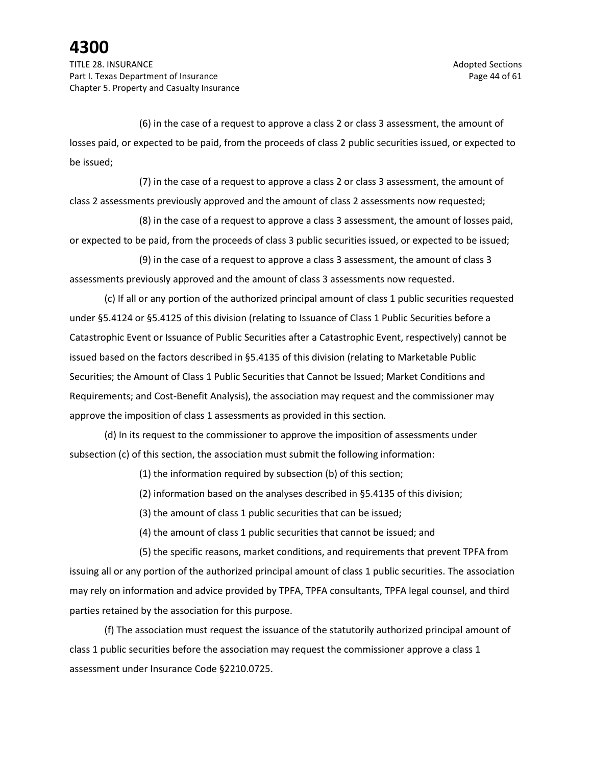(6) in the case of a request to approve a class 2 or class 3 assessment, the amount of losses paid, or expected to be paid, from the proceeds of class 2 public securities issued, or expected to be issued;

(7) in the case of a request to approve a class 2 or class 3 assessment, the amount of class 2 assessments previously approved and the amount of class 2 assessments now requested;

(8) in the case of a request to approve a class 3 assessment, the amount of losses paid, or expected to be paid, from the proceeds of class 3 public securities issued, or expected to be issued;

(9) in the case of a request to approve a class 3 assessment, the amount of class 3 assessments previously approved and the amount of class 3 assessments now requested.

(c) If all or any portion of the authorized principal amount of class 1 public securities requested under §5.4124 or §5.4125 of this division (relating to Issuance of Class 1 Public Securities before a Catastrophic Event or Issuance of Public Securities after a Catastrophic Event, respectively) cannot be issued based on the factors described in §5.4135 of this division (relating to Marketable Public Securities; the Amount of Class 1 Public Securities that Cannot be Issued; Market Conditions and Requirements; and Cost-Benefit Analysis), the association may request and the commissioner may approve the imposition of class 1 assessments as provided in this section.

(d) In its request to the commissioner to approve the imposition of assessments under subsection (c) of this section, the association must submit the following information:

(1) the information required by subsection (b) of this section;

(2) information based on the analyses described in §5.4135 of this division;

(3) the amount of class 1 public securities that can be issued;

(4) the amount of class 1 public securities that cannot be issued; and

(5) the specific reasons, market conditions, and requirements that prevent TPFA from issuing all or any portion of the authorized principal amount of class 1 public securities. The association may rely on information and advice provided by TPFA, TPFA consultants, TPFA legal counsel, and third parties retained by the association for this purpose.

(f) The association must request the issuance of the statutorily authorized principal amount of class 1 public securities before the association may request the commissioner approve a class 1 assessment under Insurance Code §2210.0725.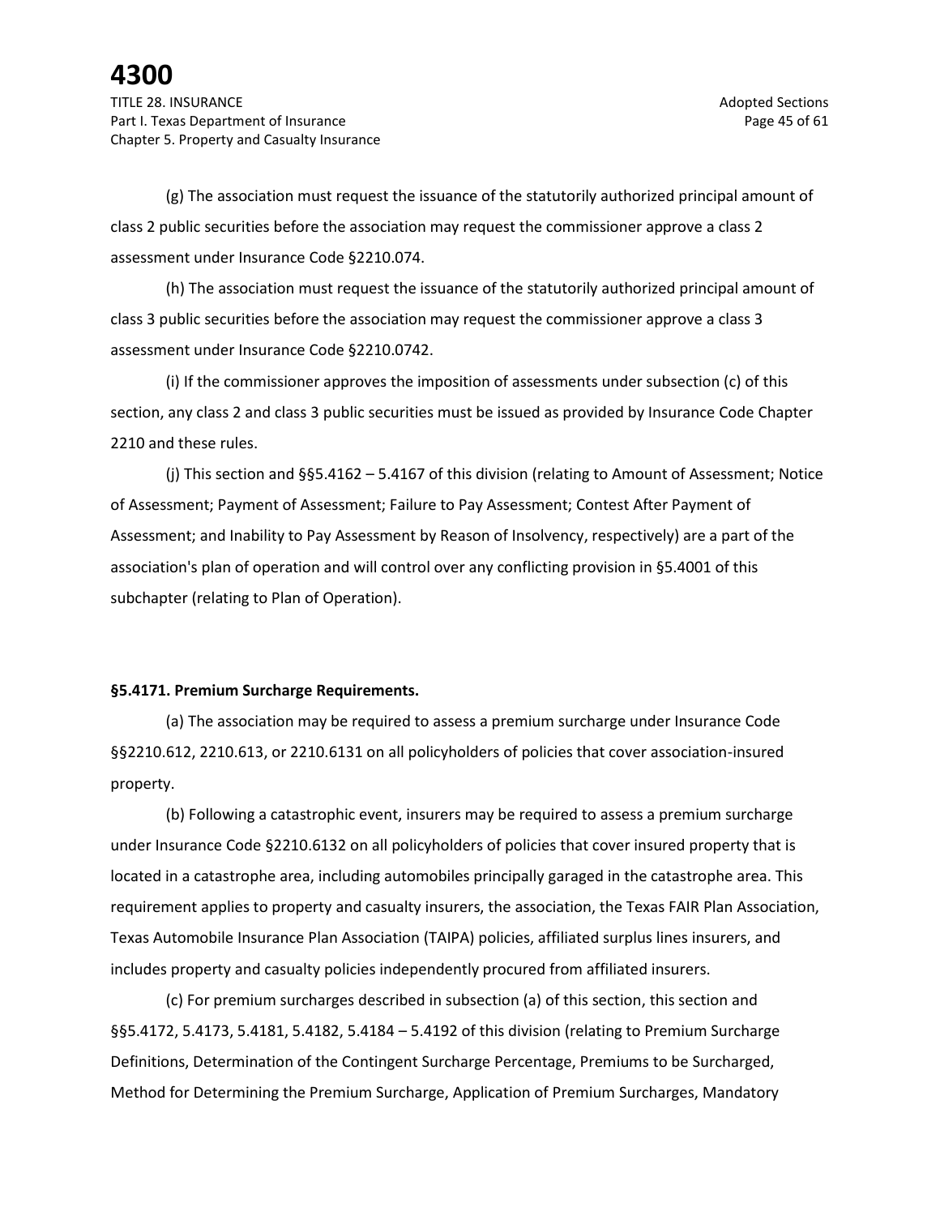(g) The association must request the issuance of the statutorily authorized principal amount of class 2 public securities before the association may request the commissioner approve a class 2 assessment under Insurance Code §2210.074.

(h) The association must request the issuance of the statutorily authorized principal amount of class 3 public securities before the association may request the commissioner approve a class 3 assessment under Insurance Code §2210.0742.

(i) If the commissioner approves the imposition of assessments under subsection (c) of this section, any class 2 and class 3 public securities must be issued as provided by Insurance Code Chapter 2210 and these rules.

(j) This section and §§5.4162 – 5.4167 of this division (relating to Amount of Assessment; Notice of Assessment; Payment of Assessment; Failure to Pay Assessment; Contest After Payment of Assessment; and Inability to Pay Assessment by Reason of Insolvency, respectively) are a part of the association's plan of operation and will control over any conflicting provision in §5.4001 of this subchapter (relating to Plan of Operation).

**§5.4171. Premium Surcharge Requirements.**

(a) The association may be required to assess a premium surcharge under Insurance Code §§2210.612, 2210.613, or 2210.6131 on all policyholders of policies that cover association-insured property.

(b) Following a catastrophic event, insurers may be required to assess a premium surcharge under Insurance Code §2210.6132 on all policyholders of policies that cover insured property that is located in a catastrophe area, including automobiles principally garaged in the catastrophe area. This requirement applies to property and casualty insurers, the association, the Texas FAIR Plan Association, Texas Automobile Insurance Plan Association (TAIPA) policies, affiliated surplus lines insurers, and includes property and casualty policies independently procured from affiliated insurers.

(c) For premium surcharges described in subsection (a) of this section, this section and §§5.4172, 5.4173, 5.4181, 5.4182, 5.4184 – 5.4192 of this division (relating to Premium Surcharge Definitions, Determination of the Contingent Surcharge Percentage, Premiums to be Surcharged, Method for Determining the Premium Surcharge, Application of Premium Surcharges, Mandatory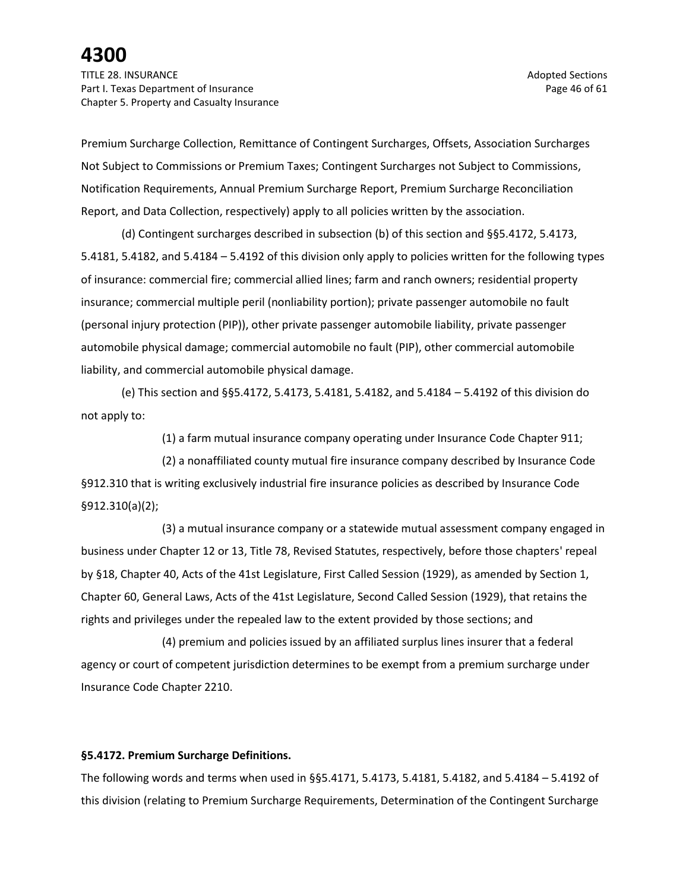Premium Surcharge Collection, Remittance of Contingent Surcharges, Offsets, Association Surcharges Not Subject to Commissions or Premium Taxes; Contingent Surcharges not Subject to Commissions, Notification Requirements, Annual Premium Surcharge Report, Premium Surcharge Reconciliation Report, and Data Collection, respectively) apply to all policies written by the association.

(d) Contingent surcharges described in subsection (b) of this section and §§5.4172, 5.4173, 5.4181, 5.4182, and 5.4184 – 5.4192 of this division only apply to policies written for the following types of insurance: commercial fire; commercial allied lines; farm and ranch owners; residential property insurance; commercial multiple peril (nonliability portion); private passenger automobile no fault (personal injury protection (PIP)), other private passenger automobile liability, private passenger automobile physical damage; commercial automobile no fault (PIP), other commercial automobile liability, and commercial automobile physical damage.

(e) This section and §§5.4172, 5.4173, 5.4181, 5.4182, and 5.4184 – 5.4192 of this division do not apply to:

(1) a farm mutual insurance company operating under Insurance Code Chapter 911;

(2) a nonaffiliated county mutual fire insurance company described by Insurance Code §912.310 that is writing exclusively industrial fire insurance policies as described by Insurance Code §912.310(a)(2);

(3) a mutual insurance company or a statewide mutual assessment company engaged in business under Chapter 12 or 13, Title 78, Revised Statutes, respectively, before those chapters' repeal by §18, Chapter 40, Acts of the 41st Legislature, First Called Session (1929), as amended by Section 1, Chapter 60, General Laws, Acts of the 41st Legislature, Second Called Session (1929), that retains the rights and privileges under the repealed law to the extent provided by those sections; and

(4) premium and policies issued by an affiliated surplus lines insurer that a federal agency or court of competent jurisdiction determines to be exempt from a premium surcharge under Insurance Code Chapter 2210.

**§5.4172. Premium Surcharge Definitions.**

The following words and terms when used in §§5.4171, 5.4173, 5.4181, 5.4182, and 5.4184 – 5.4192 of this division (relating to Premium Surcharge Requirements, Determination of the Contingent Surcharge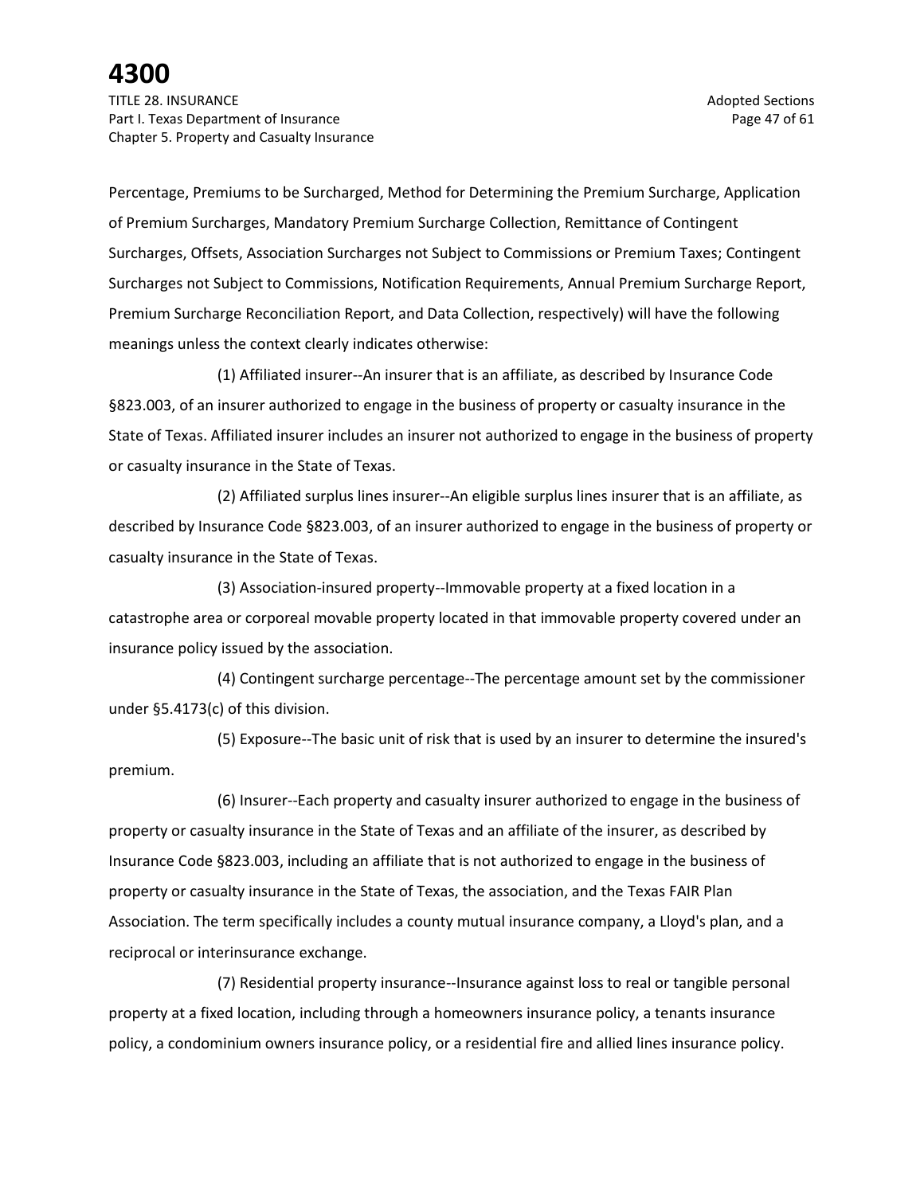Percentage, Premiums to be Surcharged, Method for Determining the Premium Surcharge, Application of Premium Surcharges, Mandatory Premium Surcharge Collection, Remittance of Contingent Surcharges, Offsets, Association Surcharges not Subject to Commissions or Premium Taxes; Contingent Surcharges not Subject to Commissions, Notification Requirements, Annual Premium Surcharge Report, Premium Surcharge Reconciliation Report, and Data Collection, respectively) will have the following meanings unless the context clearly indicates otherwise:

(1) Affiliated insurer--An insurer that is an affiliate, as described by Insurance Code §823.003, of an insurer authorized to engage in the business of property or casualty insurance in the State of Texas. Affiliated insurer includes an insurer not authorized to engage in the business of property or casualty insurance in the State of Texas.

(2) Affiliated surplus lines insurer--An eligible surplus lines insurer that is an affiliate, as described by Insurance Code §823.003, of an insurer authorized to engage in the business of property or casualty insurance in the State of Texas.

(3) Association-insured property--Immovable property at a fixed location in a catastrophe area or corporeal movable property located in that immovable property covered under an insurance policy issued by the association.

(4) Contingent surcharge percentage--The percentage amount set by the commissioner under §5.4173(c) of this division.

(5) Exposure--The basic unit of risk that is used by an insurer to determine the insured's premium.

(6) Insurer--Each property and casualty insurer authorized to engage in the business of property or casualty insurance in the State of Texas and an affiliate of the insurer, as described by Insurance Code §823.003, including an affiliate that is not authorized to engage in the business of property or casualty insurance in the State of Texas, the association, and the Texas FAIR Plan Association. The term specifically includes a county mutual insurance company, a Lloyd's plan, and a reciprocal or interinsurance exchange.

(7) Residential property insurance--Insurance against loss to real or tangible personal property at a fixed location, including through a homeowners insurance policy, a tenants insurance policy, a condominium owners insurance policy, or a residential fire and allied lines insurance policy.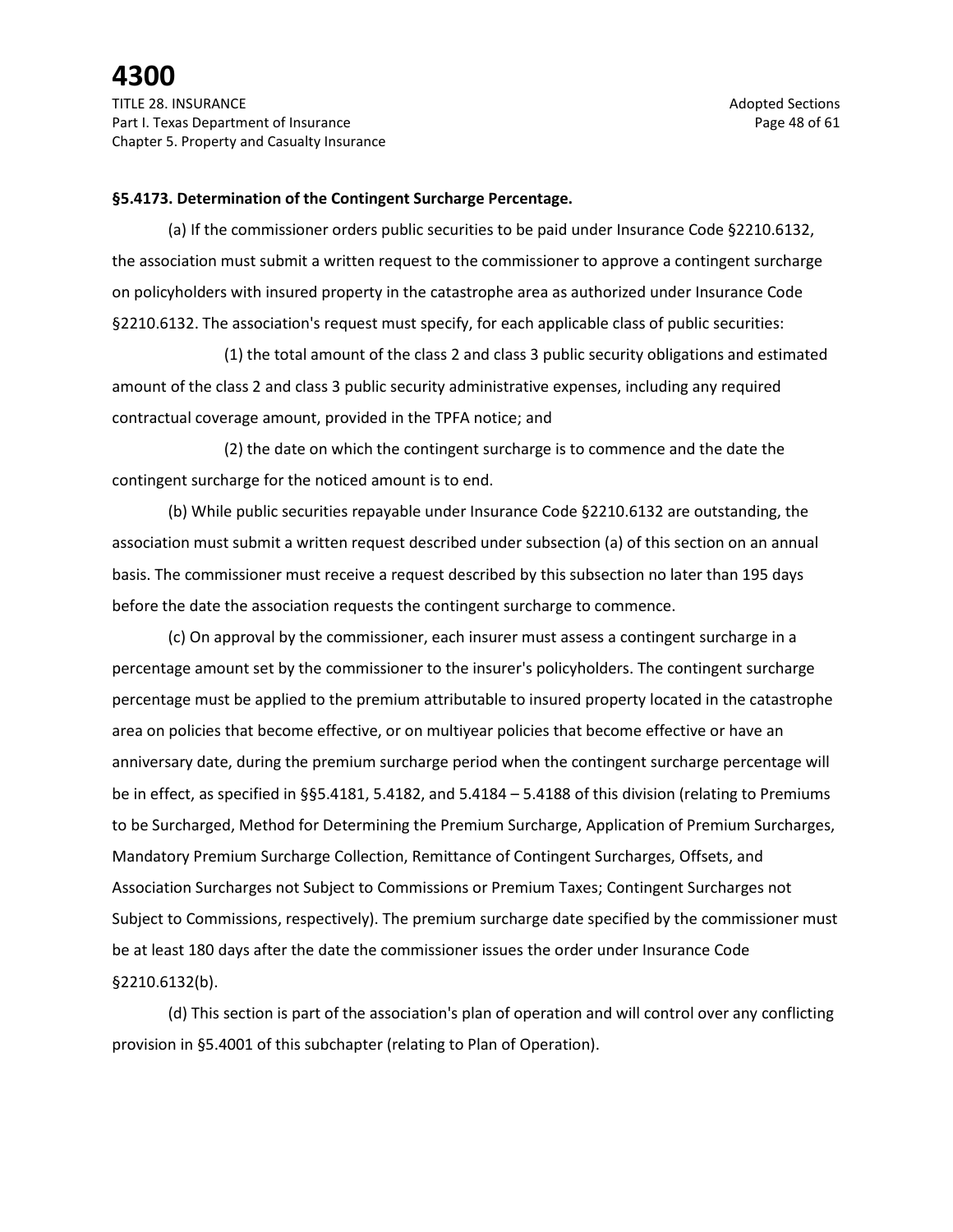**§5.4173. Determination of the Contingent Surcharge Percentage.**

(a) If the commissioner orders public securities to be paid under Insurance Code §2210.6132, the association must submit a written request to the commissioner to approve a contingent surcharge on policyholders with insured property in the catastrophe area as authorized under Insurance Code §2210.6132. The association's request must specify, for each applicable class of public securities:

(1) the total amount of the class 2 and class 3 public security obligations and estimated amount of the class 2 and class 3 public security administrative expenses, including any required contractual coverage amount, provided in the TPFA notice; and

(2) the date on which the contingent surcharge is to commence and the date the contingent surcharge for the noticed amount is to end.

(b) While public securities repayable under Insurance Code §2210.6132 are outstanding, the association must submit a written request described under subsection (a) of this section on an annual basis. The commissioner must receive a request described by this subsection no later than 195 days before the date the association requests the contingent surcharge to commence.

(c) On approval by the commissioner, each insurer must assess a contingent surcharge in a percentage amount set by the commissioner to the insurer's policyholders. The contingent surcharge percentage must be applied to the premium attributable to insured property located in the catastrophe area on policies that become effective, or on multiyear policies that become effective or have an anniversary date, during the premium surcharge period when the contingent surcharge percentage will be in effect, as specified in §§5.4181, 5.4182, and 5.4184 – 5.4188 of this division (relating to Premiums to be Surcharged, Method for Determining the Premium Surcharge, Application of Premium Surcharges, Mandatory Premium Surcharge Collection, Remittance of Contingent Surcharges, Offsets, and Association Surcharges not Subject to Commissions or Premium Taxes; Contingent Surcharges not Subject to Commissions, respectively). The premium surcharge date specified by the commissioner must be at least 180 days after the date the commissioner issues the order under Insurance Code §2210.6132(b).

(d) This section is part of the association's plan of operation and will control over any conflicting provision in §5.4001 of this subchapter (relating to Plan of Operation).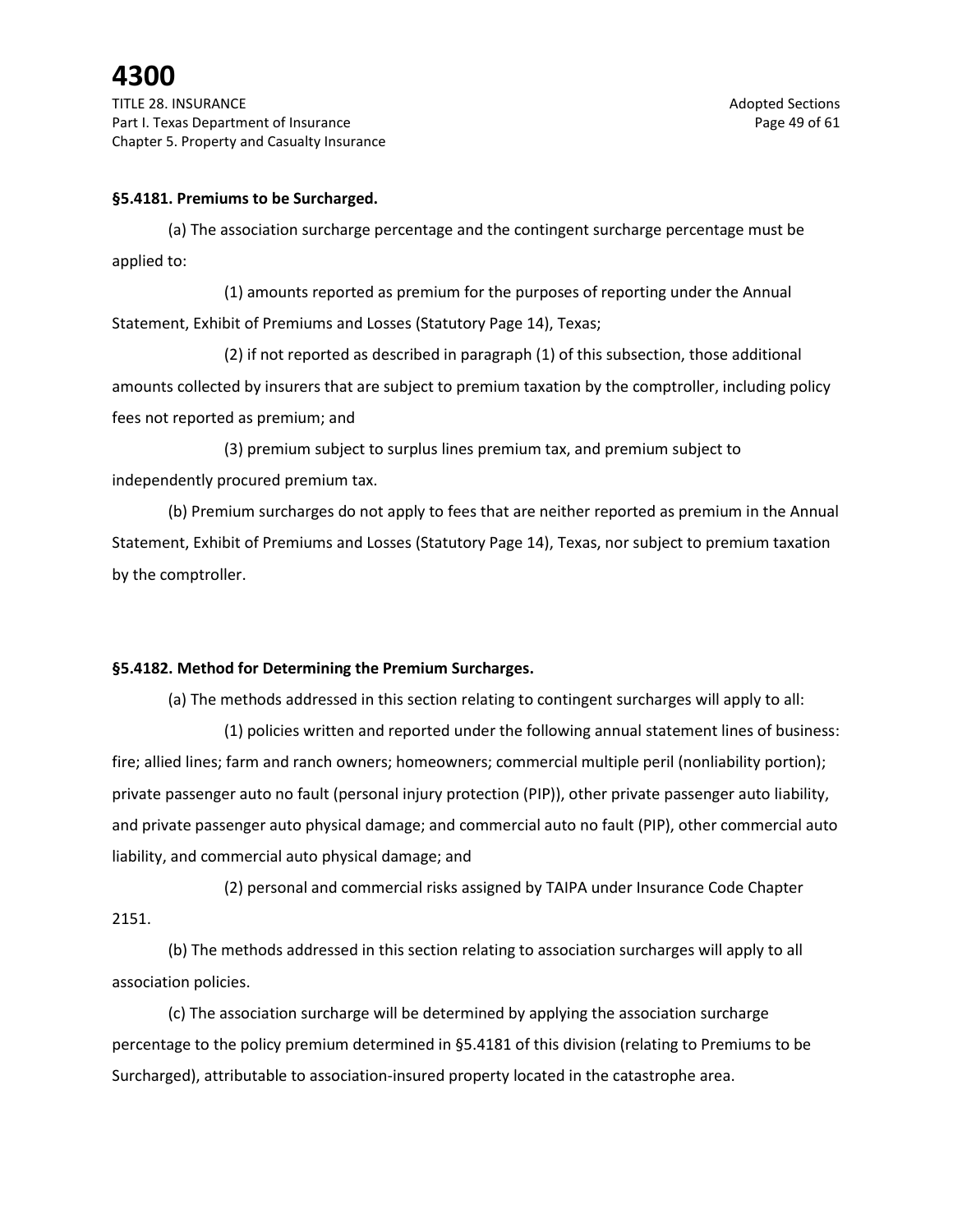**§5.4181. Premiums to be Surcharged.**

(a) The association surcharge percentage and the contingent surcharge percentage must be applied to:

(1) amounts reported as premium for the purposes of reporting under the Annual Statement, Exhibit of Premiums and Losses (Statutory Page 14), Texas;

(2) if not reported as described in paragraph (1) of this subsection, those additional amounts collected by insurers that are subject to premium taxation by the comptroller, including policy fees not reported as premium; and

(3) premium subject to surplus lines premium tax, and premium subject to independently procured premium tax.

(b) Premium surcharges do not apply to fees that are neither reported as premium in the Annual Statement, Exhibit of Premiums and Losses (Statutory Page 14), Texas, nor subject to premium taxation by the comptroller.

**§5.4182. Method for Determining the Premium Surcharges.**

(a) The methods addressed in this section relating to contingent surcharges will apply to all:

(1) policies written and reported under the following annual statement lines of business: fire; allied lines; farm and ranch owners; homeowners; commercial multiple peril (nonliability portion); private passenger auto no fault (personal injury protection (PIP)), other private passenger auto liability, and private passenger auto physical damage; and commercial auto no fault (PIP), other commercial auto liability, and commercial auto physical damage; and

(2) personal and commercial risks assigned by TAIPA under Insurance Code Chapter 2151.

(b) The methods addressed in this section relating to association surcharges will apply to all association policies.

(c) The association surcharge will be determined by applying the association surcharge percentage to the policy premium determined in §5.4181 of this division (relating to Premiums to be Surcharged), attributable to association-insured property located in the catastrophe area.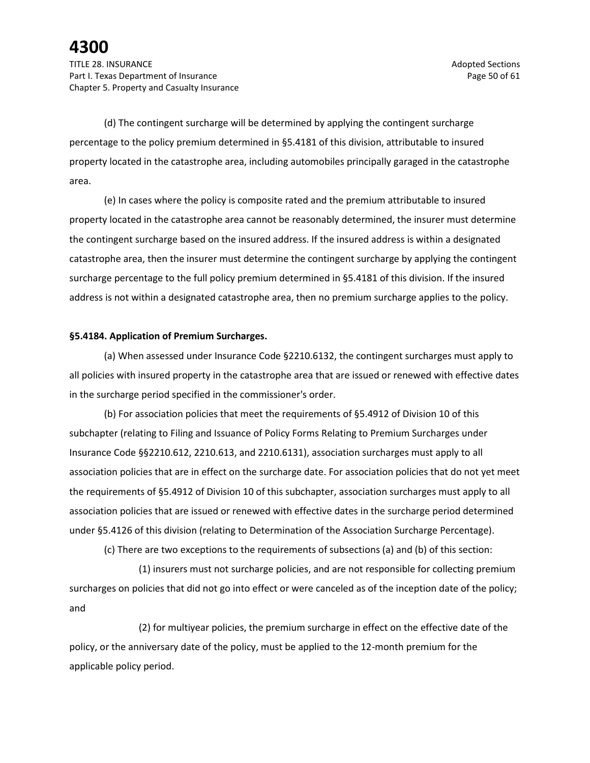(d) The contingent surcharge will be determined by applying the contingent surcharge percentage to the policy premium determined in §5.4181 of this division, attributable to insured property located in the catastrophe area, including automobiles principally garaged in the catastrophe area.

(e) In cases where the policy is composite rated and the premium attributable to insured property located in the catastrophe area cannot be reasonably determined, the insurer must determine the contingent surcharge based on the insured address. If the insured address is within a designated catastrophe area, then the insurer must determine the contingent surcharge by applying the contingent surcharge percentage to the full policy premium determined in §5.4181 of this division. If the insured address is not within a designated catastrophe area, then no premium surcharge applies to the policy.

**§5.4184. Application of Premium Surcharges.**

(a) When assessed under Insurance Code §2210.6132, the contingent surcharges must apply to all policies with insured property in the catastrophe area that are issued or renewed with effective dates in the surcharge period specified in the commissioner's order.

(b) For association policies that meet the requirements of §5.4912 of Division 10 of this subchapter (relating to Filing and Issuance of Policy Forms Relating to Premium Surcharges under Insurance Code §§2210.612, 2210.613, and 2210.6131), association surcharges must apply to all association policies that are in effect on the surcharge date. For association policies that do not yet meet the requirements of §5.4912 of Division 10 of this subchapter, association surcharges must apply to all association policies that are issued or renewed with effective dates in the surcharge period determined under §5.4126 of this division (relating to Determination of the Association Surcharge Percentage).

(c) There are two exceptions to the requirements of subsections (a) and (b) of this section:

(1) insurers must not surcharge policies, and are not responsible for collecting premium surcharges on policies that did not go into effect or were canceled as of the inception date of the policy; and

(2) for multiyear policies, the premium surcharge in effect on the effective date of the policy, or the anniversary date of the policy, must be applied to the 12-month premium for the applicable policy period.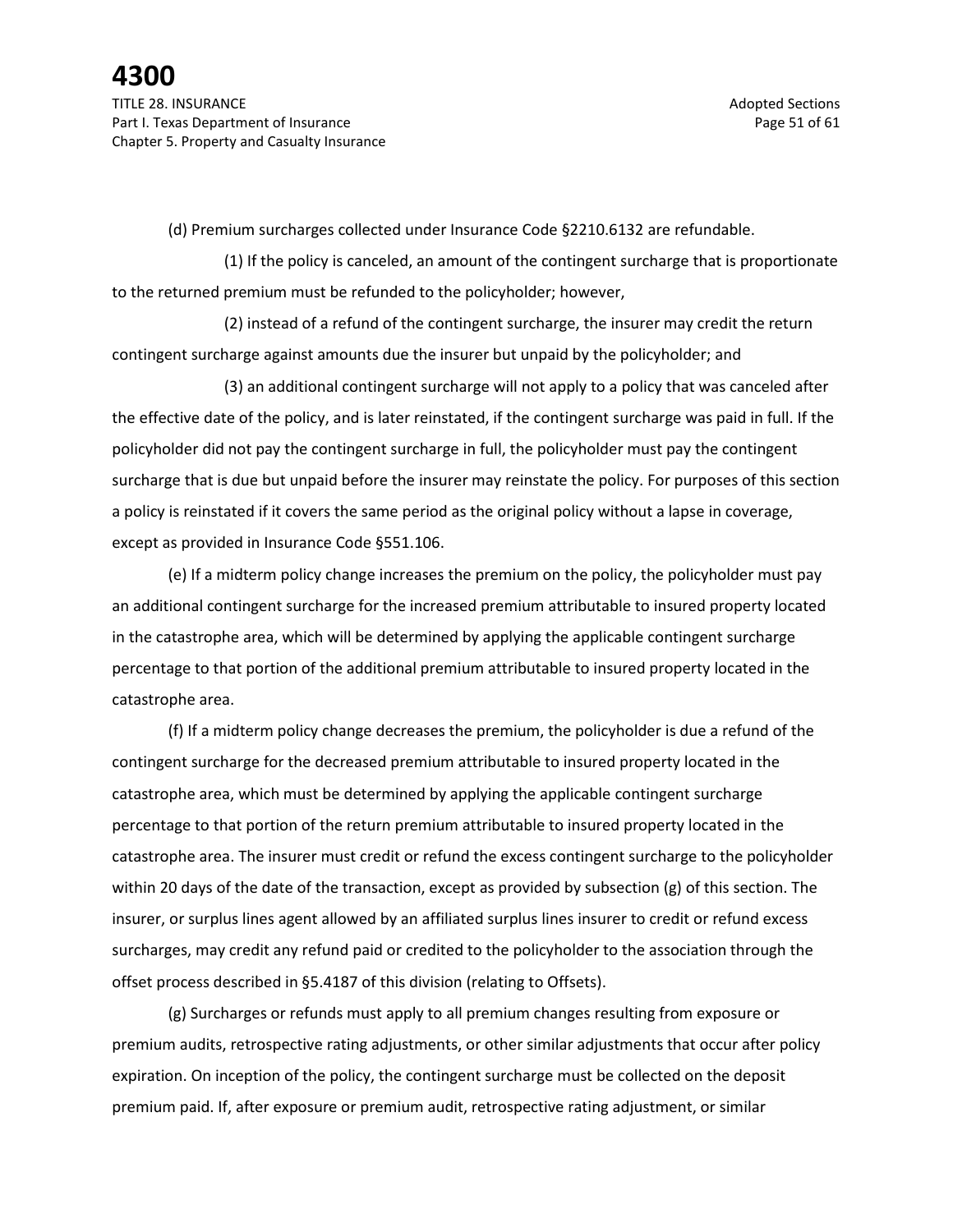(d) Premium surcharges collected under Insurance Code §2210.6132 are refundable.

(1) If the policy is canceled, an amount of the contingent surcharge that is proportionate to the returned premium must be refunded to the policyholder; however,

(2) instead of a refund of the contingent surcharge, the insurer may credit the return contingent surcharge against amounts due the insurer but unpaid by the policyholder; and

(3) an additional contingent surcharge will not apply to a policy that was canceled after the effective date of the policy, and is later reinstated, if the contingent surcharge was paid in full. If the policyholder did not pay the contingent surcharge in full, the policyholder must pay the contingent surcharge that is due but unpaid before the insurer may reinstate the policy. For purposes of this section a policy is reinstated if it covers the same period as the original policy without a lapse in coverage, except as provided in Insurance Code §551.106.

(e) If a midterm policy change increases the premium on the policy, the policyholder must pay an additional contingent surcharge for the increased premium attributable to insured property located in the catastrophe area, which will be determined by applying the applicable contingent surcharge percentage to that portion of the additional premium attributable to insured property located in the catastrophe area.

(f) If a midterm policy change decreases the premium, the policyholder is due a refund of the contingent surcharge for the decreased premium attributable to insured property located in the catastrophe area, which must be determined by applying the applicable contingent surcharge percentage to that portion of the return premium attributable to insured property located in the catastrophe area. The insurer must credit or refund the excess contingent surcharge to the policyholder within 20 days of the date of the transaction, except as provided by subsection (g) of this section. The insurer, or surplus lines agent allowed by an affiliated surplus lines insurer to credit or refund excess surcharges, may credit any refund paid or credited to the policyholder to the association through the offset process described in §5.4187 of this division (relating to Offsets).

(g) Surcharges or refunds must apply to all premium changes resulting from exposure or premium audits, retrospective rating adjustments, or other similar adjustments that occur after policy expiration. On inception of the policy, the contingent surcharge must be collected on the deposit premium paid. If, after exposure or premium audit, retrospective rating adjustment, or similar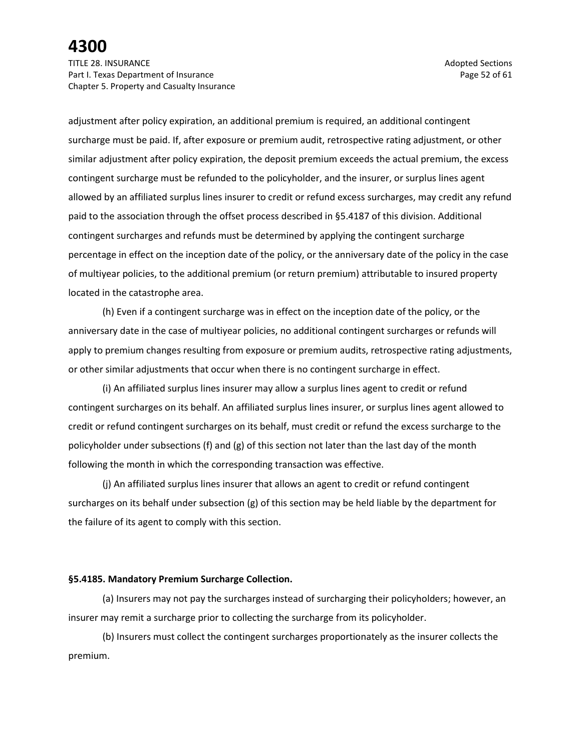adjustment after policy expiration, an additional premium is required, an additional contingent surcharge must be paid. If, after exposure or premium audit, retrospective rating adjustment, or other similar adjustment after policy expiration, the deposit premium exceeds the actual premium, the excess contingent surcharge must be refunded to the policyholder, and the insurer, or surplus lines agent allowed by an affiliated surplus lines insurer to credit or refund excess surcharges, may credit any refund paid to the association through the offset process described in §5.4187 of this division. Additional contingent surcharges and refunds must be determined by applying the contingent surcharge percentage in effect on the inception date of the policy, or the anniversary date of the policy in the case of multiyear policies, to the additional premium (or return premium) attributable to insured property located in the catastrophe area.

(h) Even if a contingent surcharge was in effect on the inception date of the policy, or the anniversary date in the case of multiyear policies, no additional contingent surcharges or refunds will apply to premium changes resulting from exposure or premium audits, retrospective rating adjustments, or other similar adjustments that occur when there is no contingent surcharge in effect.

(i) An affiliated surplus lines insurer may allow a surplus lines agent to credit or refund contingent surcharges on its behalf. An affiliated surplus lines insurer, or surplus lines agent allowed to credit or refund contingent surcharges on its behalf, must credit or refund the excess surcharge to the policyholder under subsections (f) and (g) of this section not later than the last day of the month following the month in which the corresponding transaction was effective.

(j) An affiliated surplus lines insurer that allows an agent to credit or refund contingent surcharges on its behalf under subsection (g) of this section may be held liable by the department for the failure of its agent to comply with this section.

**§5.4185. Mandatory Premium Surcharge Collection.**

(a) Insurers may not pay the surcharges instead of surcharging their policyholders; however, an insurer may remit a surcharge prior to collecting the surcharge from its policyholder.

(b) Insurers must collect the contingent surcharges proportionately as the insurer collects the premium.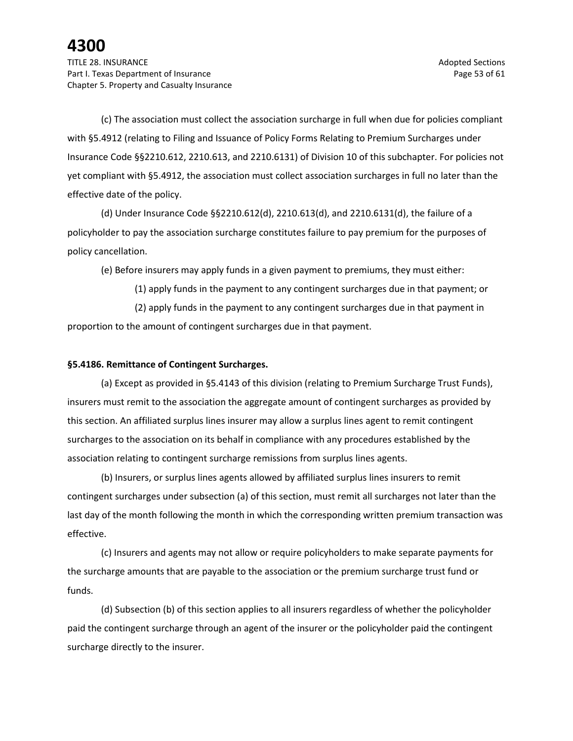(c) The association must collect the association surcharge in full when due for policies compliant with §5.4912 (relating to Filing and Issuance of Policy Forms Relating to Premium Surcharges under Insurance Code §§2210.612, 2210.613, and 2210.6131) of Division 10 of this subchapter. For policies not yet compliant with §5.4912, the association must collect association surcharges in full no later than the effective date of the policy.

(d) Under Insurance Code §§2210.612(d), 2210.613(d), and 2210.6131(d), the failure of a policyholder to pay the association surcharge constitutes failure to pay premium for the purposes of policy cancellation.

(e) Before insurers may apply funds in a given payment to premiums, they must either:

(1) apply funds in the payment to any contingent surcharges due in that payment; or

(2) apply funds in the payment to any contingent surcharges due in that payment in proportion to the amount of contingent surcharges due in that payment.

**§5.4186. Remittance of Contingent Surcharges.**

(a) Except as provided in §5.4143 of this division (relating to Premium Surcharge Trust Funds), insurers must remit to the association the aggregate amount of contingent surcharges as provided by this section. An affiliated surplus lines insurer may allow a surplus lines agent to remit contingent surcharges to the association on its behalf in compliance with any procedures established by the association relating to contingent surcharge remissions from surplus lines agents.

(b) Insurers, or surplus lines agents allowed by affiliated surplus lines insurers to remit contingent surcharges under subsection (a) of this section, must remit all surcharges not later than the last day of the month following the month in which the corresponding written premium transaction was effective.

(c) Insurers and agents may not allow or require policyholders to make separate payments for the surcharge amounts that are payable to the association or the premium surcharge trust fund or funds.

(d) Subsection (b) of this section applies to all insurers regardless of whether the policyholder paid the contingent surcharge through an agent of the insurer or the policyholder paid the contingent surcharge directly to the insurer.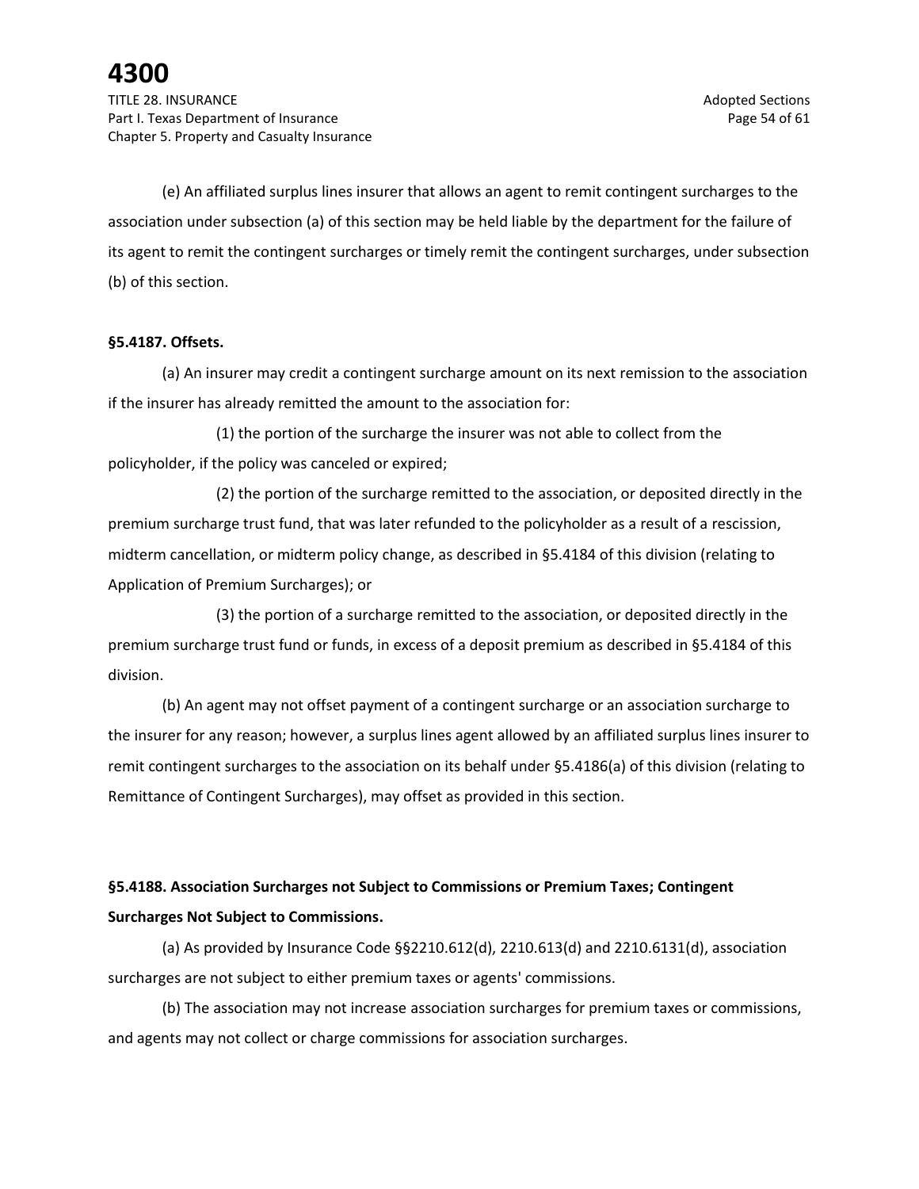(e) An affiliated surplus lines insurer that allows an agent to remit contingent surcharges to the association under subsection (a) of this section may be held liable by the department for the failure of its agent to remit the contingent surcharges or timely remit the contingent surcharges, under subsection (b) of this section.

**§5.4187. Offsets.**

(a) An insurer may credit a contingent surcharge amount on its next remission to the association if the insurer has already remitted the amount to the association for:

(1) the portion of the surcharge the insurer was not able to collect from the policyholder, if the policy was canceled or expired;

(2) the portion of the surcharge remitted to the association, or deposited directly in the premium surcharge trust fund, that was later refunded to the policyholder as a result of a rescission, midterm cancellation, or midterm policy change, as described in §5.4184 of this division (relating to Application of Premium Surcharges); or

(3) the portion of a surcharge remitted to the association, or deposited directly in the premium surcharge trust fund or funds, in excess of a deposit premium as described in §5.4184 of this division.

(b) An agent may not offset payment of a contingent surcharge or an association surcharge to the insurer for any reason; however, a surplus lines agent allowed by an affiliated surplus lines insurer to remit contingent surcharges to the association on its behalf under §5.4186(a) of this division (relating to Remittance of Contingent Surcharges), may offset as provided in this section.

**§5.4188. Association Surcharges not Subject to Commissions or Premium Taxes; Contingent Surcharges Not Subject to Commissions.**

(a) As provided by Insurance Code §§2210.612(d), 2210.613(d) and 2210.6131(d), association surcharges are not subject to either premium taxes or agents' commissions.

(b) The association may not increase association surcharges for premium taxes or commissions, and agents may not collect or charge commissions for association surcharges.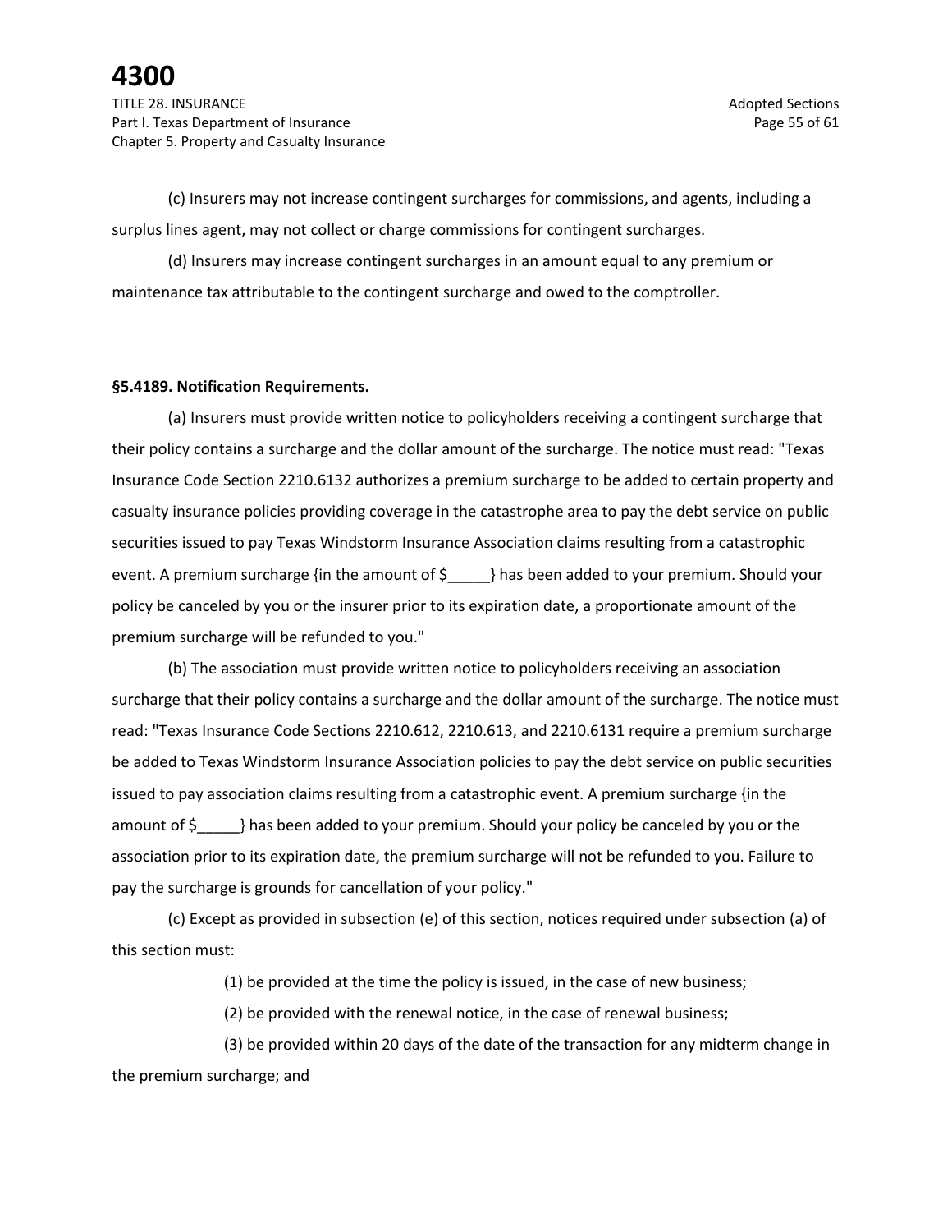(c) Insurers may not increase contingent surcharges for commissions, and agents, including a surplus lines agent, may not collect or charge commissions for contingent surcharges.

(d) Insurers may increase contingent surcharges in an amount equal to any premium or maintenance tax attributable to the contingent surcharge and owed to the comptroller.

**§5.4189. Notification Requirements.**

(a) Insurers must provide written notice to policyholders receiving a contingent surcharge that their policy contains a surcharge and the dollar amount of the surcharge. The notice must read: "Texas Insurance Code Section 2210.6132 authorizes a premium surcharge to be added to certain property and casualty insurance policies providing coverage in the catastrophe area to pay the debt service on public securities issued to pay Texas Windstorm Insurance Association claims resulting from a catastrophic event. A premium surcharge {in the amount of $_____} has been added to your premium. Should your policy be canceled by you or the insurer prior to its expiration date, a proportionate amount of the premium surcharge will be refunded to you."

(b) The association must provide written notice to policyholders receiving an association surcharge that their policy contains a surcharge and the dollar amount of the surcharge. The notice must read: "Texas Insurance Code Sections 2210.612, 2210.613, and 2210.6131 require a premium surcharge be added to Texas Windstorm Insurance Association policies to pay the debt service on public securities issued to pay association claims resulting from a catastrophic event. A premium surcharge {in the amount of $_____} has been added to your premium. Should your policy be canceled by you or the association prior to its expiration date, the premium surcharge will not be refunded to you. Failure to pay the surcharge is grounds for cancellation of your policy."

(c) Except as provided in subsection (e) of this section, notices required under subsection (a) of this section must:

(1) be provided at the time the policy is issued, in the case of new business;

(2) be provided with the renewal notice, in the case of renewal business;

(3) be provided within 20 days of the date of the transaction for any midterm change in the premium surcharge; and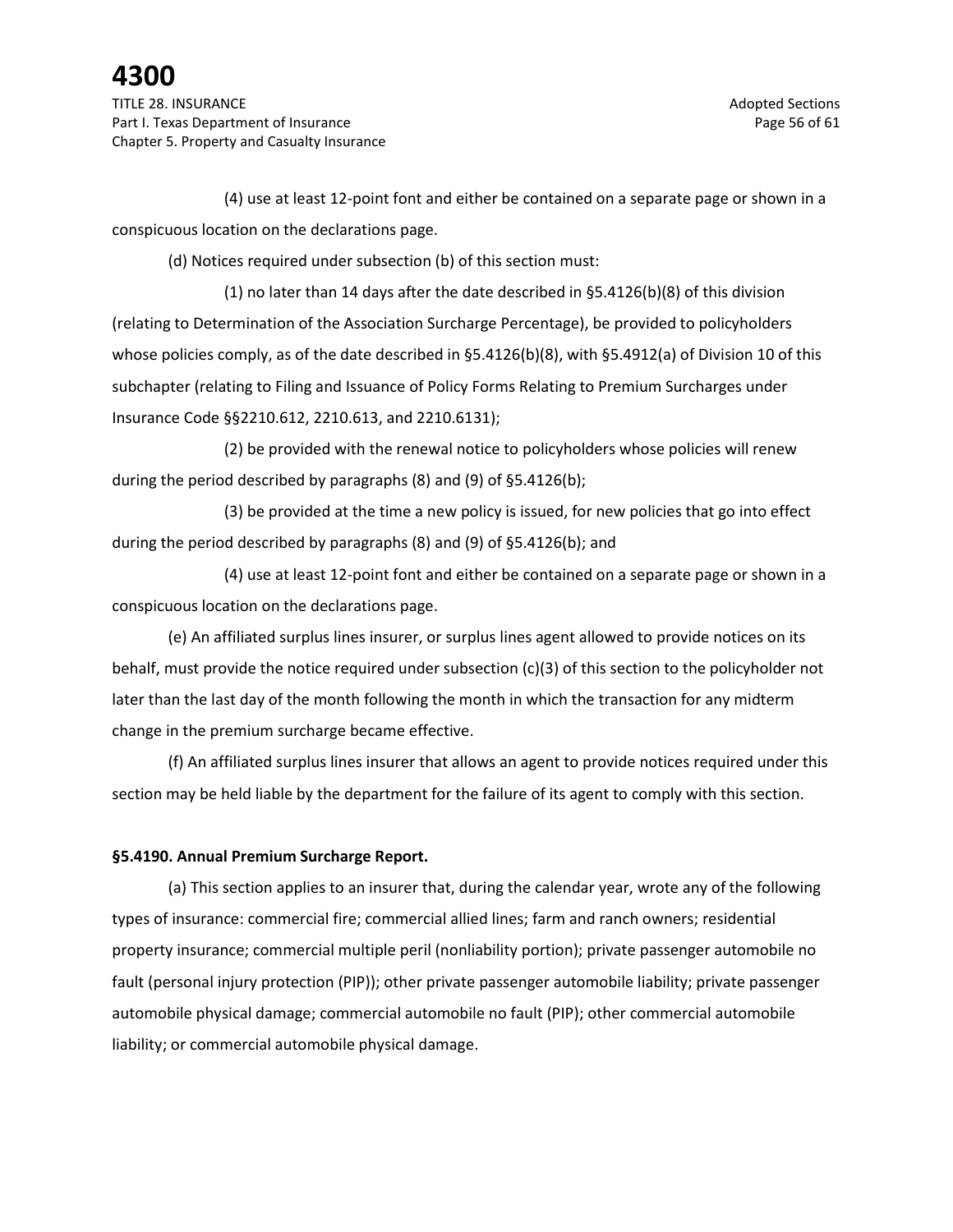(4) use at least 12-point font and either be contained on a separate page or shown in a conspicuous location on the declarations page.

(d) Notices required under subsection (b) of this section must:

(1) no later than 14 days after the date described in §5.4126(b)(8) of this division (relating to Determination of the Association Surcharge Percentage), be provided to policyholders whose policies comply, as of the date described in §5.4126(b)(8), with §5.4912(a) of Division 10 of this subchapter (relating to Filing and Issuance of Policy Forms Relating to Premium Surcharges under Insurance Code §§2210.612, 2210.613, and 2210.6131);

(2) be provided with the renewal notice to policyholders whose policies will renew during the period described by paragraphs (8) and (9) of §5.4126(b);

(3) be provided at the time a new policy is issued, for new policies that go into effect during the period described by paragraphs (8) and (9) of §5.4126(b); and

(4) use at least 12-point font and either be contained on a separate page or shown in a conspicuous location on the declarations page.

(e) An affiliated surplus lines insurer, or surplus lines agent allowed to provide notices on its behalf, must provide the notice required under subsection (c)(3) of this section to the policyholder not later than the last day of the month following the month in which the transaction for any midterm change in the premium surcharge became effective.

(f) An affiliated surplus lines insurer that allows an agent to provide notices required under this section may be held liable by the department for the failure of its agent to comply with this section.

**§5.4190. Annual Premium Surcharge Report.**

(a) This section applies to an insurer that, during the calendar year, wrote any of the following types of insurance: commercial fire; commercial allied lines; farm and ranch owners; residential property insurance; commercial multiple peril (nonliability portion); private passenger automobile no fault (personal injury protection (PIP)); other private passenger automobile liability; private passenger automobile physical damage; commercial automobile no fault (PIP); other commercial automobile liability; or commercial automobile physical damage.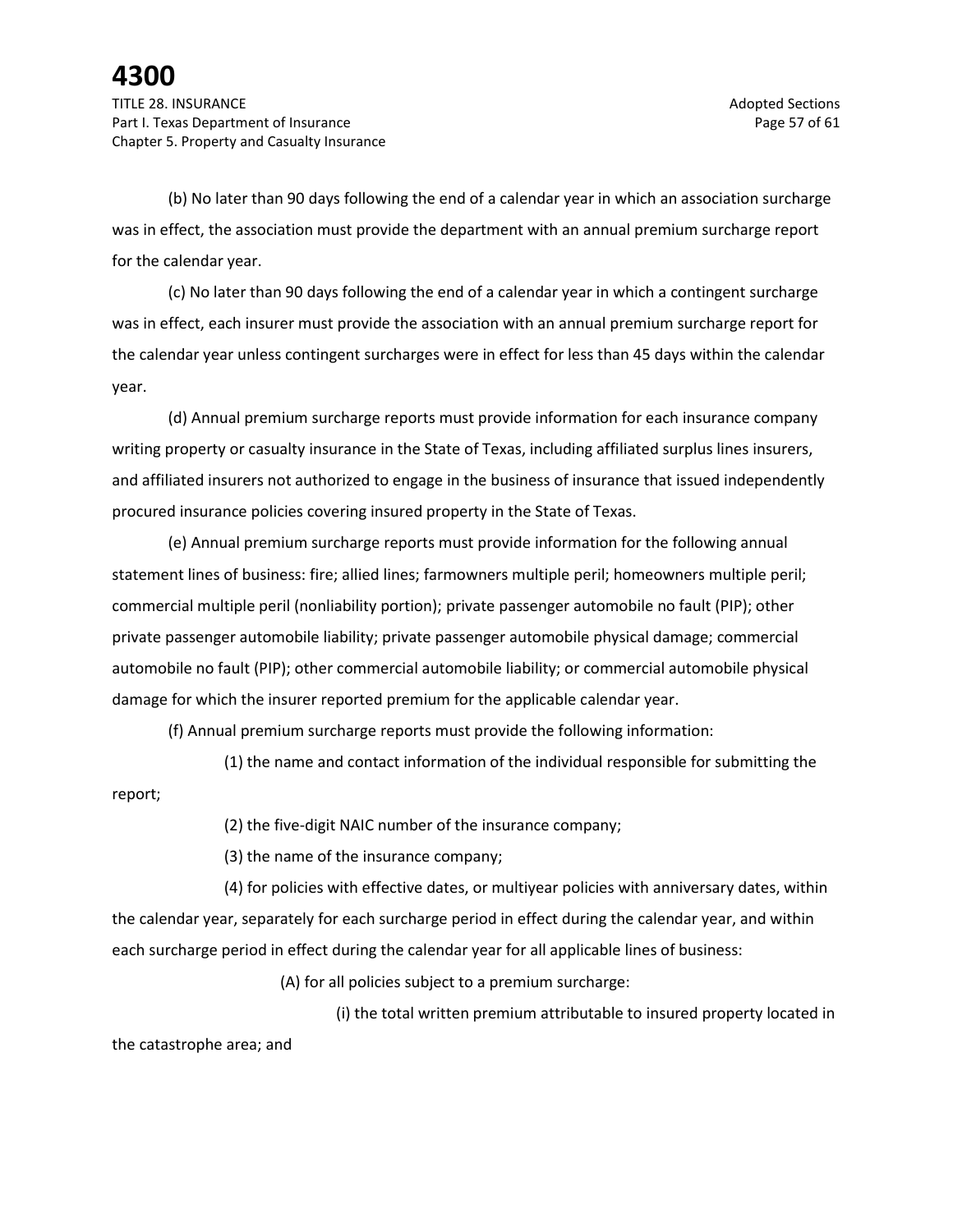(b) No later than 90 days following the end of a calendar year in which an association surcharge was in effect, the association must provide the department with an annual premium surcharge report for the calendar year.

(c) No later than 90 days following the end of a calendar year in which a contingent surcharge was in effect, each insurer must provide the association with an annual premium surcharge report for the calendar year unless contingent surcharges were in effect for less than 45 days within the calendar year.

(d) Annual premium surcharge reports must provide information for each insurance company writing property or casualty insurance in the State of Texas, including affiliated surplus lines insurers, and affiliated insurers not authorized to engage in the business of insurance that issued independently procured insurance policies covering insured property in the State of Texas.

(e) Annual premium surcharge reports must provide information for the following annual statement lines of business: fire; allied lines; farmowners multiple peril; homeowners multiple peril; commercial multiple peril (nonliability portion); private passenger automobile no fault (PIP); other private passenger automobile liability; private passenger automobile physical damage; commercial automobile no fault (PIP); other commercial automobile liability; or commercial automobile physical damage for which the insurer reported premium for the applicable calendar year.

(f) Annual premium surcharge reports must provide the following information:

(1) the name and contact information of the individual responsible for submitting the report;

(2) the five-digit NAIC number of the insurance company;

(3) the name of the insurance company;

(4) for policies with effective dates, or multiyear policies with anniversary dates, within the calendar year, separately for each surcharge period in effect during the calendar year, and within each surcharge period in effect during the calendar year for all applicable lines of business:

(A) for all policies subject to a premium surcharge:

(i) the total written premium attributable to insured property located in the catastrophe area; and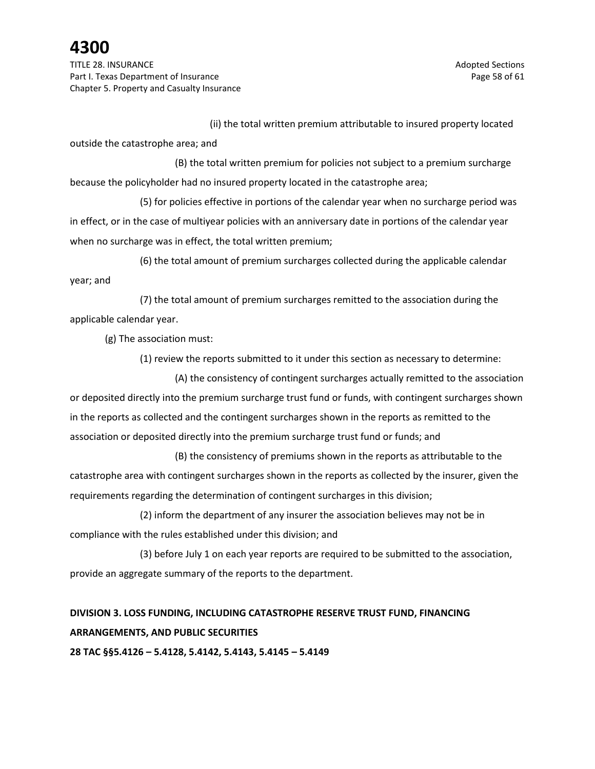(ii) the total written premium attributable to insured property located outside the catastrophe area; and

(B) the total written premium for policies not subject to a premium surcharge because the policyholder had no insured property located in the catastrophe area;

(5) for policies effective in portions of the calendar year when no surcharge period was in effect, or in the case of multiyear policies with an anniversary date in portions of the calendar year when no surcharge was in effect, the total written premium;

(6) the total amount of premium surcharges collected during the applicable calendar year; and

(7) the total amount of premium surcharges remitted to the association during the applicable calendar year.

(g) The association must:

(1) review the reports submitted to it under this section as necessary to determine:

(A) the consistency of contingent surcharges actually remitted to the association or deposited directly into the premium surcharge trust fund or funds, with contingent surcharges shown in the reports as collected and the contingent surcharges shown in the reports as remitted to the association or deposited directly into the premium surcharge trust fund or funds; and

(B) the consistency of premiums shown in the reports as attributable to the catastrophe area with contingent surcharges shown in the reports as collected by the insurer, given the requirements regarding the determination of contingent surcharges in this division;

(2) inform the department of any insurer the association believes may not be in compliance with the rules established under this division; and

(3) before July 1 on each year reports are required to be submitted to the association, provide an aggregate summary of the reports to the department.

**DIVISION 3. LOSS FUNDING, INCLUDING CATASTROPHE RESERVE TRUST FUND, FINANCING ARRANGEMENTS, AND PUBLIC SECURITIES**

**28 TAC §§5.4126 – 5.4128, 5.4142, 5.4143, 5.4145 – 5.4149**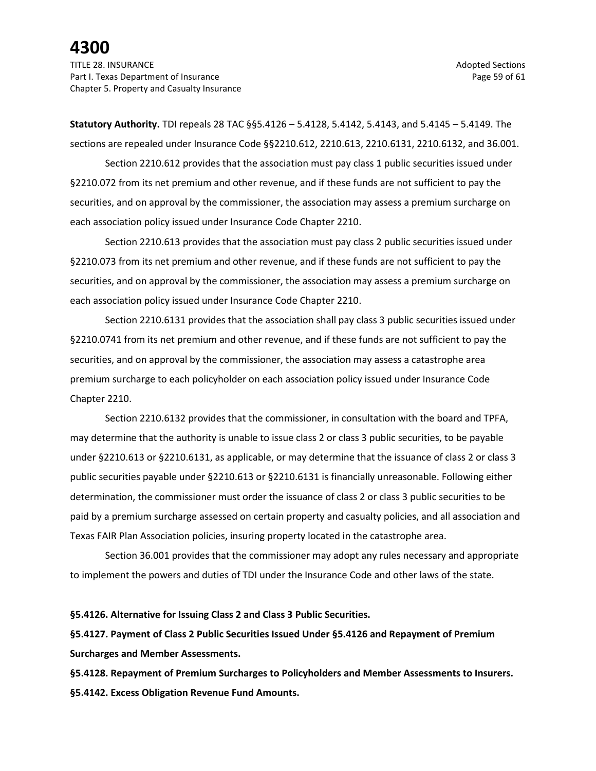**Statutory Authority.** TDI repeals 28 TAC §§5.4126 – 5.4128, 5.4142, 5.4143, and 5.4145 – 5.4149. The sections are repealed under Insurance Code §§2210.612, 2210.613, 2210.6131, 2210.6132, and 36.001.

Section 2210.612 provides that the association must pay class 1 public securities issued under §2210.072 from its net premium and other revenue, and if these funds are not sufficient to pay the securities, and on approval by the commissioner, the association may assess a premium surcharge on each association policy issued under Insurance Code Chapter 2210.

Section 2210.613 provides that the association must pay class 2 public securities issued under §2210.073 from its net premium and other revenue, and if these funds are not sufficient to pay the securities, and on approval by the commissioner, the association may assess a premium surcharge on each association policy issued under Insurance Code Chapter 2210.

Section 2210.6131 provides that the association shall pay class 3 public securities issued under §2210.0741 from its net premium and other revenue, and if these funds are not sufficient to pay the securities, and on approval by the commissioner, the association may assess a catastrophe area premium surcharge to each policyholder on each association policy issued under Insurance Code Chapter 2210.

Section 2210.6132 provides that the commissioner, in consultation with the board and TPFA, may determine that the authority is unable to issue class 2 or class 3 public securities, to be payable under §2210.613 or §2210.6131, as applicable, or may determine that the issuance of class 2 or class 3 public securities payable under §2210.613 or §2210.6131 is financially unreasonable. Following either determination, the commissioner must order the issuance of class 2 or class 3 public securities to be paid by a premium surcharge assessed on certain property and casualty policies, and all association and Texas FAIR Plan Association policies, insuring property located in the catastrophe area.

Section 36.001 provides that the commissioner may adopt any rules necessary and appropriate to implement the powers and duties of TDI under the Insurance Code and other laws of the state.

**§5.4126. Alternative for Issuing Class 2 and Class 3 Public Securities.**

**§5.4127. Payment of Class 2 Public Securities Issued Under §5.4126 and Repayment of Premium Surcharges and Member Assessments.**

**§5.4128. Repayment of Premium Surcharges to Policyholders and Member Assessments to Insurers.**

**§5.4142. Excess Obligation Revenue Fund Amounts.**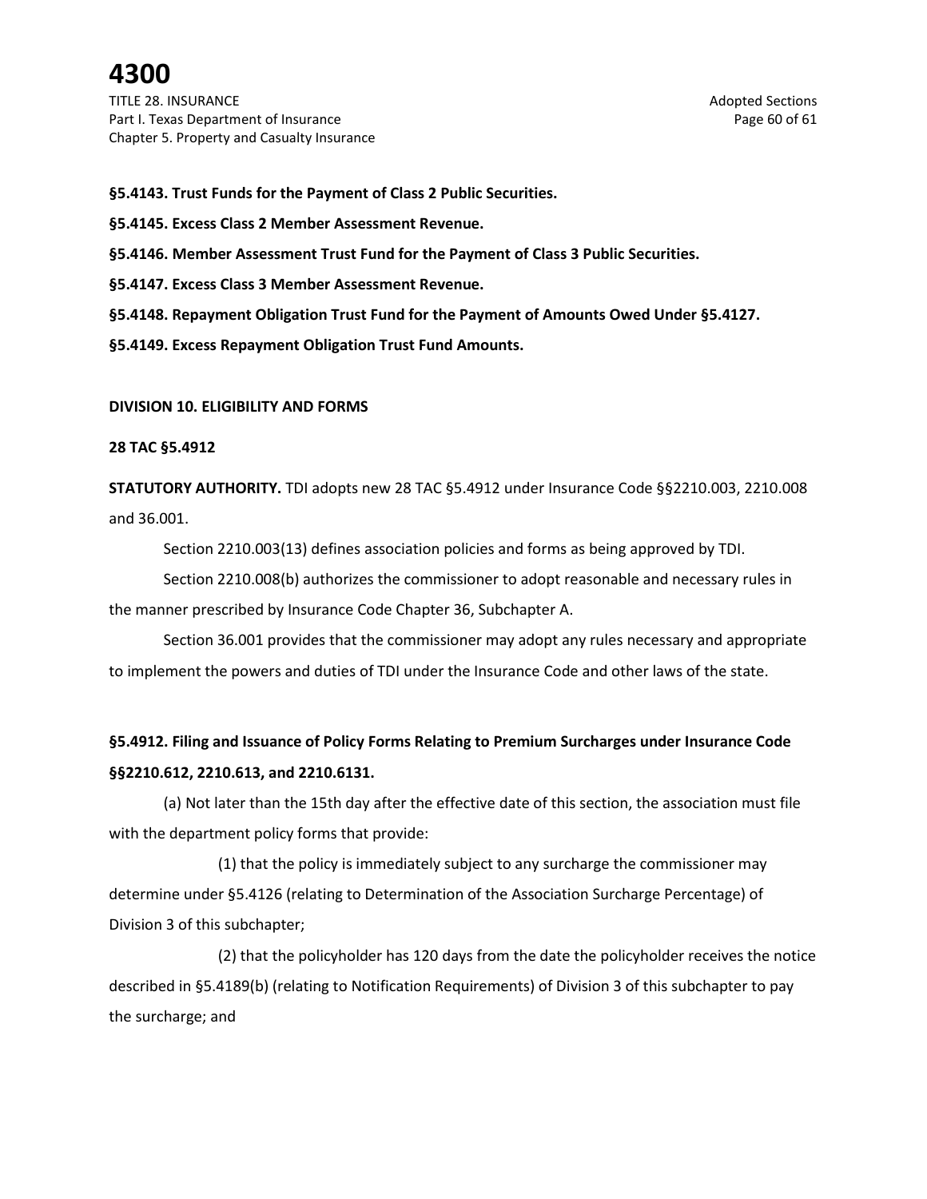**§5.4143. Trust Funds for the Payment of Class 2 Public Securities.**

**§5.4145. Excess Class 2 Member Assessment Revenue.**

**§5.4146. Member Assessment Trust Fund for the Payment of Class 3 Public Securities.**

**§5.4147. Excess Class 3 Member Assessment Revenue.**

**§5.4148. Repayment Obligation Trust Fund for the Payment of Amounts Owed Under §5.4127.**

**§5.4149. Excess Repayment Obligation Trust Fund Amounts.**

**DIVISION 10. ELIGIBILITY AND FORMS**

**28 TAC §5.4912**

**STATUTORY AUTHORITY.** TDI adopts new 28 TAC §5.4912 under Insurance Code §§2210.003, 2210.008 and 36.001.

Section 2210.003(13) defines association policies and forms as being approved by TDI.

Section 2210.008(b) authorizes the commissioner to adopt reasonable and necessary rules in the manner prescribed by Insurance Code Chapter 36, Subchapter A.

Section 36.001 provides that the commissioner may adopt any rules necessary and appropriate to implement the powers and duties of TDI under the Insurance Code and other laws of the state.

**§5.4912. Filing and Issuance of Policy Forms Relating to Premium Surcharges under Insurance Code §§2210.612, 2210.613, and 2210.6131.**

(a) Not later than the 15th day after the effective date of this section, the association must file with the department policy forms that provide:

(1) that the policy is immediately subject to any surcharge the commissioner may determine under §5.4126 (relating to Determination of the Association Surcharge Percentage) of Division 3 of this subchapter;

(2) that the policyholder has 120 days from the date the policyholder receives the notice described in §5.4189(b) (relating to Notification Requirements) of Division 3 of this subchapter to pay the surcharge; and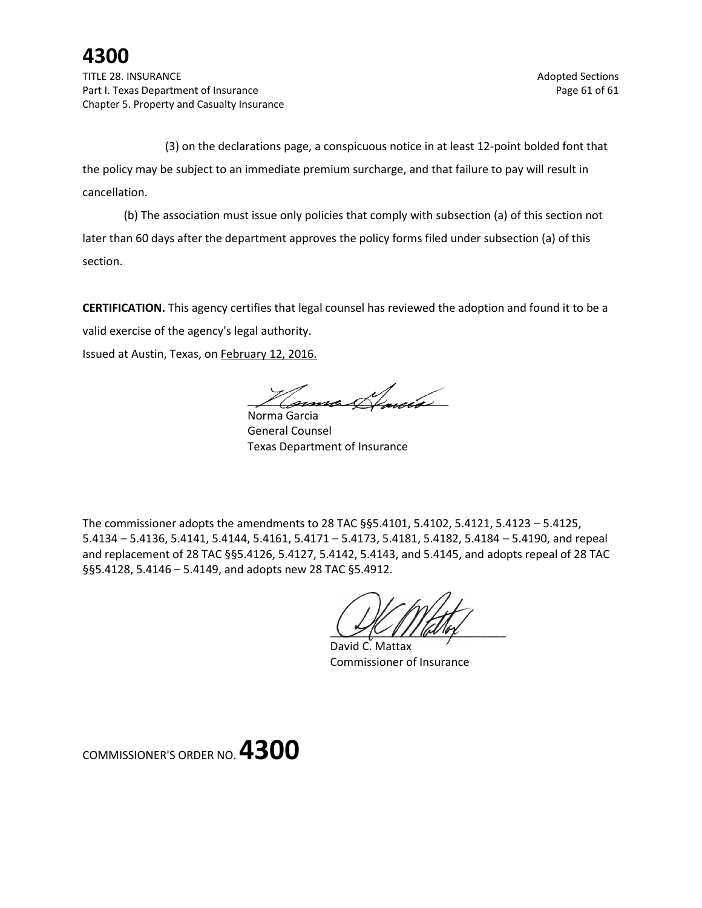(3) on the declarations page, a conspicuous notice in at least 12-point bolded font that the policy may be subject to an immediate premium surcharge, and that failure to pay will result in cancellation.

(b) The association must issue only policies that comply with subsection (a) of this section not later than 60 days after the department approves the policy forms filed under subsection (a) of this section.

**CERTIFICATION.** This agency certifies that legal counsel has reviewed the adoption and found it to be a valid exercise of the agency's legal authority.

Issued at Austin, Texas, on February 12, 2016.

Norma Garcia
General Counsel
Texas Department of Insurance

The commissioner adopts the amendments to 28 TAC §§5.4101, 5.4102, 5.4121, 5.4123 – 5.4125, 5.4134 – 5.4136, 5.4141, 5.4144, 5.4161, 5.4171 – 5.4173, 5.4181, 5.4182, 5.4184 – 5.4190, and repeal and replacement of 28 TAC §§5.4126, 5.4127, 5.4142, 5.4143, and 5.4145, and adopts repeal of 28 TAC §§5.4128, 5.4146 – 5.4149, and adopts new 28 TAC §5.4912.

David C. Mattax
Commissioner of Insurance

COMMISSIONER'S ORDER NO. **4300**